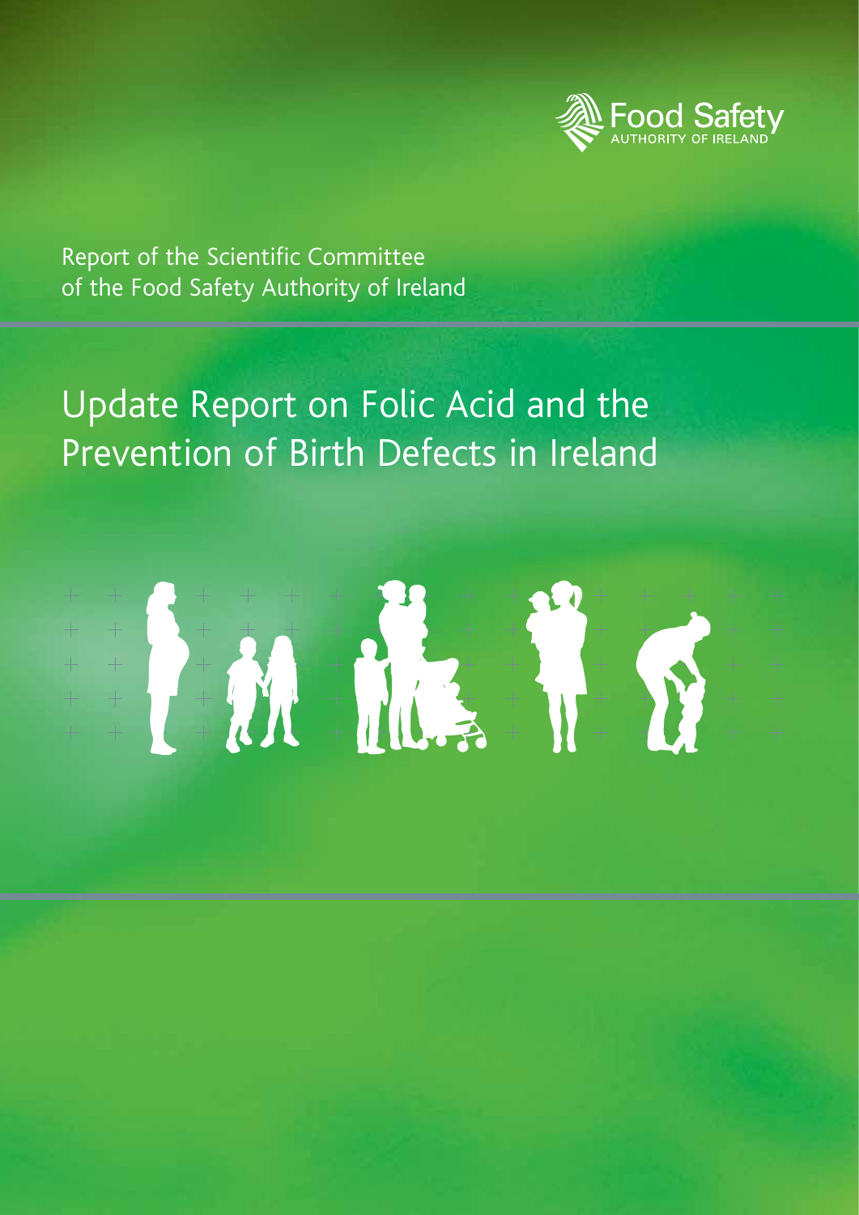Food Safety
AUTHORITY OF IRELAND

Report of the Scientific Committee
of the Food Safety Authority of Ireland

# Update Report on Folic Acid and the Prevention of Birth Defects in Ireland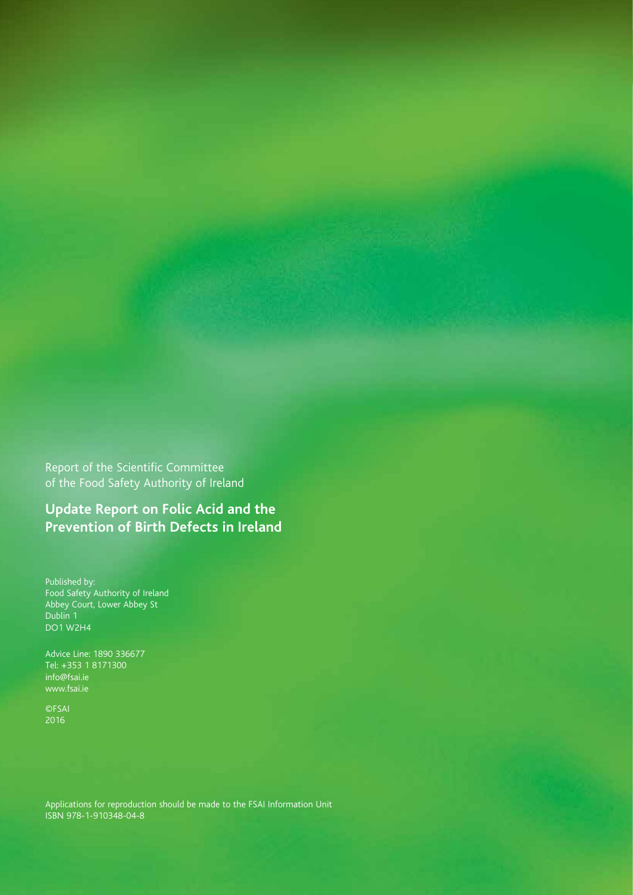Report of the Scientific Committee of the Food Safety Authority of Ireland

## Update Report on Folic Acid and the Prevention of Birth Defects in Ireland

Published by:
Food Safety Authority of Ireland
Abbey Court, Lower Abbey St
Dublin 1
DO1 W2H4

Advice Line: 1890 336677
Tel: +353 1 8171300
info@fsai.ie
www.fsai.ie

©FSAI
2016

Applications for reproduction should be made to the FSAI Information Unit
ISBN 978-1-910348-04-8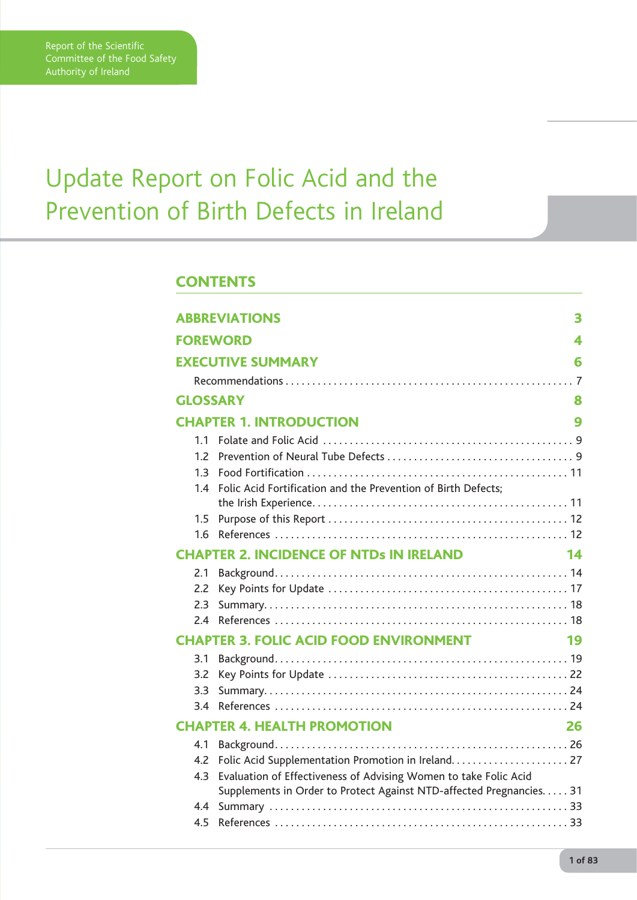Report of the Scientific Committee of the Food Safety Authority of Ireland

# Update Report on Folic Acid and the Prevention of Birth Defects in Ireland

## CONTENTS

**ABBREVIATIONS** 3

**FOREWORD** 4

**EXECUTIVE SUMMARY** 6

- Recommendations . . . 7

**GLOSSARY** 8

**CHAPTER 1. INTRODUCTION** 9

- 1.1 Folate and Folic Acid . . . 9
- 1.2 Prevention of Neural Tube Defects . . . 9
- 1.3 Food Fortification . . . 11
- 1.4 Folic Acid Fortification and the Prevention of Birth Defects; the Irish Experience. . . . 11
- 1.5 Purpose of this Report . . . 12
- 1.6 References . . . 12

**CHAPTER 2. INCIDENCE OF NTDs IN IRELAND** 14

- 2.1 Background. . . . 14
- 2.2 Key Points for Update . . . 17
- 2.3 Summary. . . . 18
- 2.4 References . . . 18

**CHAPTER 3. FOLIC ACID FOOD ENVIRONMENT** 19

- 3.1 Background. . . . 19
- 3.2 Key Points for Update . . . 22
- 3.3 Summary. . . . 24
- 3.4 References . . . 24

**CHAPTER 4. HEALTH PROMOTION** 26

- 4.1 Background. . . . 26
- 4.2 Folic Acid Supplementation Promotion in Ireland. . . . 27
- 4.3 Evaluation of Effectiveness of Advising Women to take Folic Acid Supplements in Order to Protect Against NTD-affected Pregnancies. . . . 31
- 4.4 Summary . . . 33
- 4.5 References . . . 33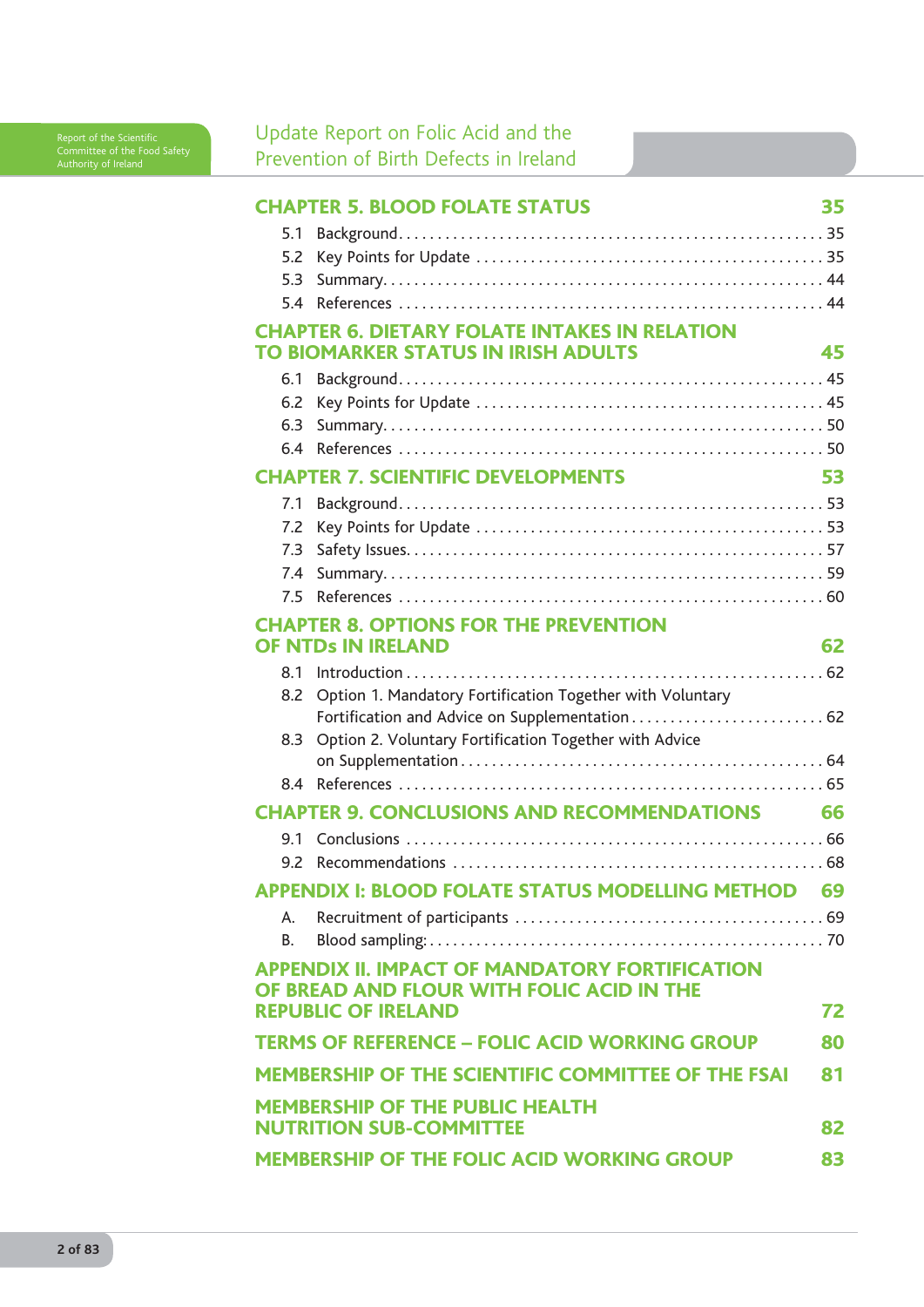**CHAPTER 5. BLOOD FOLATE STATUS** 35

5.1 Background 35
5.2 Key Points for Update 35
5.3 Summary 44
5.4 References 44

**CHAPTER 6. DIETARY FOLATE INTAKES IN RELATION TO BIOMARKER STATUS IN IRISH ADULTS** 45

6.1 Background 45
6.2 Key Points for Update 45
6.3 Summary 50
6.4 References 50

**CHAPTER 7. SCIENTIFIC DEVELOPMENTS** 53

7.1 Background 53
7.2 Key Points for Update 53
7.3 Safety Issues 57
7.4 Summary 59
7.5 References 60

**CHAPTER 8. OPTIONS FOR THE PREVENTION OF NTDs IN IRELAND** 62

8.1 Introduction 62
8.2 Option 1. Mandatory Fortification Together with Voluntary Fortification and Advice on Supplementation 62
8.3 Option 2. Voluntary Fortification Together with Advice on Supplementation 64
8.4 References 65

**CHAPTER 9. CONCLUSIONS AND RECOMMENDATIONS** 66

9.1 Conclusions 66
9.2 Recommendations 68

**APPENDIX I: BLOOD FOLATE STATUS MODELLING METHOD** 69

A. Recruitment of participants 69
B. Blood sampling: 70

**APPENDIX II. IMPACT OF MANDATORY FORTIFICATION OF BREAD AND FLOUR WITH FOLIC ACID IN THE REPUBLIC OF IRELAND** 72

**TERMS OF REFERENCE – FOLIC ACID WORKING GROUP** 80

**MEMBERSHIP OF THE SCIENTIFIC COMMITTEE OF THE FSAI** 81

**MEMBERSHIP OF THE PUBLIC HEALTH NUTRITION SUB-COMMITTEE** 82

**MEMBERSHIP OF THE FOLIC ACID WORKING GROUP** 83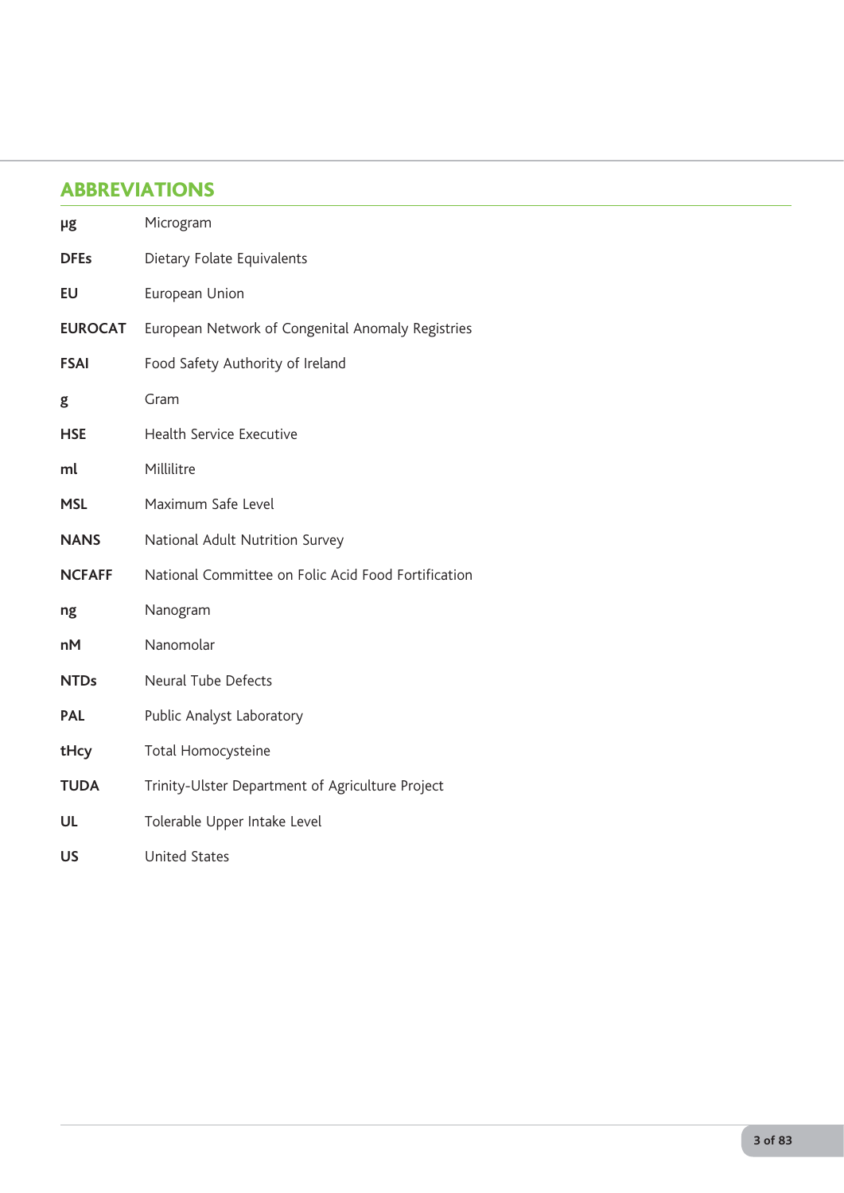## ABBREVIATIONS

| | |
|---|---|
| **µg** | Microgram |
| **DFEs** | Dietary Folate Equivalents |
| **EU** | European Union |
| **EUROCAT** | European Network of Congenital Anomaly Registries |
| **FSAI** | Food Safety Authority of Ireland |
| **g** | Gram |
| **HSE** | Health Service Executive |
| **ml** | Millilitre |
| **MSL** | Maximum Safe Level |
| **NANS** | National Adult Nutrition Survey |
| **NCFAFF** | National Committee on Folic Acid Food Fortification |
| **ng** | Nanogram |
| **nM** | Nanomolar |
| **NTDs** | Neural Tube Defects |
| **PAL** | Public Analyst Laboratory |
| **tHcy** | Total Homocysteine |
| **TUDA** | Trinity-Ulster Department of Agriculture Project |
| **UL** | Tolerable Upper Intake Level |
| **US** | United States |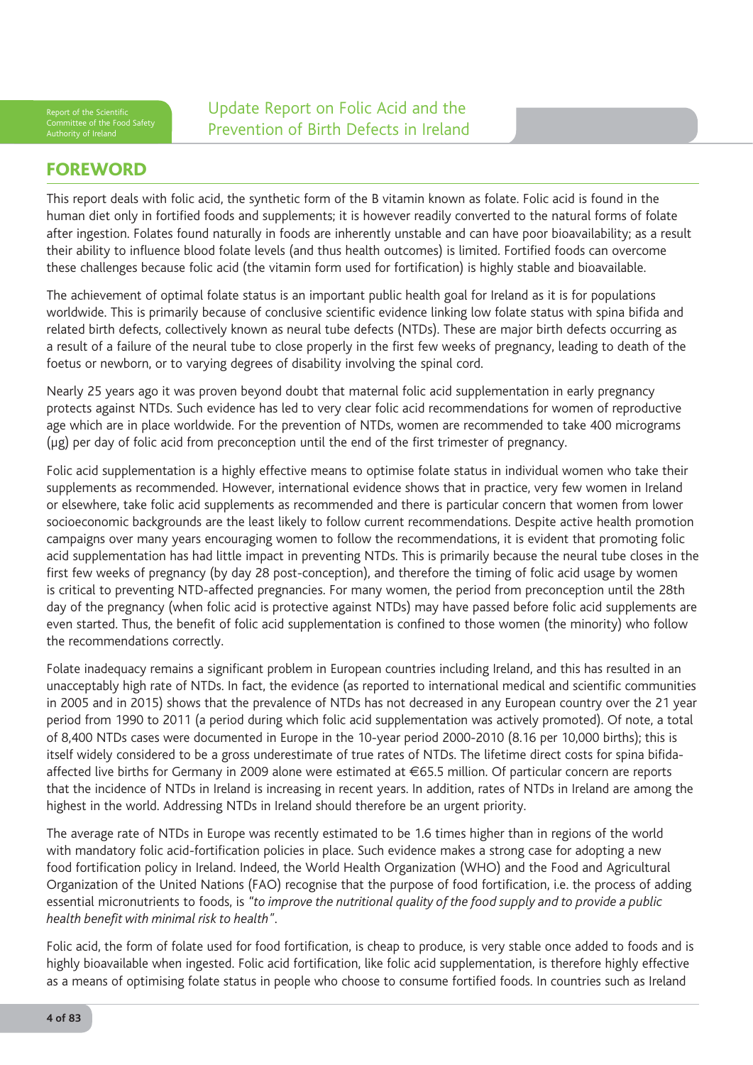## FOREWORD

This report deals with folic acid, the synthetic form of the B vitamin known as folate. Folic acid is found in the human diet only in fortified foods and supplements; it is however readily converted to the natural forms of folate after ingestion. Folates found naturally in foods are inherently unstable and can have poor bioavailability; as a result their ability to influence blood folate levels (and thus health outcomes) is limited. Fortified foods can overcome these challenges because folic acid (the vitamin form used for fortification) is highly stable and bioavailable.

The achievement of optimal folate status is an important public health goal for Ireland as it is for populations worldwide. This is primarily because of conclusive scientific evidence linking low folate status with spina bifida and related birth defects, collectively known as neural tube defects (NTDs). These are major birth defects occurring as a result of a failure of the neural tube to close properly in the first few weeks of pregnancy, leading to death of the foetus or newborn, or to varying degrees of disability involving the spinal cord.

Nearly 25 years ago it was proven beyond doubt that maternal folic acid supplementation in early pregnancy protects against NTDs. Such evidence has led to very clear folic acid recommendations for women of reproductive age which are in place worldwide. For the prevention of NTDs, women are recommended to take 400 micrograms (μg) per day of folic acid from preconception until the end of the first trimester of pregnancy.

Folic acid supplementation is a highly effective means to optimise folate status in individual women who take their supplements as recommended. However, international evidence shows that in practice, very few women in Ireland or elsewhere, take folic acid supplements as recommended and there is particular concern that women from lower socioeconomic backgrounds are the least likely to follow current recommendations. Despite active health promotion campaigns over many years encouraging women to follow the recommendations, it is evident that promoting folic acid supplementation has had little impact in preventing NTDs. This is primarily because the neural tube closes in the first few weeks of pregnancy (by day 28 post-conception), and therefore the timing of folic acid usage by women is critical to preventing NTD-affected pregnancies. For many women, the period from preconception until the 28th day of the pregnancy (when folic acid is protective against NTDs) may have passed before folic acid supplements are even started. Thus, the benefit of folic acid supplementation is confined to those women (the minority) who follow the recommendations correctly.

Folate inadequacy remains a significant problem in European countries including Ireland, and this has resulted in an unacceptably high rate of NTDs. In fact, the evidence (as reported to international medical and scientific communities in 2005 and in 2015) shows that the prevalence of NTDs has not decreased in any European country over the 21 year period from 1990 to 2011 (a period during which folic acid supplementation was actively promoted). Of note, a total of 8,400 NTDs cases were documented in Europe in the 10-year period 2000-2010 (8.16 per 10,000 births); this is itself widely considered to be a gross underestimate of true rates of NTDs. The lifetime direct costs for spina bifida-affected live births for Germany in 2009 alone were estimated at €65.5 million. Of particular concern are reports that the incidence of NTDs in Ireland is increasing in recent years. In addition, rates of NTDs in Ireland are among the highest in the world. Addressing NTDs in Ireland should therefore be an urgent priority.

The average rate of NTDs in Europe was recently estimated to be 1.6 times higher than in regions of the world with mandatory folic acid-fortification policies in place. Such evidence makes a strong case for adopting a new food fortification policy in Ireland. Indeed, the World Health Organization (WHO) and the Food and Agricultural Organization of the United Nations (FAO) recognise that the purpose of food fortification, i.e. the process of adding essential micronutrients to foods, is *"to improve the nutritional quality of the food supply and to provide a public health benefit with minimal risk to health"*.

Folic acid, the form of folate used for food fortification, is cheap to produce, is very stable once added to foods and is highly bioavailable when ingested. Folic acid fortification, like folic acid supplementation, is therefore highly effective as a means of optimising folate status in people who choose to consume fortified foods. In countries such as Ireland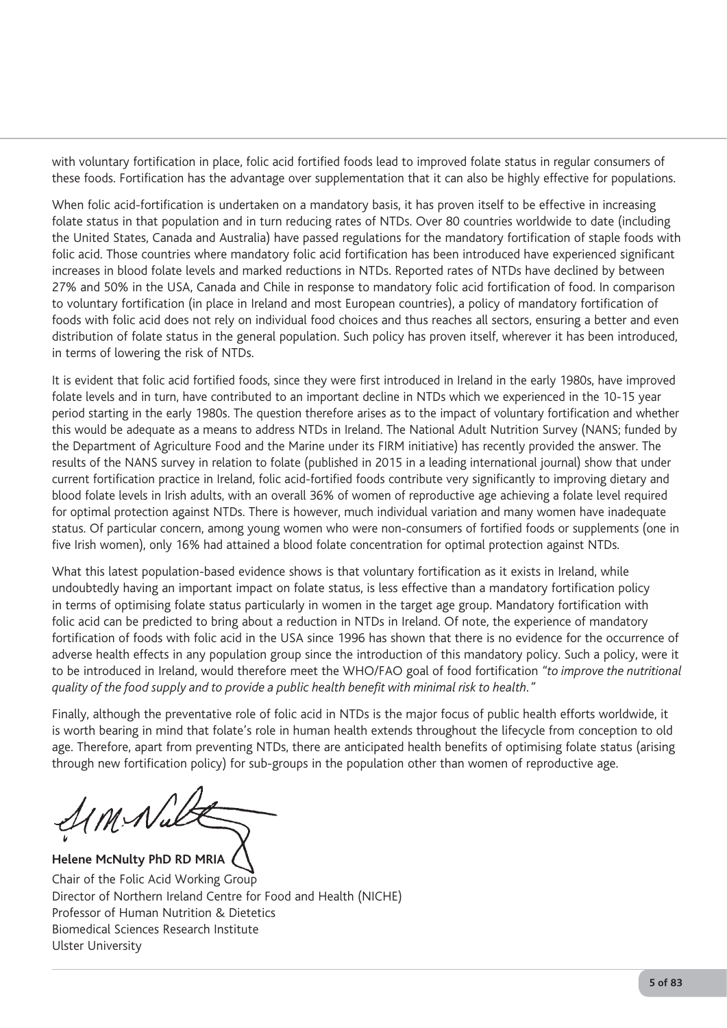with voluntary fortification in place, folic acid fortified foods lead to improved folate status in regular consumers of these foods. Fortification has the advantage over supplementation that it can also be highly effective for populations.

When folic acid-fortification is undertaken on a mandatory basis, it has proven itself to be effective in increasing folate status in that population and in turn reducing rates of NTDs. Over 80 countries worldwide to date (including the United States, Canada and Australia) have passed regulations for the mandatory fortification of staple foods with folic acid. Those countries where mandatory folic acid fortification has been introduced have experienced significant increases in blood folate levels and marked reductions in NTDs. Reported rates of NTDs have declined by between 27% and 50% in the USA, Canada and Chile in response to mandatory folic acid fortification of food. In comparison to voluntary fortification (in place in Ireland and most European countries), a policy of mandatory fortification of foods with folic acid does not rely on individual food choices and thus reaches all sectors, ensuring a better and even distribution of folate status in the general population. Such policy has proven itself, wherever it has been introduced, in terms of lowering the risk of NTDs.

It is evident that folic acid fortified foods, since they were first introduced in Ireland in the early 1980s, have improved folate levels and in turn, have contributed to an important decline in NTDs which we experienced in the 10-15 year period starting in the early 1980s. The question therefore arises as to the impact of voluntary fortification and whether this would be adequate as a means to address NTDs in Ireland. The National Adult Nutrition Survey (NANS; funded by the Department of Agriculture Food and the Marine under its FIRM initiative) has recently provided the answer. The results of the NANS survey in relation to folate (published in 2015 in a leading international journal) show that under current fortification practice in Ireland, folic acid-fortified foods contribute very significantly to improving dietary and blood folate levels in Irish adults, with an overall 36% of women of reproductive age achieving a folate level required for optimal protection against NTDs. There is however, much individual variation and many women have inadequate status. Of particular concern, among young women who were non-consumers of fortified foods or supplements (one in five Irish women), only 16% had attained a blood folate concentration for optimal protection against NTDs.

What this latest population-based evidence shows is that voluntary fortification as it exists in Ireland, while undoubtedly having an important impact on folate status, is less effective than a mandatory fortification policy in terms of optimising folate status particularly in women in the target age group. Mandatory fortification with folic acid can be predicted to bring about a reduction in NTDs in Ireland. Of note, the experience of mandatory fortification of foods with folic acid in the USA since 1996 has shown that there is no evidence for the occurrence of adverse health effects in any population group since the introduction of this mandatory policy. Such a policy, were it to be introduced in Ireland, would therefore meet the WHO/FAO goal of food fortification *"to improve the nutritional quality of the food supply and to provide a public health benefit with minimal risk to health."*

Finally, although the preventative role of folic acid in NTDs is the major focus of public health efforts worldwide, it is worth bearing in mind that folate's role in human health extends throughout the lifecycle from conception to old age. Therefore, apart from preventing NTDs, there are anticipated health benefits of optimising folate status (arising through new fortification policy) for sub-groups in the population other than women of reproductive age.

**Helene McNulty PhD RD MRIA**
Chair of the Folic Acid Working Group
Director of Northern Ireland Centre for Food and Health (NICHE)
Professor of Human Nutrition & Dietetics
Biomedical Sciences Research Institute
Ulster University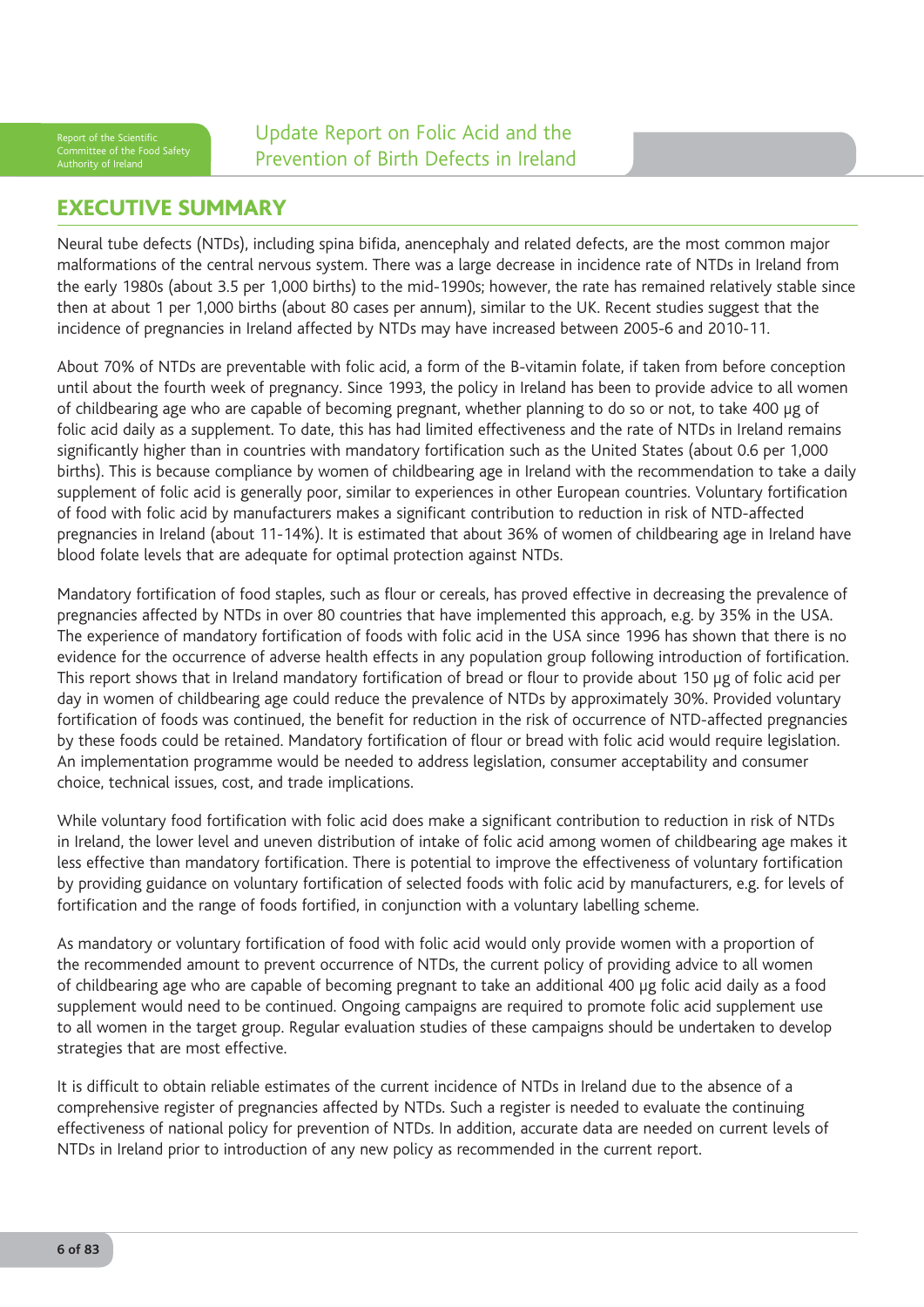## EXECUTIVE SUMMARY

Neural tube defects (NTDs), including spina bifida, anencephaly and related defects, are the most common major malformations of the central nervous system. There was a large decrease in incidence rate of NTDs in Ireland from the early 1980s (about 3.5 per 1,000 births) to the mid-1990s; however, the rate has remained relatively stable since then at about 1 per 1,000 births (about 80 cases per annum), similar to the UK. Recent studies suggest that the incidence of pregnancies in Ireland affected by NTDs may have increased between 2005-6 and 2010-11.

About 70% of NTDs are preventable with folic acid, a form of the B-vitamin folate, if taken from before conception until about the fourth week of pregnancy. Since 1993, the policy in Ireland has been to provide advice to all women of childbearing age who are capable of becoming pregnant, whether planning to do so or not, to take 400 µg of folic acid daily as a supplement. To date, this has had limited effectiveness and the rate of NTDs in Ireland remains significantly higher than in countries with mandatory fortification such as the United States (about 0.6 per 1,000 births). This is because compliance by women of childbearing age in Ireland with the recommendation to take a daily supplement of folic acid is generally poor, similar to experiences in other European countries. Voluntary fortification of food with folic acid by manufacturers makes a significant contribution to reduction in risk of NTD-affected pregnancies in Ireland (about 11-14%). It is estimated that about 36% of women of childbearing age in Ireland have blood folate levels that are adequate for optimal protection against NTDs.

Mandatory fortification of food staples, such as flour or cereals, has proved effective in decreasing the prevalence of pregnancies affected by NTDs in over 80 countries that have implemented this approach, e.g. by 35% in the USA. The experience of mandatory fortification of foods with folic acid in the USA since 1996 has shown that there is no evidence for the occurrence of adverse health effects in any population group following introduction of fortification. This report shows that in Ireland mandatory fortification of bread or flour to provide about 150 µg of folic acid per day in women of childbearing age could reduce the prevalence of NTDs by approximately 30%. Provided voluntary fortification of foods was continued, the benefit for reduction in the risk of occurrence of NTD-affected pregnancies by these foods could be retained. Mandatory fortification of flour or bread with folic acid would require legislation. An implementation programme would be needed to address legislation, consumer acceptability and consumer choice, technical issues, cost, and trade implications.

While voluntary food fortification with folic acid does make a significant contribution to reduction in risk of NTDs in Ireland, the lower level and uneven distribution of intake of folic acid among women of childbearing age makes it less effective than mandatory fortification. There is potential to improve the effectiveness of voluntary fortification by providing guidance on voluntary fortification of selected foods with folic acid by manufacturers, e.g. for levels of fortification and the range of foods fortified, in conjunction with a voluntary labelling scheme.

As mandatory or voluntary fortification of food with folic acid would only provide women with a proportion of the recommended amount to prevent occurrence of NTDs, the current policy of providing advice to all women of childbearing age who are capable of becoming pregnant to take an additional 400 µg folic acid daily as a food supplement would need to be continued. Ongoing campaigns are required to promote folic acid supplement use to all women in the target group. Regular evaluation studies of these campaigns should be undertaken to develop strategies that are most effective.

It is difficult to obtain reliable estimates of the current incidence of NTDs in Ireland due to the absence of a comprehensive register of pregnancies affected by NTDs. Such a register is needed to evaluate the continuing effectiveness of national policy for prevention of NTDs. In addition, accurate data are needed on current levels of NTDs in Ireland prior to introduction of any new policy as recommended in the current report.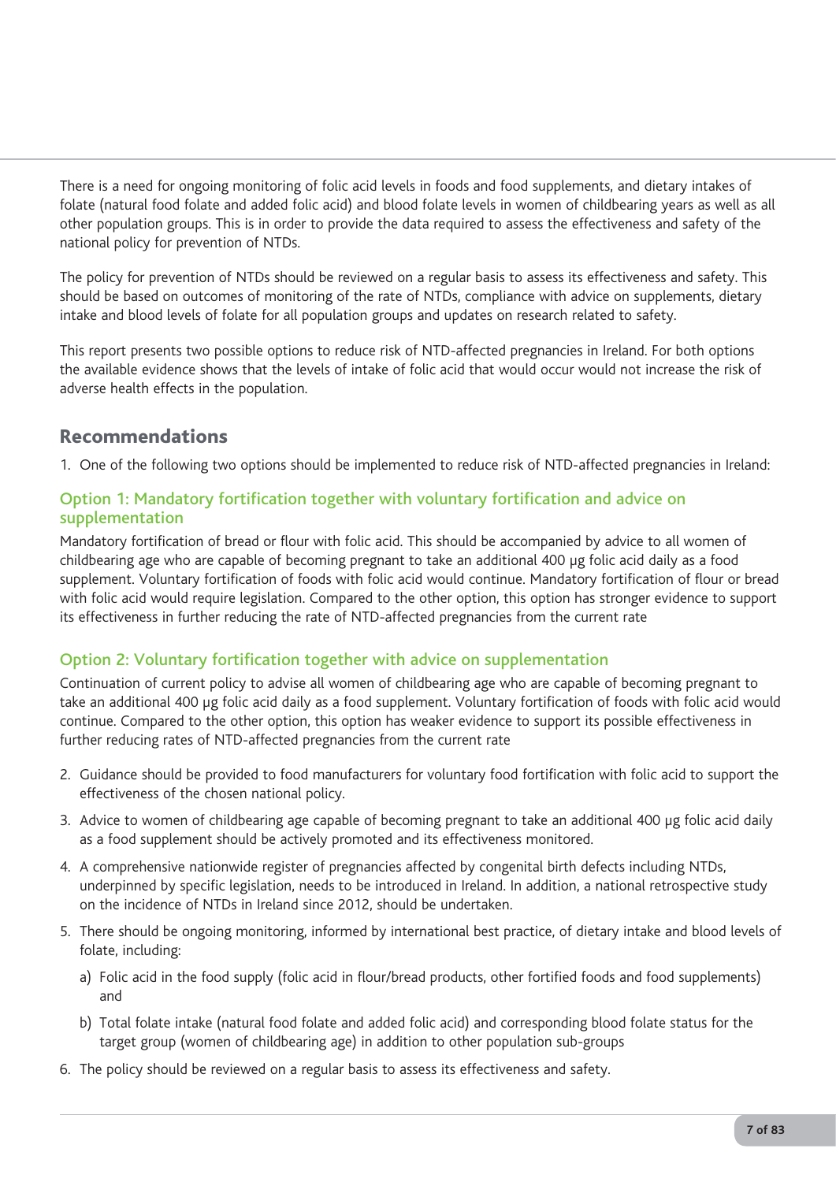There is a need for ongoing monitoring of folic acid levels in foods and food supplements, and dietary intakes of folate (natural food folate and added folic acid) and blood folate levels in women of childbearing years as well as all other population groups. This is in order to provide the data required to assess the effectiveness and safety of the national policy for prevention of NTDs.

The policy for prevention of NTDs should be reviewed on a regular basis to assess its effectiveness and safety. This should be based on outcomes of monitoring of the rate of NTDs, compliance with advice on supplements, dietary intake and blood levels of folate for all population groups and updates on research related to safety.

This report presents two possible options to reduce risk of NTD-affected pregnancies in Ireland. For both options the available evidence shows that the levels of intake of folic acid that would occur would not increase the risk of adverse health effects in the population.

## Recommendations

1. One of the following two options should be implemented to reduce risk of NTD-affected pregnancies in Ireland:

### Option 1: Mandatory fortification together with voluntary fortification and advice on supplementation

Mandatory fortification of bread or flour with folic acid. This should be accompanied by advice to all women of childbearing age who are capable of becoming pregnant to take an additional 400 µg folic acid daily as a food supplement. Voluntary fortification of foods with folic acid would continue. Mandatory fortification of flour or bread with folic acid would require legislation. Compared to the other option, this option has stronger evidence to support its effectiveness in further reducing the rate of NTD-affected pregnancies from the current rate

### Option 2: Voluntary fortification together with advice on supplementation

Continuation of current policy to advise all women of childbearing age who are capable of becoming pregnant to take an additional 400 µg folic acid daily as a food supplement. Voluntary fortification of foods with folic acid would continue. Compared to the other option, this option has weaker evidence to support its possible effectiveness in further reducing rates of NTD-affected pregnancies from the current rate

2. Guidance should be provided to food manufacturers for voluntary food fortification with folic acid to support the effectiveness of the chosen national policy.
3. Advice to women of childbearing age capable of becoming pregnant to take an additional 400 µg folic acid daily as a food supplement should be actively promoted and its effectiveness monitored.
4. A comprehensive nationwide register of pregnancies affected by congenital birth defects including NTDs, underpinned by specific legislation, needs to be introduced in Ireland. In addition, a national retrospective study on the incidence of NTDs in Ireland since 2012, should be undertaken.
5. There should be ongoing monitoring, informed by international best practice, of dietary intake and blood levels of folate, including:
   a) Folic acid in the food supply (folic acid in flour/bread products, other fortified foods and food supplements) and
   b) Total folate intake (natural food folate and added folic acid) and corresponding blood folate status for the target group (women of childbearing age) in addition to other population sub-groups
6. The policy should be reviewed on a regular basis to assess its effectiveness and safety.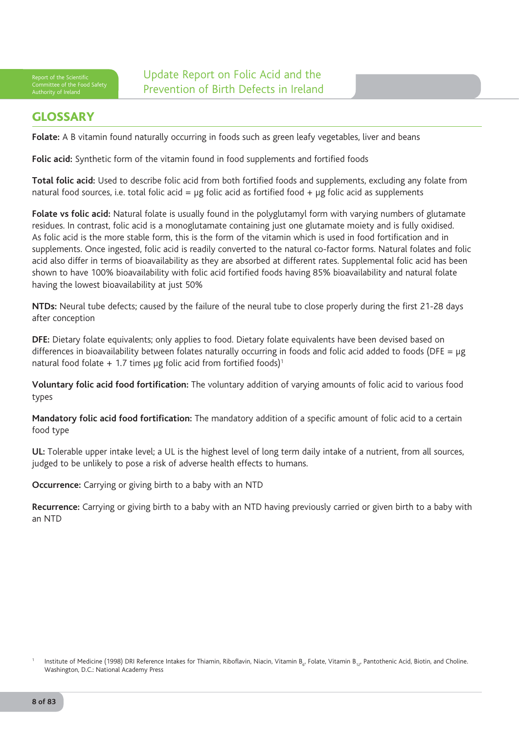## GLOSSARY

**Folate:** A B vitamin found naturally occurring in foods such as green leafy vegetables, liver and beans

**Folic acid:** Synthetic form of the vitamin found in food supplements and fortified foods

**Total folic acid:** Used to describe folic acid from both fortified foods and supplements, excluding any folate from natural food sources, i.e. total folic acid = μg folic acid as fortified food + μg folic acid as supplements

**Folate vs folic acid:** Natural folate is usually found in the polyglutamyl form with varying numbers of glutamate residues. In contrast, folic acid is a monoglutamate containing just one glutamate moiety and is fully oxidised. As folic acid is the more stable form, this is the form of the vitamin which is used in food fortification and in supplements. Once ingested, folic acid is readily converted to the natural co-factor forms. Natural folates and folic acid also differ in terms of bioavailability as they are absorbed at different rates. Supplemental folic acid has been shown to have 100% bioavailability with folic acid fortified foods having 85% bioavailability and natural folate having the lowest bioavailability at just 50%

**NTDs:** Neural tube defects; caused by the failure of the neural tube to close properly during the first 21-28 days after conception

**DFE:** Dietary folate equivalents; only applies to food. Dietary folate equivalents have been devised based on differences in bioavailability between folates naturally occurring in foods and folic acid added to foods (DFE = μg natural food folate + 1.7 times μg folic acid from fortified foods)[1]

**Voluntary folic acid food fortification:** The voluntary addition of varying amounts of folic acid to various food types

**Mandatory folic acid food fortification:** The mandatory addition of a specific amount of folic acid to a certain food type

**UL:** Tolerable upper intake level; a UL is the highest level of long term daily intake of a nutrient, from all sources, judged to be unlikely to pose a risk of adverse health effects to humans.

**Occurrence:** Carrying or giving birth to a baby with an NTD

**Recurrence:** Carrying or giving birth to a baby with an NTD having previously carried or given birth to a baby with an NTD

[1] Institute of Medicine (1998) DRI Reference Intakes for Thiamin, Riboflavin, Niacin, Vitamin $B_6$, Folate, Vitamin $B_{12}$, Pantothenic Acid, Biotin, and Choline. Washington, D.C.: National Academy Press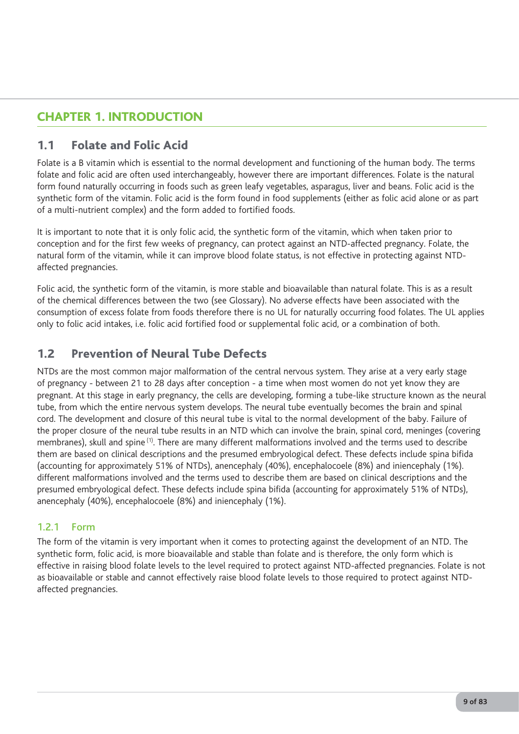# CHAPTER 1. INTRODUCTION

## 1.1 Folate and Folic Acid

Folate is a B vitamin which is essential to the normal development and functioning of the human body. The terms folate and folic acid are often used interchangeably, however there are important differences. Folate is the natural form found naturally occurring in foods such as green leafy vegetables, asparagus, liver and beans. Folic acid is the synthetic form of the vitamin. Folic acid is the form found in food supplements (either as folic acid alone or as part of a multi-nutrient complex) and the form added to fortified foods.

It is important to note that it is only folic acid, the synthetic form of the vitamin, which when taken prior to conception and for the first few weeks of pregnancy, can protect against an NTD-affected pregnancy. Folate, the natural form of the vitamin, while it can improve blood folate status, is not effective in protecting against NTD-affected pregnancies.

Folic acid, the synthetic form of the vitamin, is more stable and bioavailable than natural folate. This is as a result of the chemical differences between the two (see Glossary). No adverse effects have been associated with the consumption of excess folate from foods therefore there is no UL for naturally occurring food folates. The UL applies only to folic acid intakes, i.e. folic acid fortified food or supplemental folic acid, or a combination of both.

## 1.2 Prevention of Neural Tube Defects

NTDs are the most common major malformation of the central nervous system. They arise at a very early stage of pregnancy - between 21 to 28 days after conception - a time when most women do not yet know they are pregnant. At this stage in early pregnancy, the cells are developing, forming a tube-like structure known as the neural tube, from which the entire nervous system develops. The neural tube eventually becomes the brain and spinal cord. The development and closure of this neural tube is vital to the normal development of the baby. Failure of the proper closure of the neural tube results in an NTD which can involve the brain, spinal cord, meninges (covering membranes), skull and spine [1]. There are many different malformations involved and the terms used to describe them are based on clinical descriptions and the presumed embryological defect. These defects include spina bifida (accounting for approximately 51% of NTDs), anencephaly (40%), encephalocoele (8%) and iniencephaly (1%). different malformations involved and the terms used to describe them are based on clinical descriptions and the presumed embryological defect. These defects include spina bifida (accounting for approximately 51% of NTDs), anencephaly (40%), encephalocoele (8%) and iniencephaly (1%).

### 1.2.1 Form

The form of the vitamin is very important when it comes to protecting against the development of an NTD. The synthetic form, folic acid, is more bioavailable and stable than folate and is therefore, the only form which is effective in raising blood folate levels to the level required to protect against NTD-affected pregnancies. Folate is not as bioavailable or stable and cannot effectively raise blood folate levels to those required to protect against NTD-affected pregnancies.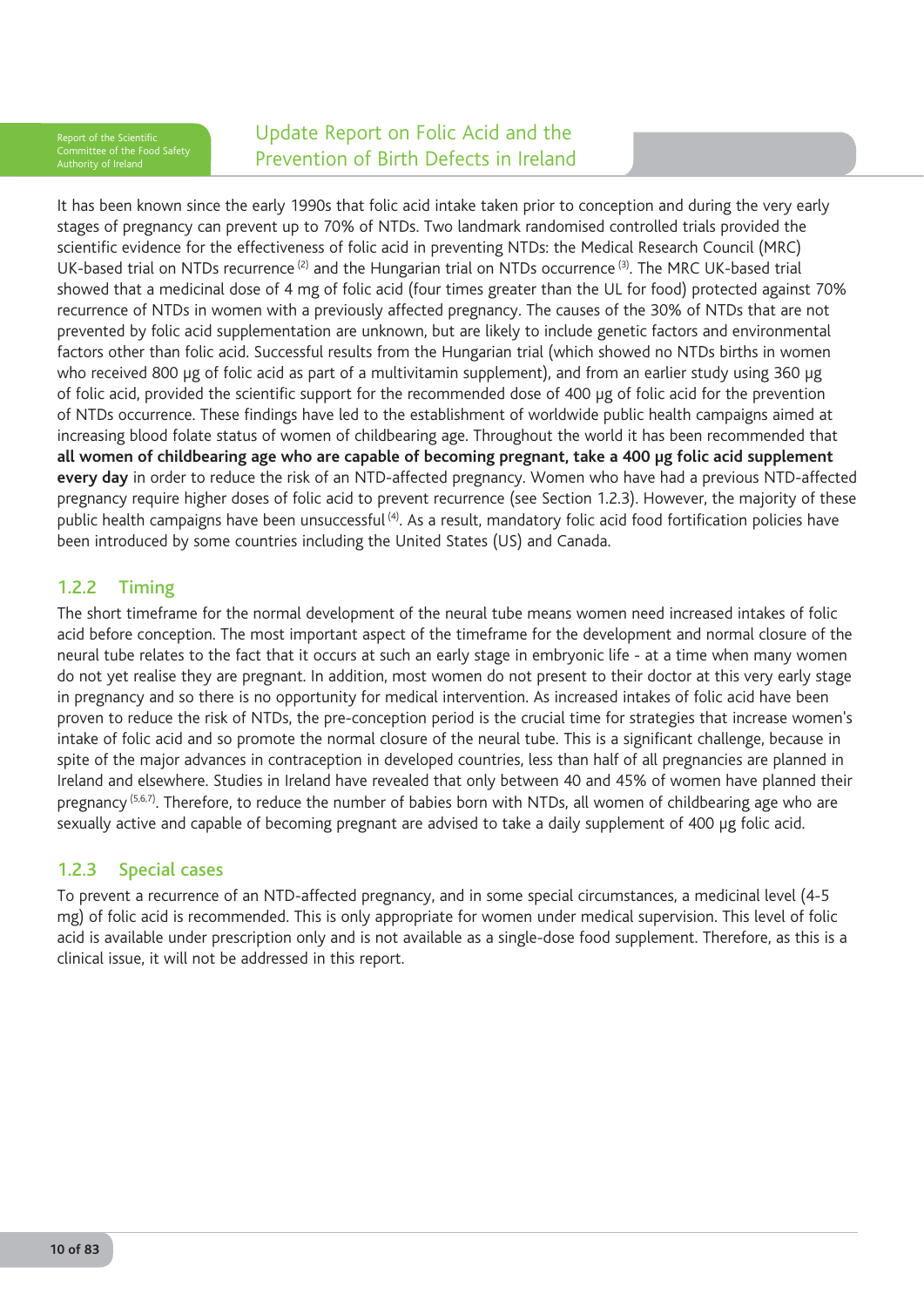It has been known since the early 1990s that folic acid intake taken prior to conception and during the very early stages of pregnancy can prevent up to 70% of NTDs. Two landmark randomised controlled trials provided the scientific evidence for the effectiveness of folic acid in preventing NTDs: the Medical Research Council (MRC) UK-based trial on NTDs recurrence [2] and the Hungarian trial on NTDs occurrence [3]. The MRC UK-based trial showed that a medicinal dose of 4 mg of folic acid (four times greater than the UL for food) protected against 70% recurrence of NTDs in women with a previously affected pregnancy. The causes of the 30% of NTDs that are not prevented by folic acid supplementation are unknown, but are likely to include genetic factors and environmental factors other than folic acid. Successful results from the Hungarian trial (which showed no NTDs births in women who received 800 µg of folic acid as part of a multivitamin supplement), and from an earlier study using 360 µg of folic acid, provided the scientific support for the recommended dose of 400 µg of folic acid for the prevention of NTDs occurrence. These findings have led to the establishment of worldwide public health campaigns aimed at increasing blood folate status of women of childbearing age. Throughout the world it has been recommended that **all women of childbearing age who are capable of becoming pregnant, take a 400 µg folic acid supplement every day** in order to reduce the risk of an NTD-affected pregnancy. Women who have had a previous NTD-affected pregnancy require higher doses of folic acid to prevent recurrence (see Section 1.2.3). However, the majority of these public health campaigns have been unsuccessful [4]. As a result, mandatory folic acid food fortification policies have been introduced by some countries including the United States (US) and Canada.

### 1.2.2 Timing

The short timeframe for the normal development of the neural tube means women need increased intakes of folic acid before conception. The most important aspect of the timeframe for the development and normal closure of the neural tube relates to the fact that it occurs at such an early stage in embryonic life - at a time when many women do not yet realise they are pregnant. In addition, most women do not present to their doctor at this very early stage in pregnancy and so there is no opportunity for medical intervention. As increased intakes of folic acid have been proven to reduce the risk of NTDs, the pre-conception period is the crucial time for strategies that increase women's intake of folic acid and so promote the normal closure of the neural tube. This is a significant challenge, because in spite of the major advances in contraception in developed countries, less than half of all pregnancies are planned in Ireland and elsewhere. Studies in Ireland have revealed that only between 40 and 45% of women have planned their pregnancy [5,6,7]. Therefore, to reduce the number of babies born with NTDs, all women of childbearing age who are sexually active and capable of becoming pregnant are advised to take a daily supplement of 400 µg folic acid.

### 1.2.3 Special cases

To prevent a recurrence of an NTD-affected pregnancy, and in some special circumstances, a medicinal level (4-5 mg) of folic acid is recommended. This is only appropriate for women under medical supervision. This level of folic acid is available under prescription only and is not available as a single-dose food supplement. Therefore, as this is a clinical issue, it will not be addressed in this report.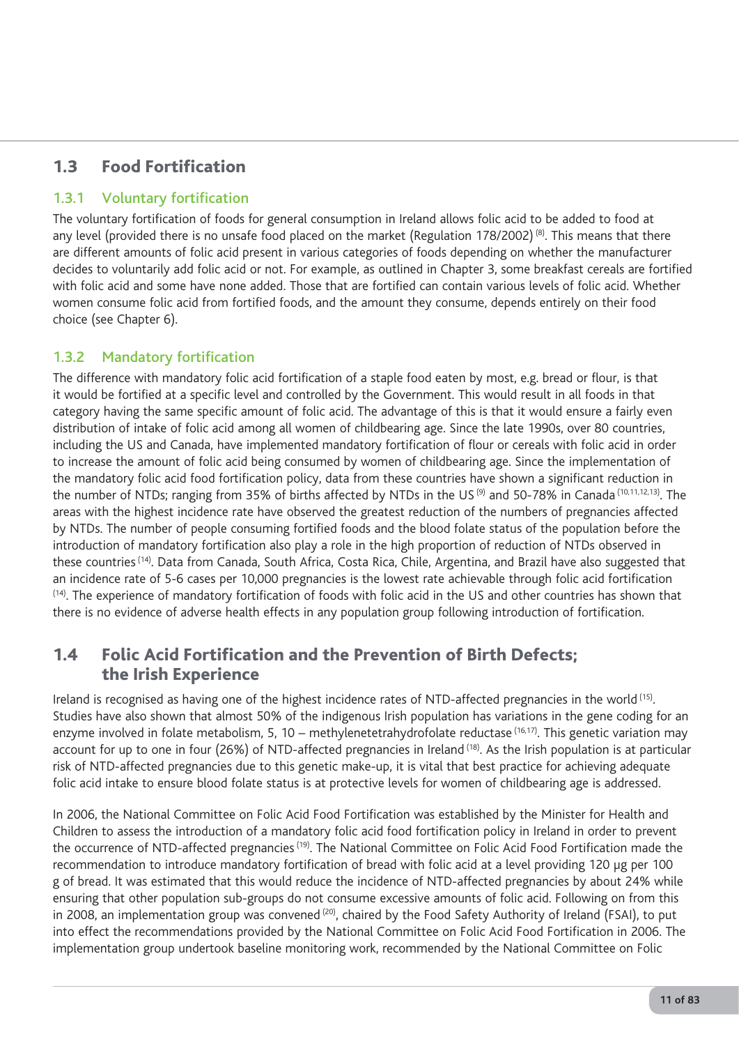## 1.3 Food Fortification

### 1.3.1 Voluntary fortification

The voluntary fortification of foods for general consumption in Ireland allows folic acid to be added to food at any level (provided there is no unsafe food placed on the market (Regulation 178/2002) [8]. This means that there are different amounts of folic acid present in various categories of foods depending on whether the manufacturer decides to voluntarily add folic acid or not. For example, as outlined in Chapter 3, some breakfast cereals are fortified with folic acid and some have none added. Those that are fortified can contain various levels of folic acid. Whether women consume folic acid from fortified foods, and the amount they consume, depends entirely on their food choice (see Chapter 6).

### 1.3.2 Mandatory fortification

The difference with mandatory folic acid fortification of a staple food eaten by most, e.g. bread or flour, is that it would be fortified at a specific level and controlled by the Government. This would result in all foods in that category having the same specific amount of folic acid. The advantage of this is that it would ensure a fairly even distribution of intake of folic acid among all women of childbearing age. Since the late 1990s, over 80 countries, including the US and Canada, have implemented mandatory fortification of flour or cereals with folic acid in order to increase the amount of folic acid being consumed by women of childbearing age. Since the implementation of the mandatory folic acid food fortification policy, data from these countries have shown a significant reduction in the number of NTDs; ranging from 35% of births affected by NTDs in the US [9] and 50-78% in Canada [10,11,12,13]. The areas with the highest incidence rate have observed the greatest reduction of the numbers of pregnancies affected by NTDs. The number of people consuming fortified foods and the blood folate status of the population before the introduction of mandatory fortification also play a role in the high proportion of reduction of NTDs observed in these countries [14]. Data from Canada, South Africa, Costa Rica, Chile, Argentina, and Brazil have also suggested that an incidence rate of 5-6 cases per 10,000 pregnancies is the lowest rate achievable through folic acid fortification [14]. The experience of mandatory fortification of foods with folic acid in the US and other countries has shown that there is no evidence of adverse health effects in any population group following introduction of fortification.

## 1.4 Folic Acid Fortification and the Prevention of Birth Defects; the Irish Experience

Ireland is recognised as having one of the highest incidence rates of NTD-affected pregnancies in the world [15]. Studies have also shown that almost 50% of the indigenous Irish population has variations in the gene coding for an enzyme involved in folate metabolism, 5, 10 – methylenetetrahydrofolate reductase [16,17]. This genetic variation may account for up to one in four (26%) of NTD-affected pregnancies in Ireland [18]. As the Irish population is at particular risk of NTD-affected pregnancies due to this genetic make-up, it is vital that best practice for achieving adequate folic acid intake to ensure blood folate status is at protective levels for women of childbearing age is addressed.

In 2006, the National Committee on Folic Acid Food Fortification was established by the Minister for Health and Children to assess the introduction of a mandatory folic acid food fortification policy in Ireland in order to prevent the occurrence of NTD-affected pregnancies [19]. The National Committee on Folic Acid Food Fortification made the recommendation to introduce mandatory fortification of bread with folic acid at a level providing 120 µg per 100 g of bread. It was estimated that this would reduce the incidence of NTD-affected pregnancies by about 24% while ensuring that other population sub-groups do not consume excessive amounts of folic acid. Following on from this in 2008, an implementation group was convened [20], chaired by the Food Safety Authority of Ireland (FSAI), to put into effect the recommendations provided by the National Committee on Folic Acid Food Fortification in 2006. The implementation group undertook baseline monitoring work, recommended by the National Committee on Folic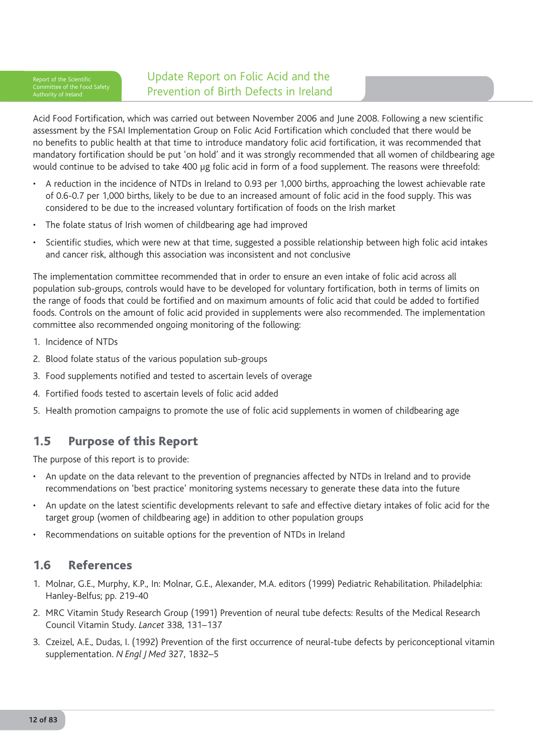Acid Food Fortification, which was carried out between November 2006 and June 2008. Following a new scientific assessment by the FSAI Implementation Group on Folic Acid Fortification which concluded that there would be no benefits to public health at that time to introduce mandatory folic acid fortification, it was recommended that mandatory fortification should be put 'on hold' and it was strongly recommended that all women of childbearing age would continue to be advised to take 400 µg folic acid in form of a food supplement. The reasons were threefold:

- A reduction in the incidence of NTDs in Ireland to 0.93 per 1,000 births, approaching the lowest achievable rate of 0.6-0.7 per 1,000 births, likely to be due to an increased amount of folic acid in the food supply. This was considered to be due to the increased voluntary fortification of foods on the Irish market
- The folate status of Irish women of childbearing age had improved
- Scientific studies, which were new at that time, suggested a possible relationship between high folic acid intakes and cancer risk, although this association was inconsistent and not conclusive

The implementation committee recommended that in order to ensure an even intake of folic acid across all population sub-groups, controls would have to be developed for voluntary fortification, both in terms of limits on the range of foods that could be fortified and on maximum amounts of folic acid that could be added to fortified foods. Controls on the amount of folic acid provided in supplements were also recommended. The implementation committee also recommended ongoing monitoring of the following:

1. Incidence of NTDs
2. Blood folate status of the various population sub-groups
3. Food supplements notified and tested to ascertain levels of overage
4. Fortified foods tested to ascertain levels of folic acid added
5. Health promotion campaigns to promote the use of folic acid supplements in women of childbearing age

## 1.5 Purpose of this Report

The purpose of this report is to provide:

- An update on the data relevant to the prevention of pregnancies affected by NTDs in Ireland and to provide recommendations on 'best practice' monitoring systems necessary to generate these data into the future
- An update on the latest scientific developments relevant to safe and effective dietary intakes of folic acid for the target group (women of childbearing age) in addition to other population groups
- Recommendations on suitable options for the prevention of NTDs in Ireland

## 1.6 References

1. Molnar, G.E., Murphy, K.P., In: Molnar, G.E., Alexander, M.A. editors (1999) Pediatric Rehabilitation. Philadelphia: Hanley-Belfus; pp. 219-40
2. MRC Vitamin Study Research Group (1991) Prevention of neural tube defects: Results of the Medical Research Council Vitamin Study. *Lancet* 338, 131–137
3. Czeizel, A.E., Dudas, I. (1992) Prevention of the first occurrence of neural-tube defects by periconceptional vitamin supplementation. *N Engl J Med* 327, 1832–5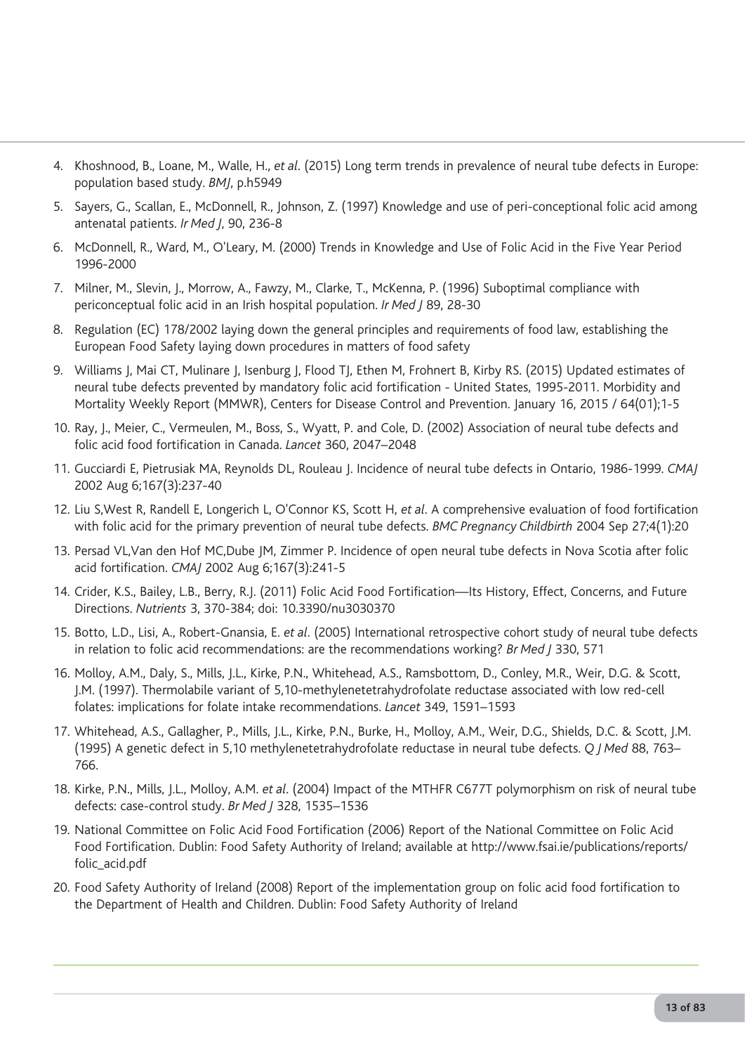4. Khoshnood, B., Loane, M., Walle, H., *et al*. (2015) Long term trends in prevalence of neural tube defects in Europe: population based study. *BMJ*, p.h5949
5. Sayers, G., Scallan, E., McDonnell, R., Johnson, Z. (1997) Knowledge and use of peri-conceptional folic acid among antenatal patients. *Ir Med J*, 90, 236-8
6. McDonnell, R., Ward, M., O'Leary, M. (2000) Trends in Knowledge and Use of Folic Acid in the Five Year Period 1996-2000
7. Milner, M., Slevin, J., Morrow, A., Fawzy, M., Clarke, T., McKenna, P. (1996) Suboptimal compliance with periconceptual folic acid in an Irish hospital population. *Ir Med J* 89, 28-30
8. Regulation (EC) 178/2002 laying down the general principles and requirements of food law, establishing the European Food Safety laying down procedures in matters of food safety
9. Williams J, Mai CT, Mulinare J, Isenburg J, Flood TJ, Ethen M, Frohnert B, Kirby RS. (2015) Updated estimates of neural tube defects prevented by mandatory folic acid fortification - United States, 1995-2011. Morbidity and Mortality Weekly Report (MMWR), Centers for Disease Control and Prevention. January 16, 2015 / 64(01);1-5
10. Ray, J., Meier, C., Vermeulen, M., Boss, S., Wyatt, P. and Cole, D. (2002) Association of neural tube defects and folic acid food fortification in Canada. *Lancet* 360, 2047–2048
11. Gucciardi E, Pietrusiak MA, Reynolds DL, Rouleau J. Incidence of neural tube defects in Ontario, 1986-1999. *CMAJ* 2002 Aug 6;167(3):237-40
12. Liu S,West R, Randell E, Longerich L, O'Connor KS, Scott H, *et al*. A comprehensive evaluation of food fortification with folic acid for the primary prevention of neural tube defects. *BMC Pregnancy Childbirth* 2004 Sep 27;4(1):20
13. Persad VL,Van den Hof MC,Dube JM, Zimmer P. Incidence of open neural tube defects in Nova Scotia after folic acid fortification. *CMAJ* 2002 Aug 6;167(3):241-5
14. Crider, K.S., Bailey, L.B., Berry, R.J. (2011) Folic Acid Food Fortification—Its History, Effect, Concerns, and Future Directions. *Nutrients* 3, 370-384; doi: 10.3390/nu3030370
15. Botto, L.D., Lisi, A., Robert-Gnansia, E. *et al*. (2005) International retrospective cohort study of neural tube defects in relation to folic acid recommendations: are the recommendations working? *Br Med J* 330, 571
16. Molloy, A.M., Daly, S., Mills, J.L., Kirke, P.N., Whitehead, A.S., Ramsbottom, D., Conley, M.R., Weir, D.G. & Scott, J.M. (1997). Thermolabile variant of 5,10-methylenetetrahydrofolate reductase associated with low red-cell folates: implications for folate intake recommendations. *Lancet* 349, 1591–1593
17. Whitehead, A.S., Gallagher, P., Mills, J.L., Kirke, P.N., Burke, H., Molloy, A.M., Weir, D.G., Shields, D.C. & Scott, J.M. (1995) A genetic defect in 5,10 methylenetetrahydrofolate reductase in neural tube defects. *Q J Med* 88, 763–766.
18. Kirke, P.N., Mills, J.L., Molloy, A.M. *et al*. (2004) Impact of the MTHFR C677T polymorphism on risk of neural tube defects: case-control study. *Br Med J* 328, 1535–1536
19. National Committee on Folic Acid Food Fortification (2006) Report of the National Committee on Folic Acid Food Fortification. Dublin: Food Safety Authority of Ireland; available at http://www.fsai.ie/publications/reports/folic_acid.pdf
20. Food Safety Authority of Ireland (2008) Report of the implementation group on folic acid food fortification to the Department of Health and Children. Dublin: Food Safety Authority of Ireland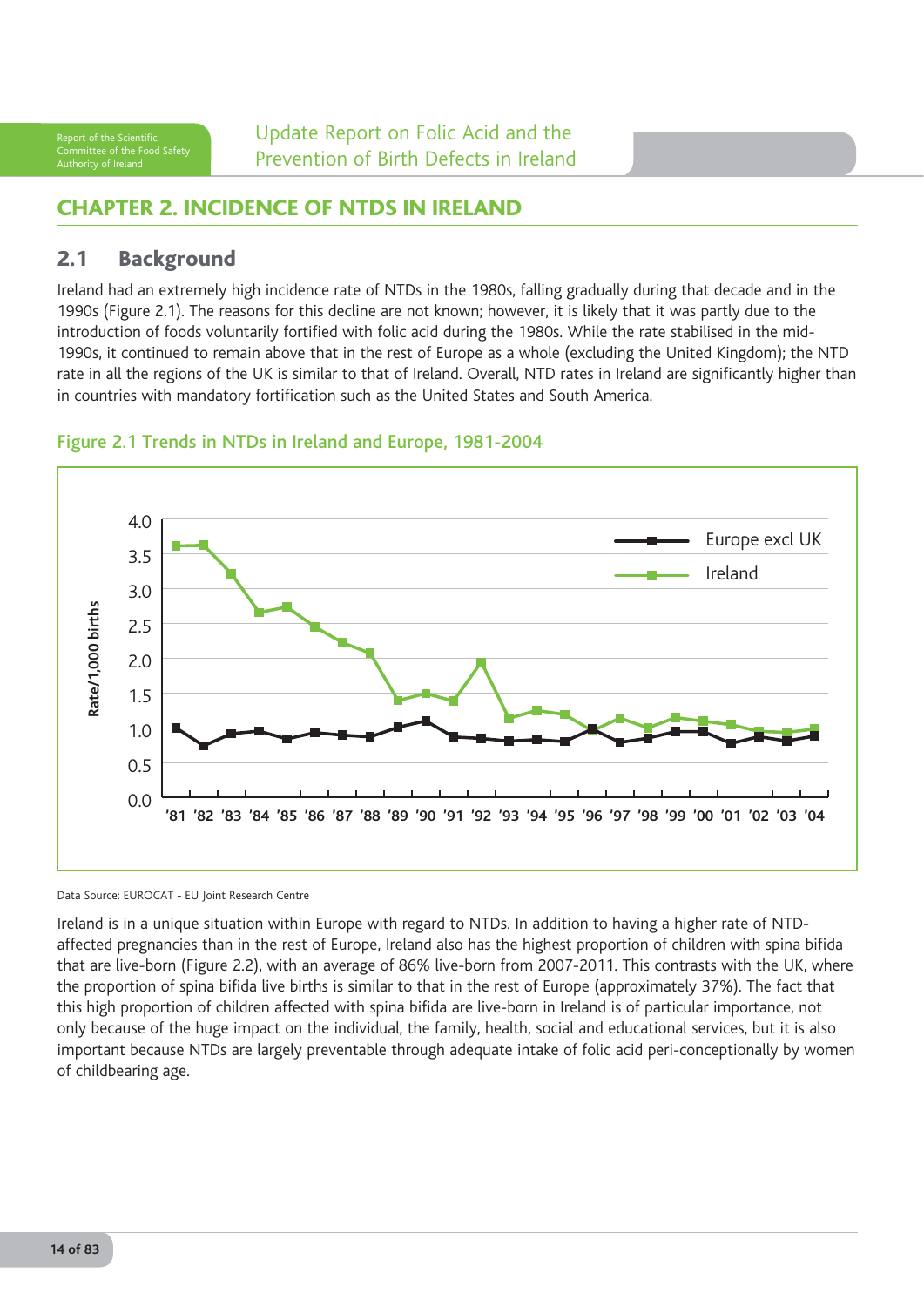# CHAPTER 2. INCIDENCE OF NTDS IN IRELAND

## 2.1 Background

Ireland had an extremely high incidence rate of NTDs in the 1980s, falling gradually during that decade and in the 1990s (Figure 2.1). The reasons for this decline are not known; however, it is likely that it was partly due to the introduction of foods voluntarily fortified with folic acid during the 1980s. While the rate stabilised in the mid-1990s, it continued to remain above that in the rest of Europe as a whole (excluding the United Kingdom); the NTD rate in all the regions of the UK is similar to that of Ireland. Overall, NTD rates in Ireland are significantly higher than in countries with mandatory fortification such as the United States and South America.

### Figure 2.1 Trends in NTDs in Ireland and Europe, 1981-2004

Data Source: EUROCAT - EU Joint Research Centre

Ireland is in a unique situation within Europe with regard to NTDs. In addition to having a higher rate of NTD-affected pregnancies than in the rest of Europe, Ireland also has the highest proportion of children with spina bifida that are live-born (Figure 2.2), with an average of 86% live-born from 2007-2011. This contrasts with the UK, where the proportion of spina bifida live births is similar to that in the rest of Europe (approximately 37%). The fact that this high proportion of children affected with spina bifida are live-born in Ireland is of particular importance, not only because of the huge impact on the individual, the family, health, social and educational services, but it is also important because NTDs are largely preventable through adequate intake of folic acid peri-conceptionally by women of childbearing age.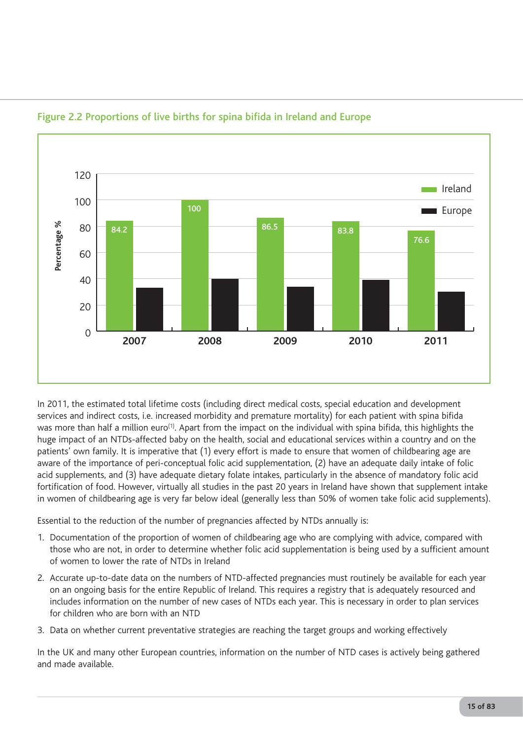Figure 2.2 Proportions of live births for spina bifida in Ireland and Europe

In 2011, the estimated total lifetime costs (including direct medical costs, special education and development services and indirect costs, i.e. increased morbidity and premature mortality) for each patient with spina bifida was more than half a million euro[1]. Apart from the impact on the individual with spina bifida, this highlights the huge impact of an NTDs-affected baby on the health, social and educational services within a country and on the patients' own family. It is imperative that (1) every effort is made to ensure that women of childbearing age are aware of the importance of peri-conceptual folic acid supplementation, (2) have an adequate daily intake of folic acid supplements, and (3) have adequate dietary folate intakes, particularly in the absence of mandatory folic acid fortification of food. However, virtually all studies in the past 20 years in Ireland have shown that supplement intake in women of childbearing age is very far below ideal (generally less than 50% of women take folic acid supplements).

Essential to the reduction of the number of pregnancies affected by NTDs annually is:

1. Documentation of the proportion of women of childbearing age who are complying with advice, compared with those who are not, in order to determine whether folic acid supplementation is being used by a sufficient amount of women to lower the rate of NTDs in Ireland
2. Accurate up-to-date data on the numbers of NTD-affected pregnancies must routinely be available for each year on an ongoing basis for the entire Republic of Ireland. This requires a registry that is adequately resourced and includes information on the number of new cases of NTDs each year. This is necessary in order to plan services for children who are born with an NTD
3. Data on whether current preventative strategies are reaching the target groups and working effectively

In the UK and many other European countries, information on the number of NTD cases is actively being gathered and made available.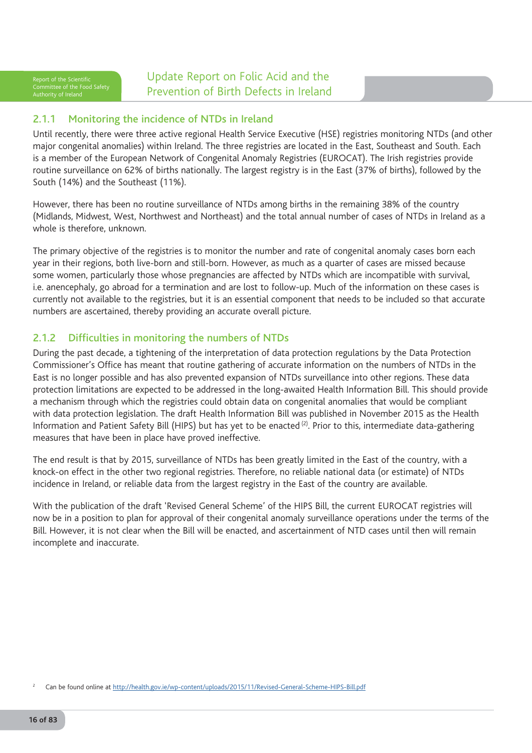### 2.1.1 Monitoring the incidence of NTDs in Ireland

Until recently, there were three active regional Health Service Executive (HSE) registries monitoring NTDs (and other major congenital anomalies) within Ireland. The three registries are located in the East, Southeast and South. Each is a member of the European Network of Congenital Anomaly Registries (EUROCAT). The Irish registries provide routine surveillance on 62% of births nationally. The largest registry is in the East (37% of births), followed by the South (14%) and the Southeast (11%).

However, there has been no routine surveillance of NTDs among births in the remaining 38% of the country (Midlands, Midwest, West, Northwest and Northeast) and the total annual number of cases of NTDs in Ireland as a whole is therefore, unknown.

The primary objective of the registries is to monitor the number and rate of congenital anomaly cases born each year in their regions, both live-born and still-born. However, as much as a quarter of cases are missed because some women, particularly those whose pregnancies are affected by NTDs which are incompatible with survival, i.e. anencephaly, go abroad for a termination and are lost to follow-up. Much of the information on these cases is currently not available to the registries, but it is an essential component that needs to be included so that accurate numbers are ascertained, thereby providing an accurate overall picture.

### 2.1.2 Difficulties in monitoring the numbers of NTDs

During the past decade, a tightening of the interpretation of data protection regulations by the Data Protection Commissioner's Office has meant that routine gathering of accurate information on the numbers of NTDs in the East is no longer possible and has also prevented expansion of NTDs surveillance into other regions. These data protection limitations are expected to be addressed in the long-awaited Health Information Bill. This should provide a mechanism through which the registries could obtain data on congenital anomalies that would be compliant with data protection legislation. The draft Health Information Bill was published in November 2015 as the Health Information and Patient Safety Bill (HIPS) but has yet to be enacted [2]. Prior to this, intermediate data-gathering measures that have been in place have proved ineffective.

The end result is that by 2015, surveillance of NTDs has been greatly limited in the East of the country, with a knock-on effect in the other two regional registries. Therefore, no reliable national data (or estimate) of NTDs incidence in Ireland, or reliable data from the largest registry in the East of the country are available.

With the publication of the draft 'Revised General Scheme' of the HIPS Bill, the current EUROCAT registries will now be in a position to plan for approval of their congenital anomaly surveillance operations under the terms of the Bill. However, it is not clear when the Bill will be enacted, and ascertainment of NTD cases until then will remain incomplete and inaccurate.

[2] Can be found online at http://health.gov.ie/wp-content/uploads/2015/11/Revised-General-Scheme-HIPS-Bill.pdf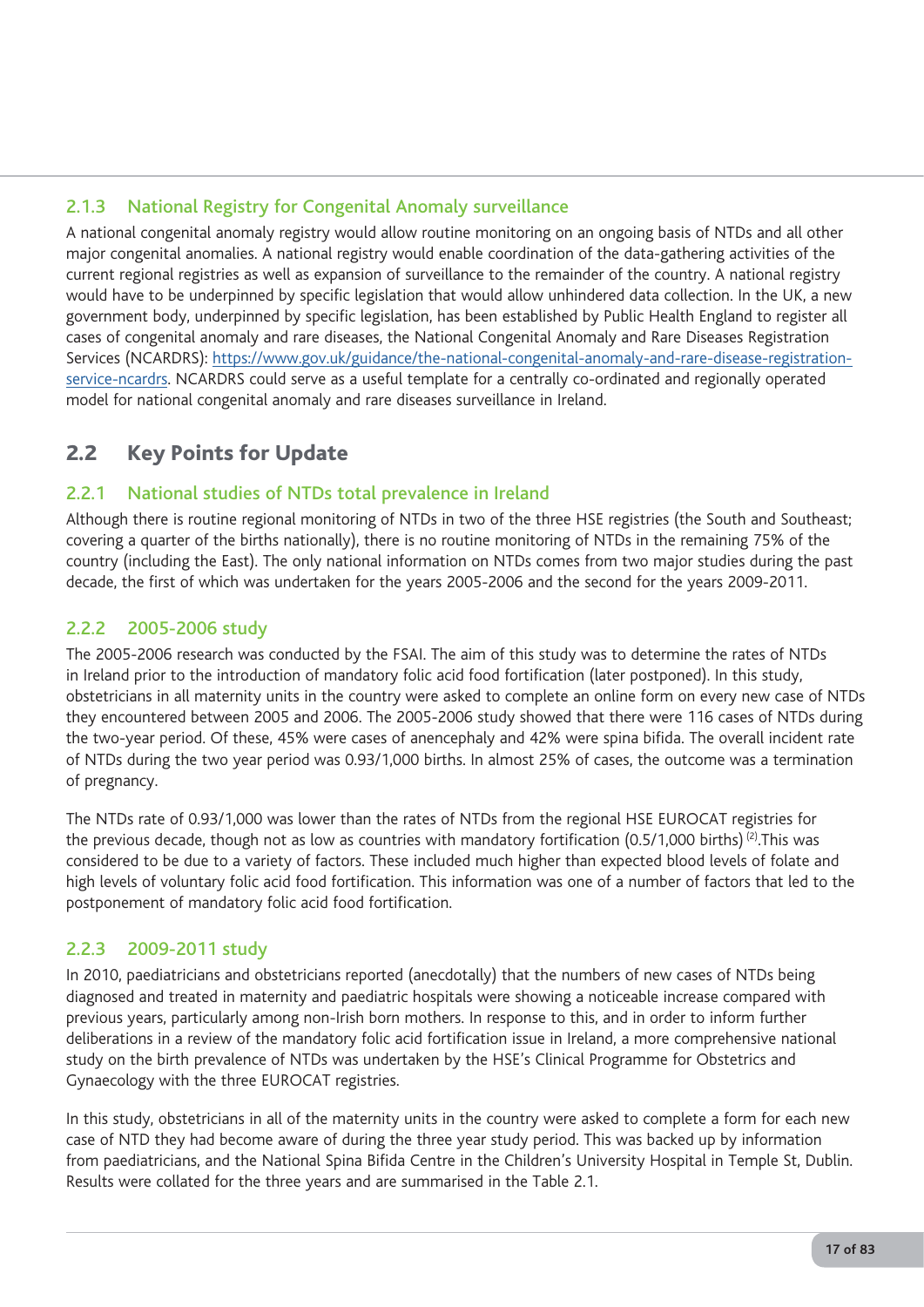### 2.1.3 National Registry for Congenital Anomaly surveillance

A national congenital anomaly registry would allow routine monitoring on an ongoing basis of NTDs and all other major congenital anomalies. A national registry would enable coordination of the data-gathering activities of the current regional registries as well as expansion of surveillance to the remainder of the country. A national registry would have to be underpinned by specific legislation that would allow unhindered data collection. In the UK, a new government body, underpinned by specific legislation, has been established by Public Health England to register all cases of congenital anomaly and rare diseases, the National Congenital Anomaly and Rare Diseases Registration Services (NCARDRS): [https://www.gov.uk/guidance/the-national-congenital-anomaly-and-rare-disease-registration-service-ncardrs](https://www.gov.uk/guidance/the-national-congenital-anomaly-and-rare-disease-registration-service-ncardrs). NCARDRS could serve as a useful template for a centrally co-ordinated and regionally operated model for national congenital anomaly and rare diseases surveillance in Ireland.

## 2.2 Key Points for Update

### 2.2.1 National studies of NTDs total prevalence in Ireland

Although there is routine regional monitoring of NTDs in two of the three HSE registries (the South and Southeast; covering a quarter of the births nationally), there is no routine monitoring of NTDs in the remaining 75% of the country (including the East). The only national information on NTDs comes from two major studies during the past decade, the first of which was undertaken for the years 2005-2006 and the second for the years 2009-2011.

### 2.2.2 2005-2006 study

The 2005-2006 research was conducted by the FSAI. The aim of this study was to determine the rates of NTDs in Ireland prior to the introduction of mandatory folic acid food fortification (later postponed). In this study, obstetricians in all maternity units in the country were asked to complete an online form on every new case of NTDs they encountered between 2005 and 2006. The 2005-2006 study showed that there were 116 cases of NTDs during the two-year period. Of these, 45% were cases of anencephaly and 42% were spina bifida. The overall incident rate of NTDs during the two year period was 0.93/1,000 births. In almost 25% of cases, the outcome was a termination of pregnancy.

The NTDs rate of 0.93/1,000 was lower than the rates of NTDs from the regional HSE EUROCAT registries for the previous decade, though not as low as countries with mandatory fortification (0.5/1,000 births) [2].This was considered to be due to a variety of factors. These included much higher than expected blood levels of folate and high levels of voluntary folic acid food fortification. This information was one of a number of factors that led to the postponement of mandatory folic acid food fortification.

### 2.2.3 2009-2011 study

In 2010, paediatricians and obstetricians reported (anecdotally) that the numbers of new cases of NTDs being diagnosed and treated in maternity and paediatric hospitals were showing a noticeable increase compared with previous years, particularly among non-Irish born mothers. In response to this, and in order to inform further deliberations in a review of the mandatory folic acid fortification issue in Ireland, a more comprehensive national study on the birth prevalence of NTDs was undertaken by the HSE's Clinical Programme for Obstetrics and Gynaecology with the three EUROCAT registries.

In this study, obstetricians in all of the maternity units in the country were asked to complete a form for each new case of NTD they had become aware of during the three year study period. This was backed up by information from paediatricians, and the National Spina Bifida Centre in the Children's University Hospital in Temple St, Dublin. Results were collated for the three years and are summarised in the Table 2.1.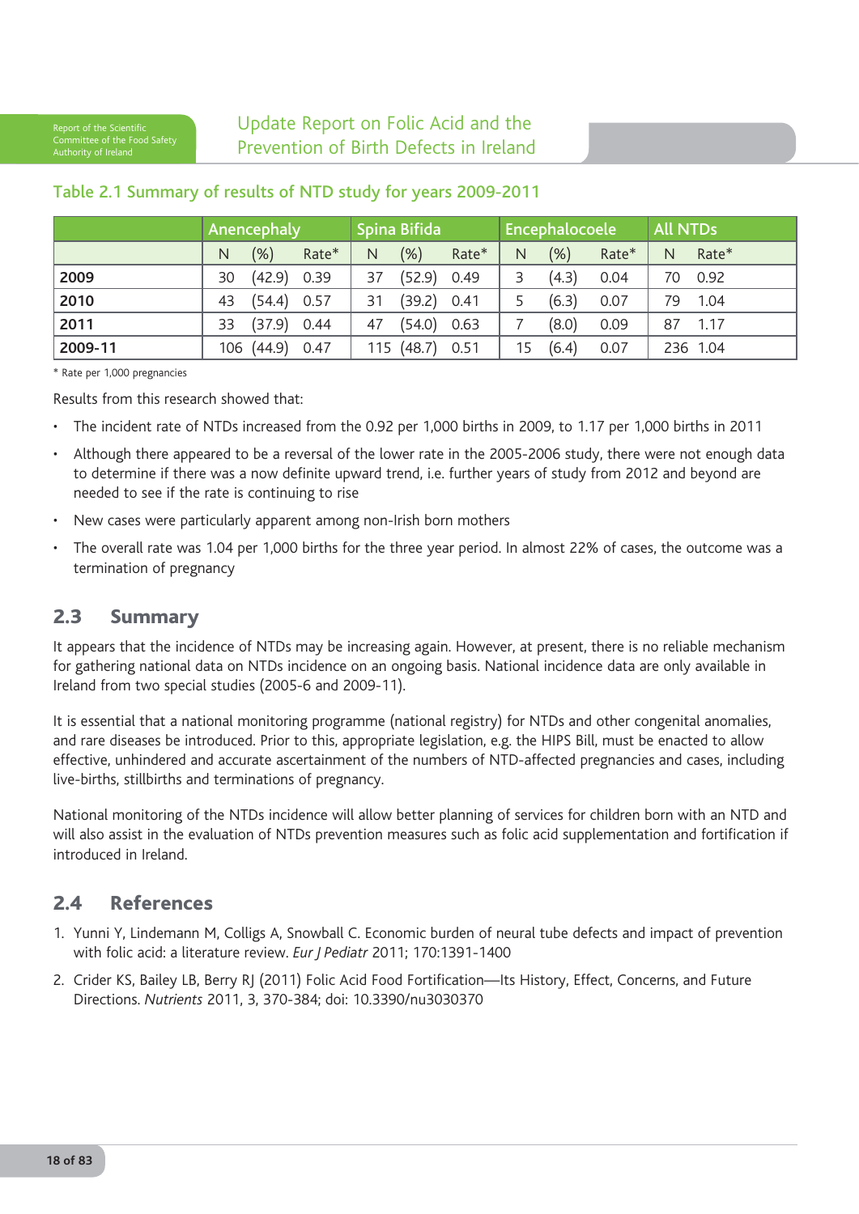### Table 2.1 Summary of results of NTD study for years 2009-2011

| | Anencephaly | | | Spina Bifida | | | Encephalocoele | | | All NTDs | |
|---|---|---|---|---|---|---|---|---|---|---|---|
| | N | (%) | Rate* | N | (%) | Rate* | N | (%) | Rate* | N | Rate* |
| **2009** | 30 | (42.9) | 0.39 | 37 | (52.9) | 0.49 | 3 | (4.3) | 0.04 | 70 | 0.92 |
| **2010** | 43 | (54.4) | 0.57 | 31 | (39.2) | 0.41 | 5 | (6.3) | 0.07 | 79 | 1.04 |
| **2011** | 33 | (37.9) | 0.44 | 47 | (54.0) | 0.63 | 7 | (8.0) | 0.09 | 87 | 1.17 |
| **2009-11** | 106 | (44.9) | 0.47 | 115 | (48.7) | 0.51 | 15 | (6.4) | 0.07 | 236 | 1.04 |

* Rate per 1,000 pregnancies

Results from this research showed that:

- The incident rate of NTDs increased from the 0.92 per 1,000 births in 2009, to 1.17 per 1,000 births in 2011
- Although there appeared to be a reversal of the lower rate in the 2005-2006 study, there were not enough data to determine if there was a now definite upward trend, i.e. further years of study from 2012 and beyond are needed to see if the rate is continuing to rise
- New cases were particularly apparent among non-Irish born mothers
- The overall rate was 1.04 per 1,000 births for the three year period. In almost 22% of cases, the outcome was a termination of pregnancy

## 2.3 Summary

It appears that the incidence of NTDs may be increasing again. However, at present, there is no reliable mechanism for gathering national data on NTDs incidence on an ongoing basis. National incidence data are only available in Ireland from two special studies (2005-6 and 2009-11).

It is essential that a national monitoring programme (national registry) for NTDs and other congenital anomalies, and rare diseases be introduced. Prior to this, appropriate legislation, e.g. the HIPS Bill, must be enacted to allow effective, unhindered and accurate ascertainment of the numbers of NTD-affected pregnancies and cases, including live-births, stillbirths and terminations of pregnancy.

National monitoring of the NTDs incidence will allow better planning of services for children born with an NTD and will also assist in the evaluation of NTDs prevention measures such as folic acid supplementation and fortification if introduced in Ireland.

## 2.4 References

1. Yunni Y, Lindemann M, Colligs A, Snowball C. Economic burden of neural tube defects and impact of prevention with folic acid: a literature review. *Eur J Pediatr* 2011; 170:1391-1400
2. Crider KS, Bailey LB, Berry RJ (2011) Folic Acid Food Fortification—Its History, Effect, Concerns, and Future Directions. *Nutrients* 2011, 3, 370-384; doi: 10.3390/nu3030370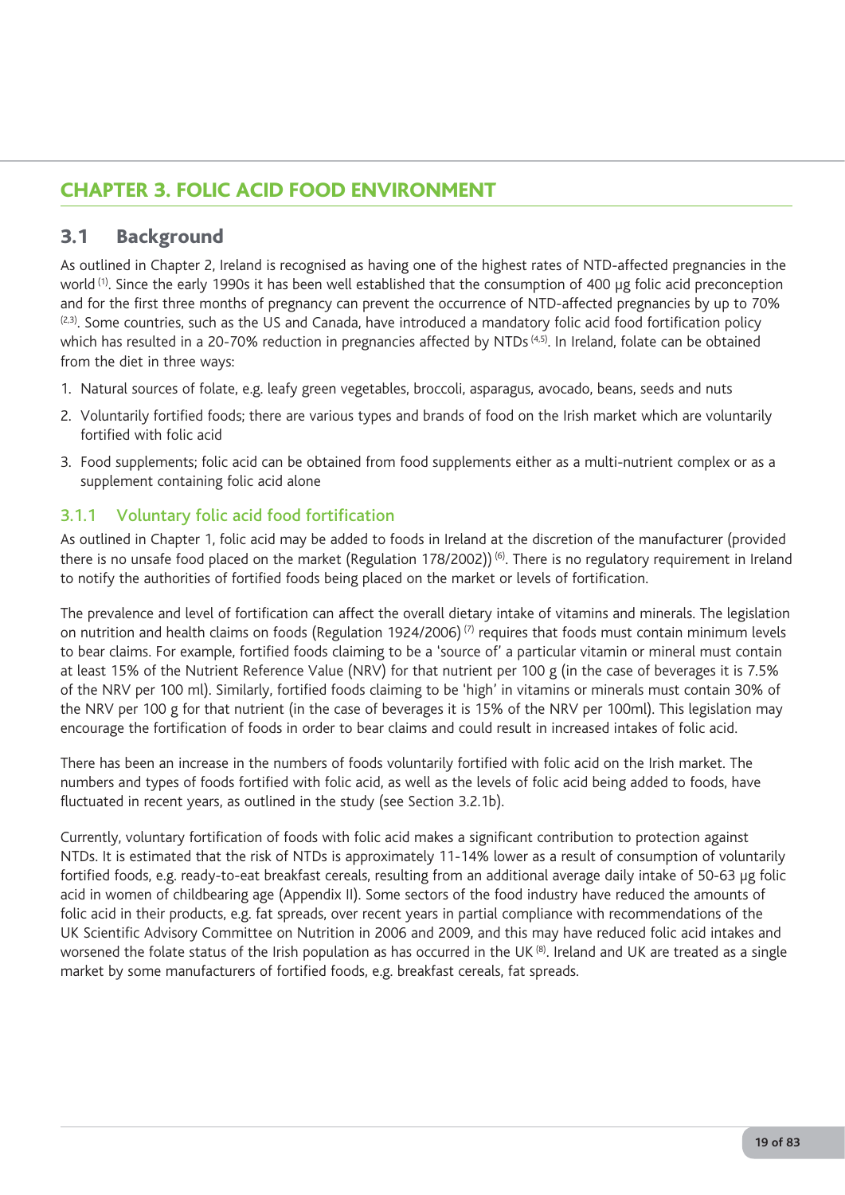# CHAPTER 3. FOLIC ACID FOOD ENVIRONMENT

## 3.1 Background

As outlined in Chapter 2, Ireland is recognised as having one of the highest rates of NTD-affected pregnancies in the world [1]. Since the early 1990s it has been well established that the consumption of 400 µg folic acid preconception and for the first three months of pregnancy can prevent the occurrence of NTD-affected pregnancies by up to 70% [2,3]. Some countries, such as the US and Canada, have introduced a mandatory folic acid food fortification policy which has resulted in a 20-70% reduction in pregnancies affected by NTDs [4,5]. In Ireland, folate can be obtained from the diet in three ways:

1. Natural sources of folate, e.g. leafy green vegetables, broccoli, asparagus, avocado, beans, seeds and nuts
2. Voluntarily fortified foods; there are various types and brands of food on the Irish market which are voluntarily fortified with folic acid
3. Food supplements; folic acid can be obtained from food supplements either as a multi-nutrient complex or as a supplement containing folic acid alone

### 3.1.1 Voluntary folic acid food fortification

As outlined in Chapter 1, folic acid may be added to foods in Ireland at the discretion of the manufacturer (provided there is no unsafe food placed on the market (Regulation 178/2002)) [6]. There is no regulatory requirement in Ireland to notify the authorities of fortified foods being placed on the market or levels of fortification.

The prevalence and level of fortification can affect the overall dietary intake of vitamins and minerals. The legislation on nutrition and health claims on foods (Regulation 1924/2006) [7] requires that foods must contain minimum levels to bear claims. For example, fortified foods claiming to be a 'source of' a particular vitamin or mineral must contain at least 15% of the Nutrient Reference Value (NRV) for that nutrient per 100 g (in the case of beverages it is 7.5% of the NRV per 100 ml). Similarly, fortified foods claiming to be 'high' in vitamins or minerals must contain 30% of the NRV per 100 g for that nutrient (in the case of beverages it is 15% of the NRV per 100ml). This legislation may encourage the fortification of foods in order to bear claims and could result in increased intakes of folic acid.

There has been an increase in the numbers of foods voluntarily fortified with folic acid on the Irish market. The numbers and types of foods fortified with folic acid, as well as the levels of folic acid being added to foods, have fluctuated in recent years, as outlined in the study (see Section 3.2.1b).

Currently, voluntary fortification of foods with folic acid makes a significant contribution to protection against NTDs. It is estimated that the risk of NTDs is approximately 11-14% lower as a result of consumption of voluntarily fortified foods, e.g. ready-to-eat breakfast cereals, resulting from an additional average daily intake of 50-63 µg folic acid in women of childbearing age (Appendix II). Some sectors of the food industry have reduced the amounts of folic acid in their products, e.g. fat spreads, over recent years in partial compliance with recommendations of the UK Scientific Advisory Committee on Nutrition in 2006 and 2009, and this may have reduced folic acid intakes and worsened the folate status of the Irish population as has occurred in the UK [8]. Ireland and UK are treated as a single market by some manufacturers of fortified foods, e.g. breakfast cereals, fat spreads.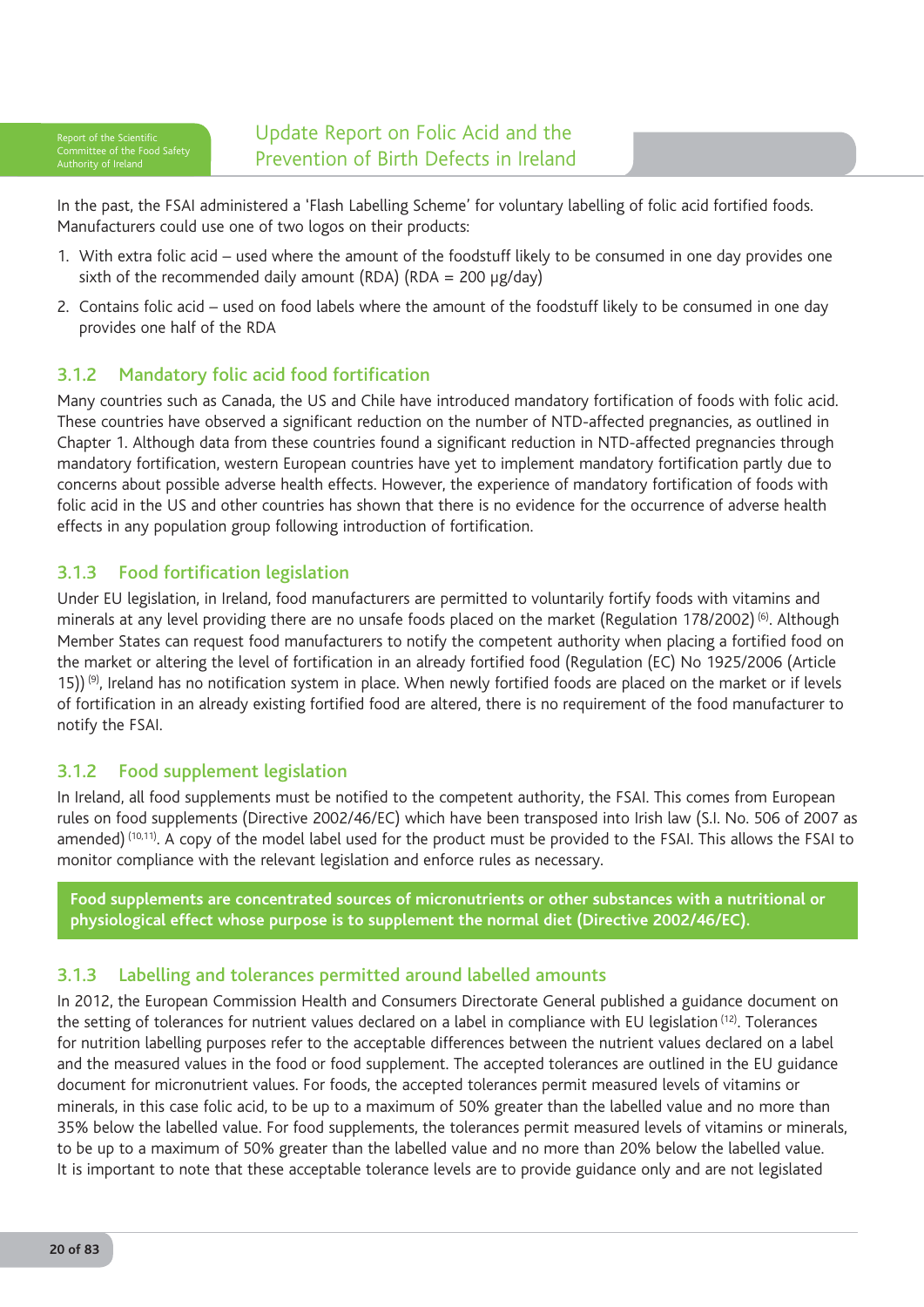In the past, the FSAI administered a 'Flash Labelling Scheme' for voluntary labelling of folic acid fortified foods. Manufacturers could use one of two logos on their products:

1. With extra folic acid – used where the amount of the foodstuff likely to be consumed in one day provides one sixth of the recommended daily amount (RDA) (RDA = 200 μg/day)
2. Contains folic acid – used on food labels where the amount of the foodstuff likely to be consumed in one day provides one half of the RDA

### 3.1.2 Mandatory folic acid food fortification

Many countries such as Canada, the US and Chile have introduced mandatory fortification of foods with folic acid. These countries have observed a significant reduction on the number of NTD-affected pregnancies, as outlined in Chapter 1. Although data from these countries found a significant reduction in NTD-affected pregnancies through mandatory fortification, western European countries have yet to implement mandatory fortification partly due to concerns about possible adverse health effects. However, the experience of mandatory fortification of foods with folic acid in the US and other countries has shown that there is no evidence for the occurrence of adverse health effects in any population group following introduction of fortification.

### 3.1.3 Food fortification legislation

Under EU legislation, in Ireland, food manufacturers are permitted to voluntarily fortify foods with vitamins and minerals at any level providing there are no unsafe foods placed on the market (Regulation 178/2002) [6]. Although Member States can request food manufacturers to notify the competent authority when placing a fortified food on the market or altering the level of fortification in an already fortified food (Regulation (EC) No 1925/2006 (Article 15)) [9], Ireland has no notification system in place. When newly fortified foods are placed on the market or if levels of fortification in an already existing fortified food are altered, there is no requirement of the food manufacturer to notify the FSAI.

### 3.1.2 Food supplement legislation

In Ireland, all food supplements must be notified to the competent authority, the FSAI. This comes from European rules on food supplements (Directive 2002/46/EC) which have been transposed into Irish law (S.I. No. 506 of 2007 as amended) [10,11]. A copy of the model label used for the product must be provided to the FSAI. This allows the FSAI to monitor compliance with the relevant legislation and enforce rules as necessary.

**Food supplements are concentrated sources of micronutrients or other substances with a nutritional or physiological effect whose purpose is to supplement the normal diet (Directive 2002/46/EC).**

### 3.1.3 Labelling and tolerances permitted around labelled amounts

In 2012, the European Commission Health and Consumers Directorate General published a guidance document on the setting of tolerances for nutrient values declared on a label in compliance with EU legislation [12]. Tolerances for nutrition labelling purposes refer to the acceptable differences between the nutrient values declared on a label and the measured values in the food or food supplement. The accepted tolerances are outlined in the EU guidance document for micronutrient values. For foods, the accepted tolerances permit measured levels of vitamins or minerals, in this case folic acid, to be up to a maximum of 50% greater than the labelled value and no more than 35% below the labelled value. For food supplements, the tolerances permit measured levels of vitamins or minerals, to be up to a maximum of 50% greater than the labelled value and no more than 20% below the labelled value. It is important to note that these acceptable tolerance levels are to provide guidance only and are not legislated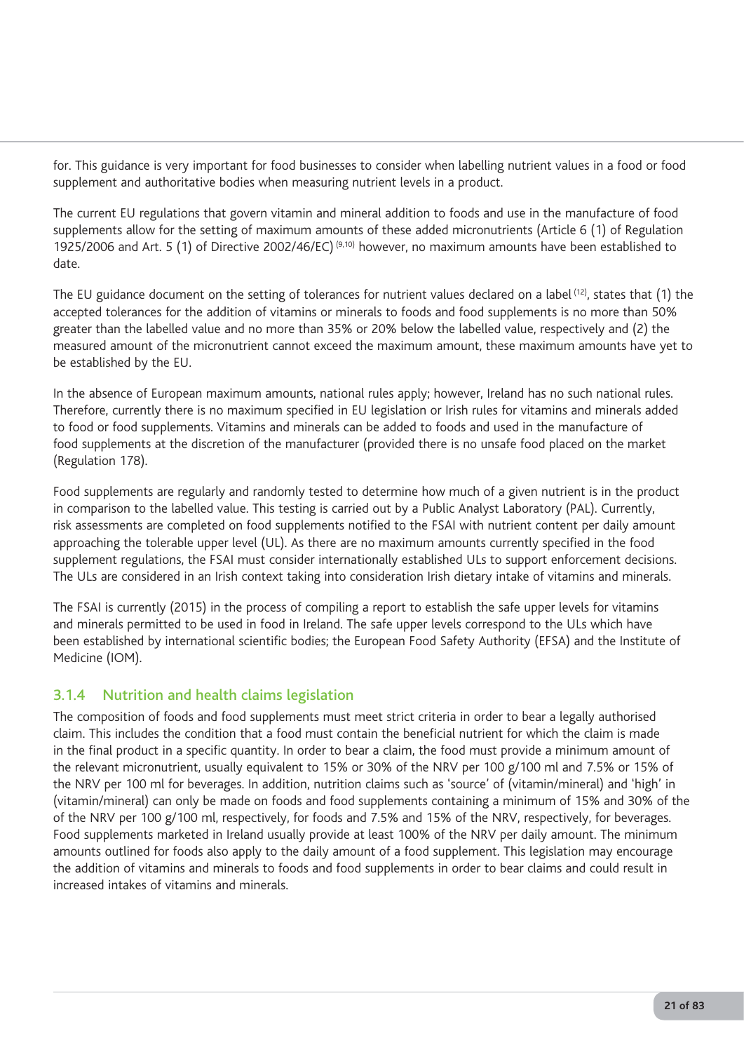for. This guidance is very important for food businesses to consider when labelling nutrient values in a food or food supplement and authoritative bodies when measuring nutrient levels in a product.

The current EU regulations that govern vitamin and mineral addition to foods and use in the manufacture of food supplements allow for the setting of maximum amounts of these added micronutrients (Article 6 (1) of Regulation 1925/2006 and Art. 5 (1) of Directive 2002/46/EC) [9,10] however, no maximum amounts have been established to date.

The EU guidance document on the setting of tolerances for nutrient values declared on a label [12], states that (1) the accepted tolerances for the addition of vitamins or minerals to foods and food supplements is no more than 50% greater than the labelled value and no more than 35% or 20% below the labelled value, respectively and (2) the measured amount of the micronutrient cannot exceed the maximum amount, these maximum amounts have yet to be established by the EU.

In the absence of European maximum amounts, national rules apply; however, Ireland has no such national rules. Therefore, currently there is no maximum specified in EU legislation or Irish rules for vitamins and minerals added to food or food supplements. Vitamins and minerals can be added to foods and used in the manufacture of food supplements at the discretion of the manufacturer (provided there is no unsafe food placed on the market (Regulation 178).

Food supplements are regularly and randomly tested to determine how much of a given nutrient is in the product in comparison to the labelled value. This testing is carried out by a Public Analyst Laboratory (PAL). Currently, risk assessments are completed on food supplements notified to the FSAI with nutrient content per daily amount approaching the tolerable upper level (UL). As there are no maximum amounts currently specified in the food supplement regulations, the FSAI must consider internationally established ULs to support enforcement decisions. The ULs are considered in an Irish context taking into consideration Irish dietary intake of vitamins and minerals.

The FSAI is currently (2015) in the process of compiling a report to establish the safe upper levels for vitamins and minerals permitted to be used in food in Ireland. The safe upper levels correspond to the ULs which have been established by international scientific bodies; the European Food Safety Authority (EFSA) and the Institute of Medicine (IOM).

### 3.1.4 Nutrition and health claims legislation

The composition of foods and food supplements must meet strict criteria in order to bear a legally authorised claim. This includes the condition that a food must contain the beneficial nutrient for which the claim is made in the final product in a specific quantity. In order to bear a claim, the food must provide a minimum amount of the relevant micronutrient, usually equivalent to 15% or 30% of the NRV per 100 g/100 ml and 7.5% or 15% of the NRV per 100 ml for beverages. In addition, nutrition claims such as 'source' of (vitamin/mineral) and 'high' in (vitamin/mineral) can only be made on foods and food supplements containing a minimum of 15% and 30% of the of the NRV per 100 g/100 ml, respectively, for foods and 7.5% and 15% of the NRV, respectively, for beverages. Food supplements marketed in Ireland usually provide at least 100% of the NRV per daily amount. The minimum amounts outlined for foods also apply to the daily amount of a food supplement. This legislation may encourage the addition of vitamins and minerals to foods and food supplements in order to bear claims and could result in increased intakes of vitamins and minerals.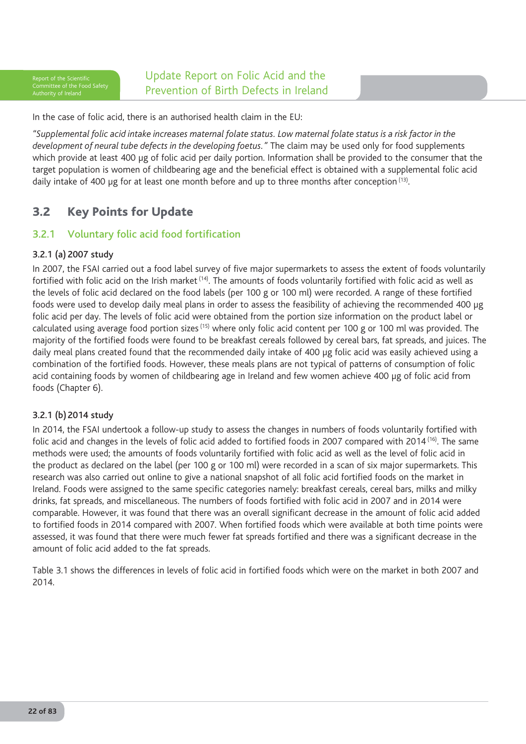In the case of folic acid, there is an authorised health claim in the EU:

*"Supplemental folic acid intake increases maternal folate status. Low maternal folate status is a risk factor in the development of neural tube defects in the developing foetus."* The claim may be used only for food supplements which provide at least 400 µg of folic acid per daily portion. Information shall be provided to the consumer that the target population is women of childbearing age and the beneficial effect is obtained with a supplemental folic acid daily intake of 400 µg for at least one month before and up to three months after conception [13].

## 3.2 Key Points for Update

### 3.2.1 Voluntary folic acid food fortification

#### 3.2.1 (a) 2007 study

In 2007, the FSAI carried out a food label survey of five major supermarkets to assess the extent of foods voluntarily fortified with folic acid on the Irish market [14]. The amounts of foods voluntarily fortified with folic acid as well as the levels of folic acid declared on the food labels (per 100 g or 100 ml) were recorded. A range of these fortified foods were used to develop daily meal plans in order to assess the feasibility of achieving the recommended 400 µg folic acid per day. The levels of folic acid were obtained from the portion size information on the product label or calculated using average food portion sizes [15] where only folic acid content per 100 g or 100 ml was provided. The majority of the fortified foods were found to be breakfast cereals followed by cereal bars, fat spreads, and juices. The daily meal plans created found that the recommended daily intake of 400 µg folic acid was easily achieved using a combination of the fortified foods. However, these meals plans are not typical of patterns of consumption of folic acid containing foods by women of childbearing age in Ireland and few women achieve 400 µg of folic acid from foods (Chapter 6).

#### 3.2.1 (b) 2014 study

In 2014, the FSAI undertook a follow-up study to assess the changes in numbers of foods voluntarily fortified with folic acid and changes in the levels of folic acid added to fortified foods in 2007 compared with 2014 [16]. The same methods were used; the amounts of foods voluntarily fortified with folic acid as well as the level of folic acid in the product as declared on the label (per 100 g or 100 ml) were recorded in a scan of six major supermarkets. This research was also carried out online to give a national snapshot of all folic acid fortified foods on the market in Ireland. Foods were assigned to the same specific categories namely: breakfast cereals, cereal bars, milks and milky drinks, fat spreads, and miscellaneous. The numbers of foods fortified with folic acid in 2007 and in 2014 were comparable. However, it was found that there was an overall significant decrease in the amount of folic acid added to fortified foods in 2014 compared with 2007. When fortified foods which were available at both time points were assessed, it was found that there were much fewer fat spreads fortified and there was a significant decrease in the amount of folic acid added to the fat spreads.

Table 3.1 shows the differences in levels of folic acid in fortified foods which were on the market in both 2007 and 2014.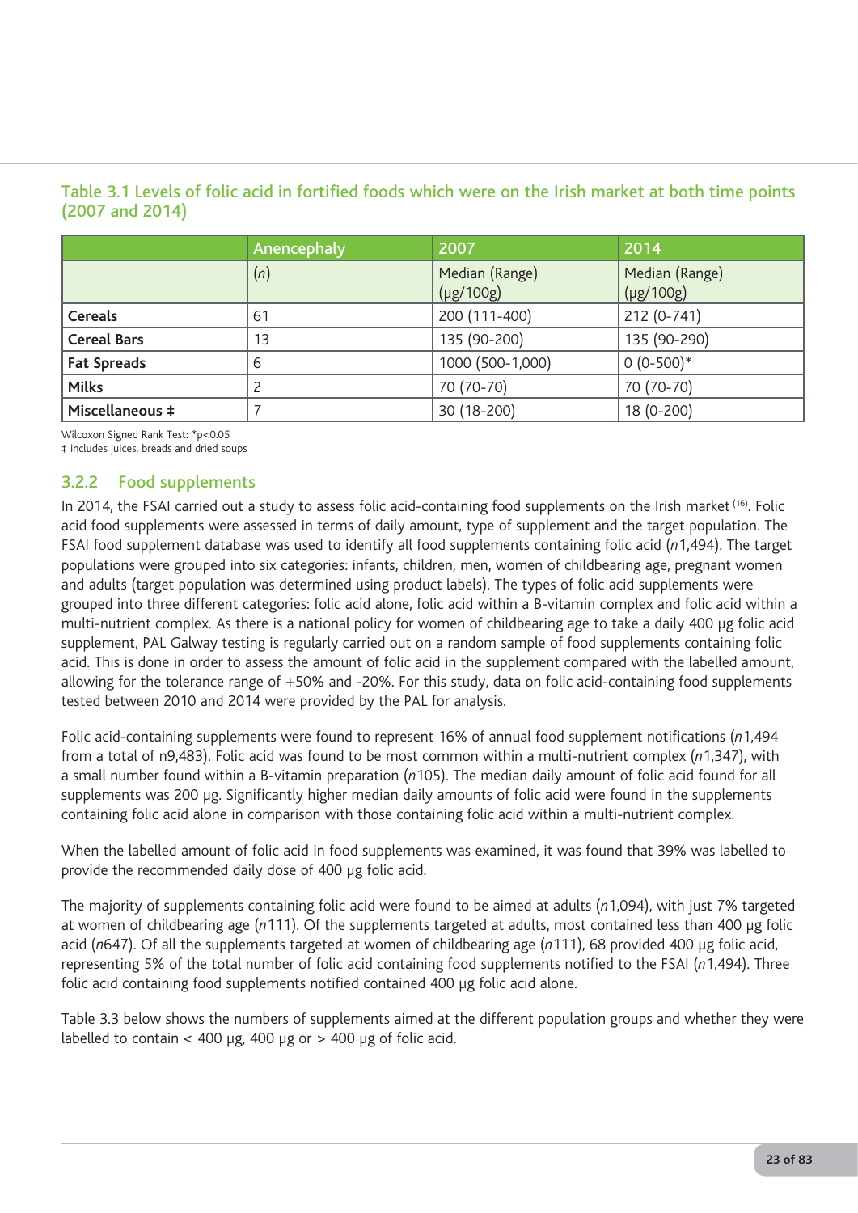### Table 3.1 Levels of folic acid in fortified foods which were on the Irish market at both time points (2007 and 2014)

| | Anencephaly | 2007 | 2014 |
|---|---|---|---|
| | (*n*) | Median (Range) (µg/100g) | Median (Range) (µg/100g) |
| **Cereals** | 61 | 200 (111-400) | 212 (0-741) |
| **Cereal Bars** | 13 | 135 (90-200) | 135 (90-290) |
| **Fat Spreads** | 6 | 1000 (500-1,000) | 0 (0-500)* |
| **Milks** | 2 | 70 (70-70) | 70 (70-70) |
| **Miscellaneous ‡** | 7 | 30 (18-200) | 18 (0-200) |

Wilcoxon Signed Rank Test: *p<0.05
‡ includes juices, breads and dried soups

### 3.2.2 Food supplements

In 2014, the FSAI carried out a study to assess folic acid-containing food supplements on the Irish market [16]. Folic acid food supplements were assessed in terms of daily amount, type of supplement and the target population. The FSAI food supplement database was used to identify all food supplements containing folic acid (*n*1,494). The target populations were grouped into six categories: infants, children, men, women of childbearing age, pregnant women and adults (target population was determined using product labels). The types of folic acid supplements were grouped into three different categories: folic acid alone, folic acid within a B-vitamin complex and folic acid within a multi-nutrient complex. As there is a national policy for women of childbearing age to take a daily 400 µg folic acid supplement, PAL Galway testing is regularly carried out on a random sample of food supplements containing folic acid. This is done in order to assess the amount of folic acid in the supplement compared with the labelled amount, allowing for the tolerance range of +50% and -20%. For this study, data on folic acid-containing food supplements tested between 2010 and 2014 were provided by the PAL for analysis.

Folic acid-containing supplements were found to represent 16% of annual food supplement notifications (*n*1,494 from a total of n9,483). Folic acid was found to be most common within a multi-nutrient complex (*n*1,347), with a small number found within a B-vitamin preparation (*n*105). The median daily amount of folic acid found for all supplements was 200 µg. Significantly higher median daily amounts of folic acid were found in the supplements containing folic acid alone in comparison with those containing folic acid within a multi-nutrient complex.

When the labelled amount of folic acid in food supplements was examined, it was found that 39% was labelled to provide the recommended daily dose of 400 µg folic acid.

The majority of supplements containing folic acid were found to be aimed at adults (*n*1,094), with just 7% targeted at women of childbearing age (*n*111). Of the supplements targeted at adults, most contained less than 400 µg folic acid (*n*647). Of all the supplements targeted at women of childbearing age (*n*111), 68 provided 400 µg folic acid, representing 5% of the total number of folic acid containing food supplements notified to the FSAI (*n*1,494). Three folic acid containing food supplements notified contained 400 µg folic acid alone.

Table 3.3 below shows the numbers of supplements aimed at the different population groups and whether they were labelled to contain < 400 µg, 400 µg or > 400 µg of folic acid.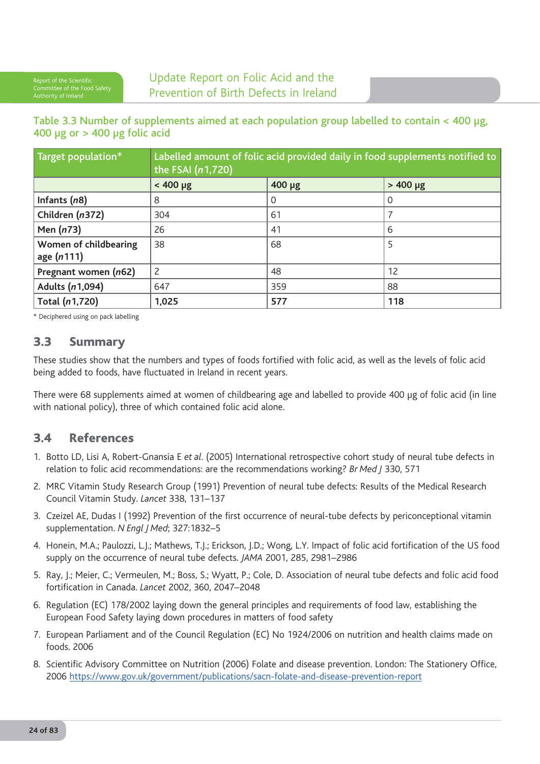### Table 3.3 Number of supplements aimed at each population group labelled to contain < 400 µg, 400 µg or > 400 µg folic acid

| Target population* | Labelled amount of folic acid provided daily in food supplements notified to the FSAI (*n*1,720) | | |
|---|---|---|---|
| | < 400 µg | 400 µg | > 400 µg |
| **Infants (*n*8)** | 8 | 0 | 0 |
| **Children (*n*372)** | 304 | 61 | 7 |
| **Men (*n*73)** | 26 | 41 | 6 |
| **Women of childbearing age (*n*111)** | 38 | 68 | 5 |
| **Pregnant women (*n*62)** | 2 | 48 | 12 |
| **Adults (*n*1,094)** | 647 | 359 | 88 |
| **Total (*n*1,720)** | **1,025** | **577** | **118** |

\* Deciphered using on pack labelling

## 3.3 Summary

These studies show that the numbers and types of foods fortified with folic acid, as well as the levels of folic acid being added to foods, have fluctuated in Ireland in recent years.

There were 68 supplements aimed at women of childbearing age and labelled to provide 400 µg of folic acid (in line with national policy), three of which contained folic acid alone.

## 3.4 References

1. Botto LD, Lisi A, Robert-Gnansia E *et al*. (2005) International retrospective cohort study of neural tube defects in relation to folic acid recommendations: are the recommendations working? *Br Med J* 330, 571
2. MRC Vitamin Study Research Group (1991) Prevention of neural tube defects: Results of the Medical Research Council Vitamin Study. *Lancet* 338, 131–137
3. Czeizel AE, Dudas I (1992) Prevention of the first occurrence of neural-tube defects by periconceptional vitamin supplementation. *N Engl J Med*; 327:1832–5
4. Honein, M.A.; Paulozzi, L.J.; Mathews, T.J.; Erickson, J.D.; Wong, L.Y. Impact of folic acid fortification of the US food supply on the occurrence of neural tube defects. *JAMA* 2001, 285, 2981–2986
5. Ray, J.; Meier, C.; Vermeulen, M.; Boss, S.; Wyatt, P.; Cole, D. Association of neural tube defects and folic acid food fortification in Canada. *Lancet* 2002, 360, 2047–2048
6. Regulation (EC) 178/2002 laying down the general principles and requirements of food law, establishing the European Food Safety laying down procedures in matters of food safety
7. European Parliament and of the Council Regulation (EC) No 1924/2006 on nutrition and health claims made on foods. 2006
8. Scientific Advisory Committee on Nutrition (2006) Folate and disease prevention. London: The Stationery Office, 2006 https://www.gov.uk/government/publications/sacn-folate-and-disease-prevention-report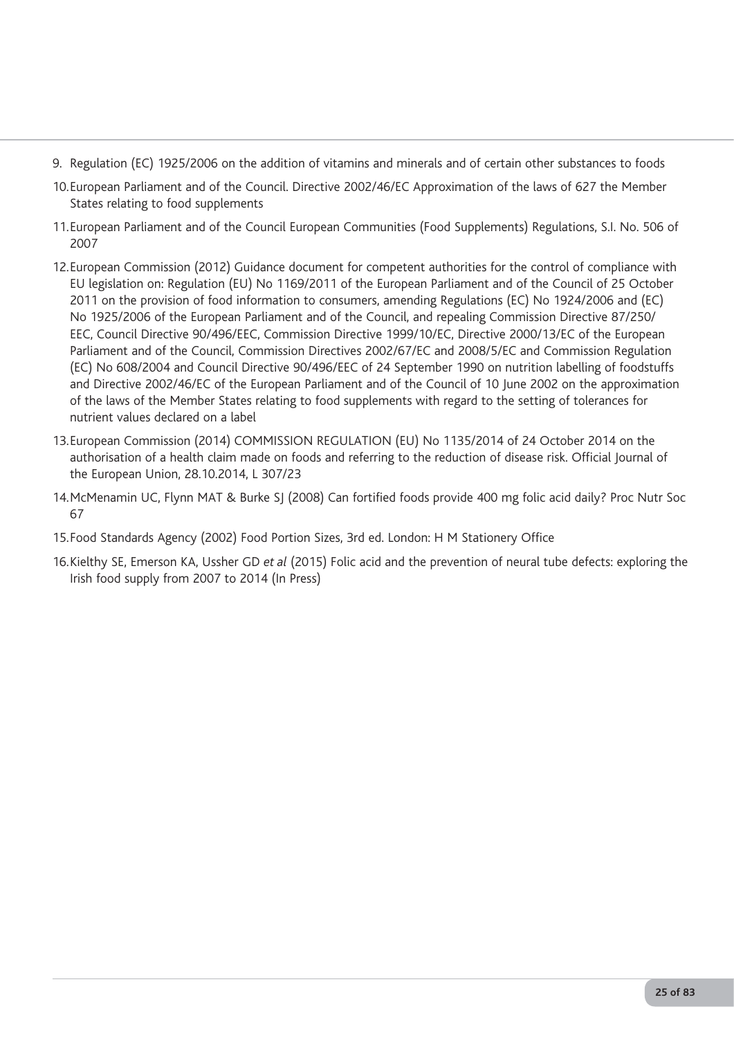9. Regulation (EC) 1925/2006 on the addition of vitamins and minerals and of certain other substances to foods
10. European Parliament and of the Council. Directive 2002/46/EC Approximation of the laws of 627 the Member States relating to food supplements
11. European Parliament and of the Council European Communities (Food Supplements) Regulations, S.I. No. 506 of 2007
12. European Commission (2012) Guidance document for competent authorities for the control of compliance with EU legislation on: Regulation (EU) No 1169/2011 of the European Parliament and of the Council of 25 October 2011 on the provision of food information to consumers, amending Regulations (EC) No 1924/2006 and (EC) No 1925/2006 of the European Parliament and of the Council, and repealing Commission Directive 87/250/EEC, Council Directive 90/496/EEC, Commission Directive 1999/10/EC, Directive 2000/13/EC of the European Parliament and of the Council, Commission Directives 2002/67/EC and 2008/5/EC and Commission Regulation (EC) No 608/2004 and Council Directive 90/496/EEC of 24 September 1990 on nutrition labelling of foodstuffs and Directive 2002/46/EC of the European Parliament and of the Council of 10 June 2002 on the approximation of the laws of the Member States relating to food supplements with regard to the setting of tolerances for nutrient values declared on a label
13. European Commission (2014) COMMISSION REGULATION (EU) No 1135/2014 of 24 October 2014 on the authorisation of a health claim made on foods and referring to the reduction of disease risk. Official Journal of the European Union, 28.10.2014, L 307/23
14. McMenamin UC, Flynn MAT & Burke SJ (2008) Can fortified foods provide 400 mg folic acid daily? Proc Nutr Soc 67
15. Food Standards Agency (2002) Food Portion Sizes, 3rd ed. London: H M Stationery Office
16. Kielthy SE, Emerson KA, Ussher GD *et al* (2015) Folic acid and the prevention of neural tube defects: exploring the Irish food supply from 2007 to 2014 (In Press)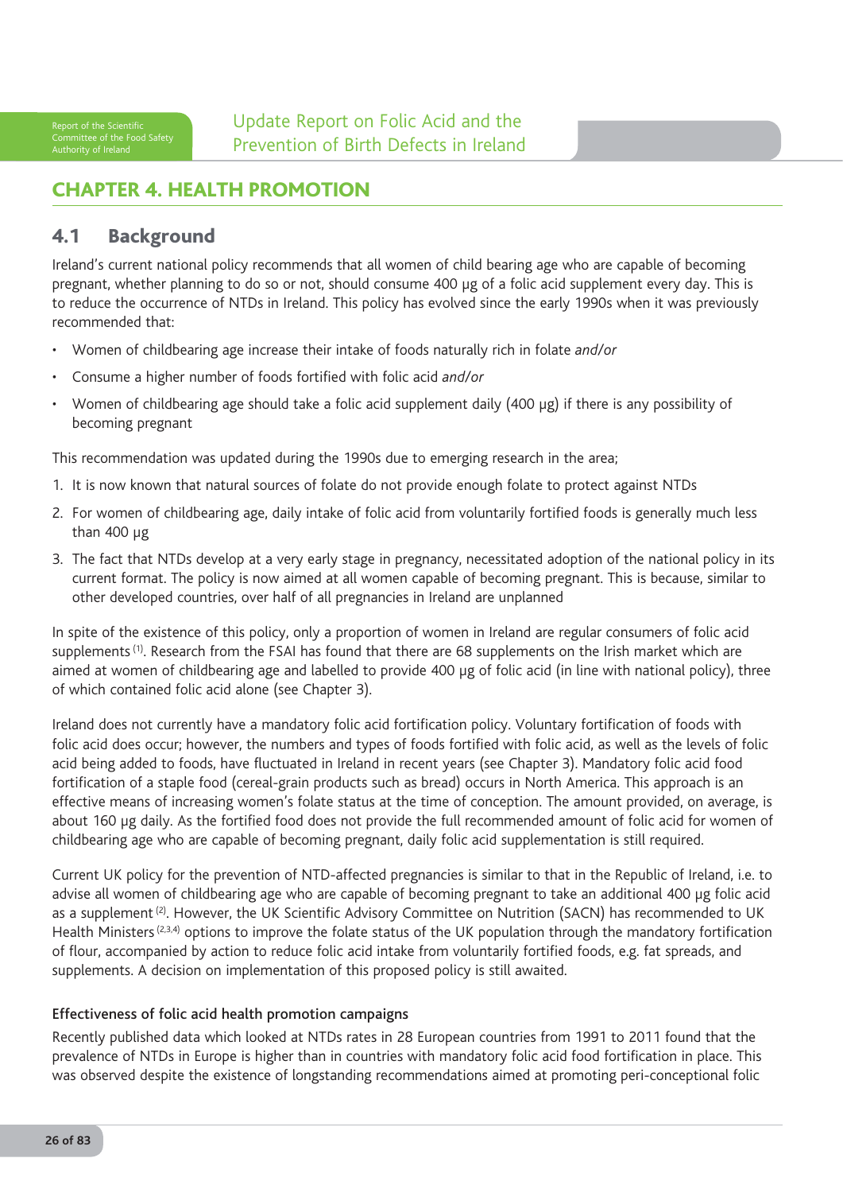# CHAPTER 4. HEALTH PROMOTION

## 4.1 Background

Ireland's current national policy recommends that all women of child bearing age who are capable of becoming pregnant, whether planning to do so or not, should consume 400 µg of a folic acid supplement every day. This is to reduce the occurrence of NTDs in Ireland. This policy has evolved since the early 1990s when it was previously recommended that:

- Women of childbearing age increase their intake of foods naturally rich in folate *and/or*
- Consume a higher number of foods fortified with folic acid *and/or*
- Women of childbearing age should take a folic acid supplement daily (400 µg) if there is any possibility of becoming pregnant

This recommendation was updated during the 1990s due to emerging research in the area;

1. It is now known that natural sources of folate do not provide enough folate to protect against NTDs
2. For women of childbearing age, daily intake of folic acid from voluntarily fortified foods is generally much less than 400 µg
3. The fact that NTDs develop at a very early stage in pregnancy, necessitated adoption of the national policy in its current format. The policy is now aimed at all women capable of becoming pregnant. This is because, similar to other developed countries, over half of all pregnancies in Ireland are unplanned

In spite of the existence of this policy, only a proportion of women in Ireland are regular consumers of folic acid supplements [1]. Research from the FSAI has found that there are 68 supplements on the Irish market which are aimed at women of childbearing age and labelled to provide 400 µg of folic acid (in line with national policy), three of which contained folic acid alone (see Chapter 3).

Ireland does not currently have a mandatory folic acid fortification policy. Voluntary fortification of foods with folic acid does occur; however, the numbers and types of foods fortified with folic acid, as well as the levels of folic acid being added to foods, have fluctuated in Ireland in recent years (see Chapter 3). Mandatory folic acid food fortification of a staple food (cereal-grain products such as bread) occurs in North America. This approach is an effective means of increasing women's folate status at the time of conception. The amount provided, on average, is about 160 µg daily. As the fortified food does not provide the full recommended amount of folic acid for women of childbearing age who are capable of becoming pregnant, daily folic acid supplementation is still required.

Current UK policy for the prevention of NTD-affected pregnancies is similar to that in the Republic of Ireland, i.e. to advise all women of childbearing age who are capable of becoming pregnant to take an additional 400 µg folic acid as a supplement [2]. However, the UK Scientific Advisory Committee on Nutrition (SACN) has recommended to UK Health Ministers [2,3,4] options to improve the folate status of the UK population through the mandatory fortification of flour, accompanied by action to reduce folic acid intake from voluntarily fortified foods, e.g. fat spreads, and supplements. A decision on implementation of this proposed policy is still awaited.

#### Effectiveness of folic acid health promotion campaigns

Recently published data which looked at NTDs rates in 28 European countries from 1991 to 2011 found that the prevalence of NTDs in Europe is higher than in countries with mandatory folic acid food fortification in place. This was observed despite the existence of longstanding recommendations aimed at promoting peri-conceptional folic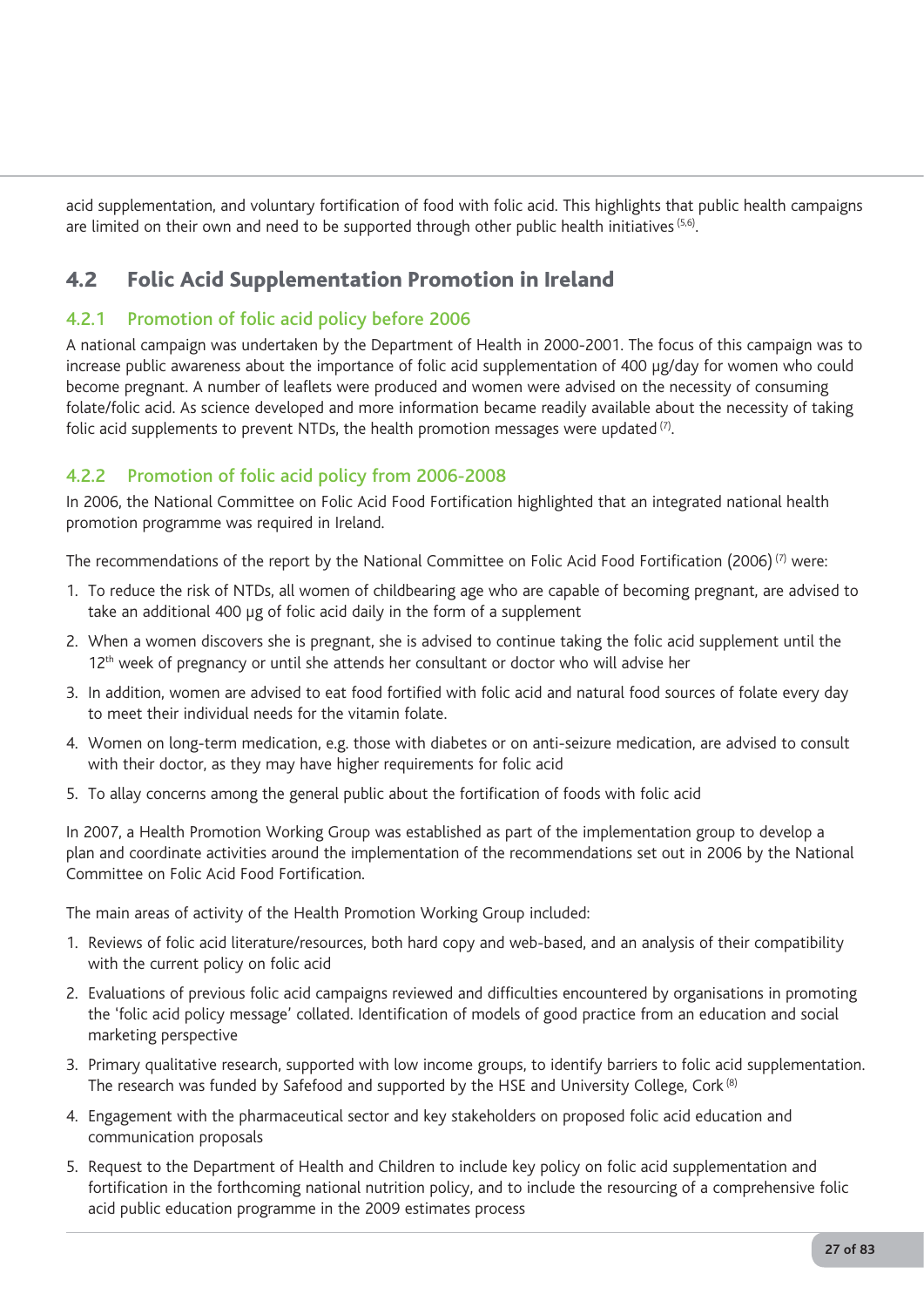acid supplementation, and voluntary fortification of food with folic acid. This highlights that public health campaigns are limited on their own and need to be supported through other public health initiatives [5,6].

## 4.2 Folic Acid Supplementation Promotion in Ireland

### 4.2.1 Promotion of folic acid policy before 2006

A national campaign was undertaken by the Department of Health in 2000-2001. The focus of this campaign was to increase public awareness about the importance of folic acid supplementation of 400 µg/day for women who could become pregnant. A number of leaflets were produced and women were advised on the necessity of consuming folate/folic acid. As science developed and more information became readily available about the necessity of taking folic acid supplements to prevent NTDs, the health promotion messages were updated [7].

### 4.2.2 Promotion of folic acid policy from 2006-2008

In 2006, the National Committee on Folic Acid Food Fortification highlighted that an integrated national health promotion programme was required in Ireland.

The recommendations of the report by the National Committee on Folic Acid Food Fortification (2006) [7] were:

1. To reduce the risk of NTDs, all women of childbearing age who are capable of becoming pregnant, are advised to take an additional 400 µg of folic acid daily in the form of a supplement
2. When a women discovers she is pregnant, she is advised to continue taking the folic acid supplement until the 12th week of pregnancy or until she attends her consultant or doctor who will advise her
3. In addition, women are advised to eat food fortified with folic acid and natural food sources of folate every day to meet their individual needs for the vitamin folate.
4. Women on long-term medication, e.g. those with diabetes or on anti-seizure medication, are advised to consult with their doctor, as they may have higher requirements for folic acid
5. To allay concerns among the general public about the fortification of foods with folic acid

In 2007, a Health Promotion Working Group was established as part of the implementation group to develop a plan and coordinate activities around the implementation of the recommendations set out in 2006 by the National Committee on Folic Acid Food Fortification.

The main areas of activity of the Health Promotion Working Group included:

1. Reviews of folic acid literature/resources, both hard copy and web-based, and an analysis of their compatibility with the current policy on folic acid
2. Evaluations of previous folic acid campaigns reviewed and difficulties encountered by organisations in promoting the 'folic acid policy message' collated. Identification of models of good practice from an education and social marketing perspective
3. Primary qualitative research, supported with low income groups, to identify barriers to folic acid supplementation. The research was funded by Safefood and supported by the HSE and University College, Cork [8]
4. Engagement with the pharmaceutical sector and key stakeholders on proposed folic acid education and communication proposals
5. Request to the Department of Health and Children to include key policy on folic acid supplementation and fortification in the forthcoming national nutrition policy, and to include the resourcing of a comprehensive folic acid public education programme in the 2009 estimates process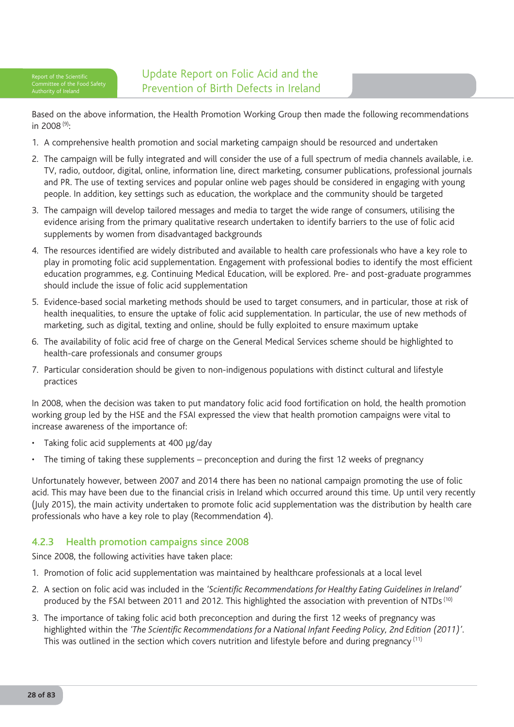Based on the above information, the Health Promotion Working Group then made the following recommendations in 2008 [9]:

1. A comprehensive health promotion and social marketing campaign should be resourced and undertaken
2. The campaign will be fully integrated and will consider the use of a full spectrum of media channels available, i.e. TV, radio, outdoor, digital, online, information line, direct marketing, consumer publications, professional journals and PR. The use of texting services and popular online web pages should be considered in engaging with young people. In addition, key settings such as education, the workplace and the community should be targeted
3. The campaign will develop tailored messages and media to target the wide range of consumers, utilising the evidence arising from the primary qualitative research undertaken to identify barriers to the use of folic acid supplements by women from disadvantaged backgrounds
4. The resources identified are widely distributed and available to health care professionals who have a key role to play in promoting folic acid supplementation. Engagement with professional bodies to identify the most efficient education programmes, e.g. Continuing Medical Education, will be explored. Pre- and post-graduate programmes should include the issue of folic acid supplementation
5. Evidence-based social marketing methods should be used to target consumers, and in particular, those at risk of health inequalities, to ensure the uptake of folic acid supplementation. In particular, the use of new methods of marketing, such as digital, texting and online, should be fully exploited to ensure maximum uptake
6. The availability of folic acid free of charge on the General Medical Services scheme should be highlighted to health-care professionals and consumer groups
7. Particular consideration should be given to non-indigenous populations with distinct cultural and lifestyle practices

In 2008, when the decision was taken to put mandatory folic acid food fortification on hold, the health promotion working group led by the HSE and the FSAI expressed the view that health promotion campaigns were vital to increase awareness of the importance of:

- Taking folic acid supplements at 400 µg/day
- The timing of taking these supplements – preconception and during the first 12 weeks of pregnancy

Unfortunately however, between 2007 and 2014 there has been no national campaign promoting the use of folic acid. This may have been due to the financial crisis in Ireland which occurred around this time. Up until very recently (July 2015), the main activity undertaken to promote folic acid supplementation was the distribution by health care professionals who have a key role to play (Recommendation 4).

### 4.2.3 Health promotion campaigns since 2008

Since 2008, the following activities have taken place:

1. Promotion of folic acid supplementation was maintained by healthcare professionals at a local level
2. A section on folic acid was included in the *'Scientific Recommendations for Healthy Eating Guidelines in Ireland'* produced by the FSAI between 2011 and 2012. This highlighted the association with prevention of NTDs [10]
3. The importance of taking folic acid both preconception and during the first 12 weeks of pregnancy was highlighted within the *'The Scientific Recommendations for a National Infant Feeding Policy, 2nd Edition (2011)'*. This was outlined in the section which covers nutrition and lifestyle before and during pregnancy [11]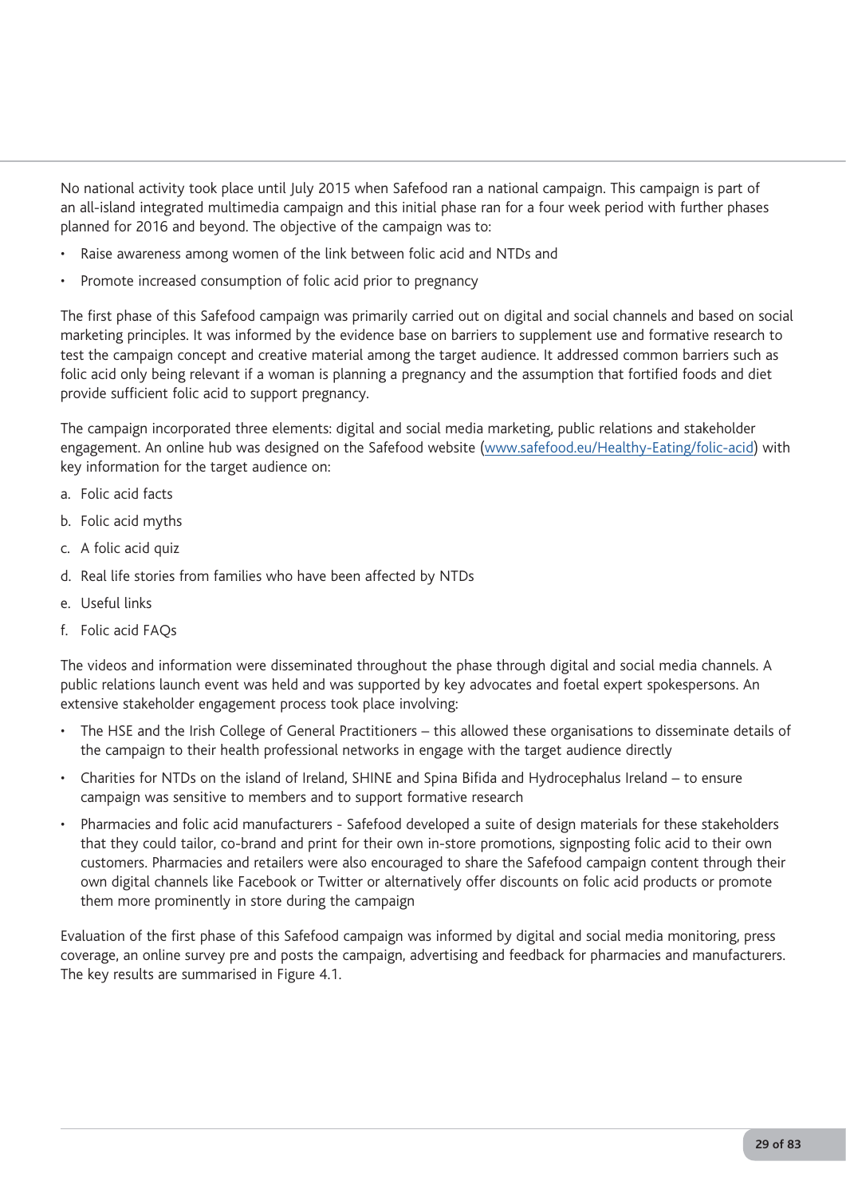No national activity took place until July 2015 when Safefood ran a national campaign. This campaign is part of an all-island integrated multimedia campaign and this initial phase ran for a four week period with further phases planned for 2016 and beyond. The objective of the campaign was to:

- Raise awareness among women of the link between folic acid and NTDs and
- Promote increased consumption of folic acid prior to pregnancy

The first phase of this Safefood campaign was primarily carried out on digital and social channels and based on social marketing principles. It was informed by the evidence base on barriers to supplement use and formative research to test the campaign concept and creative material among the target audience. It addressed common barriers such as folic acid only being relevant if a woman is planning a pregnancy and the assumption that fortified foods and diet provide sufficient folic acid to support pregnancy.

The campaign incorporated three elements: digital and social media marketing, public relations and stakeholder engagement. An online hub was designed on the Safefood website (www.safefood.eu/Healthy-Eating/folic-acid) with key information for the target audience on:

a. Folic acid facts
b. Folic acid myths
c. A folic acid quiz
d. Real life stories from families who have been affected by NTDs
e. Useful links
f. Folic acid FAQs

The videos and information were disseminated throughout the phase through digital and social media channels. A public relations launch event was held and was supported by key advocates and foetal expert spokespersons. An extensive stakeholder engagement process took place involving:

- The HSE and the Irish College of General Practitioners – this allowed these organisations to disseminate details of the campaign to their health professional networks in engage with the target audience directly
- Charities for NTDs on the island of Ireland, SHINE and Spina Bifida and Hydrocephalus Ireland – to ensure campaign was sensitive to members and to support formative research
- Pharmacies and folic acid manufacturers - Safefood developed a suite of design materials for these stakeholders that they could tailor, co-brand and print for their own in-store promotions, signposting folic acid to their own customers. Pharmacies and retailers were also encouraged to share the Safefood campaign content through their own digital channels like Facebook or Twitter or alternatively offer discounts on folic acid products or promote them more prominently in store during the campaign

Evaluation of the first phase of this Safefood campaign was informed by digital and social media monitoring, press coverage, an online survey pre and posts the campaign, advertising and feedback for pharmacies and manufacturers. The key results are summarised in Figure 4.1.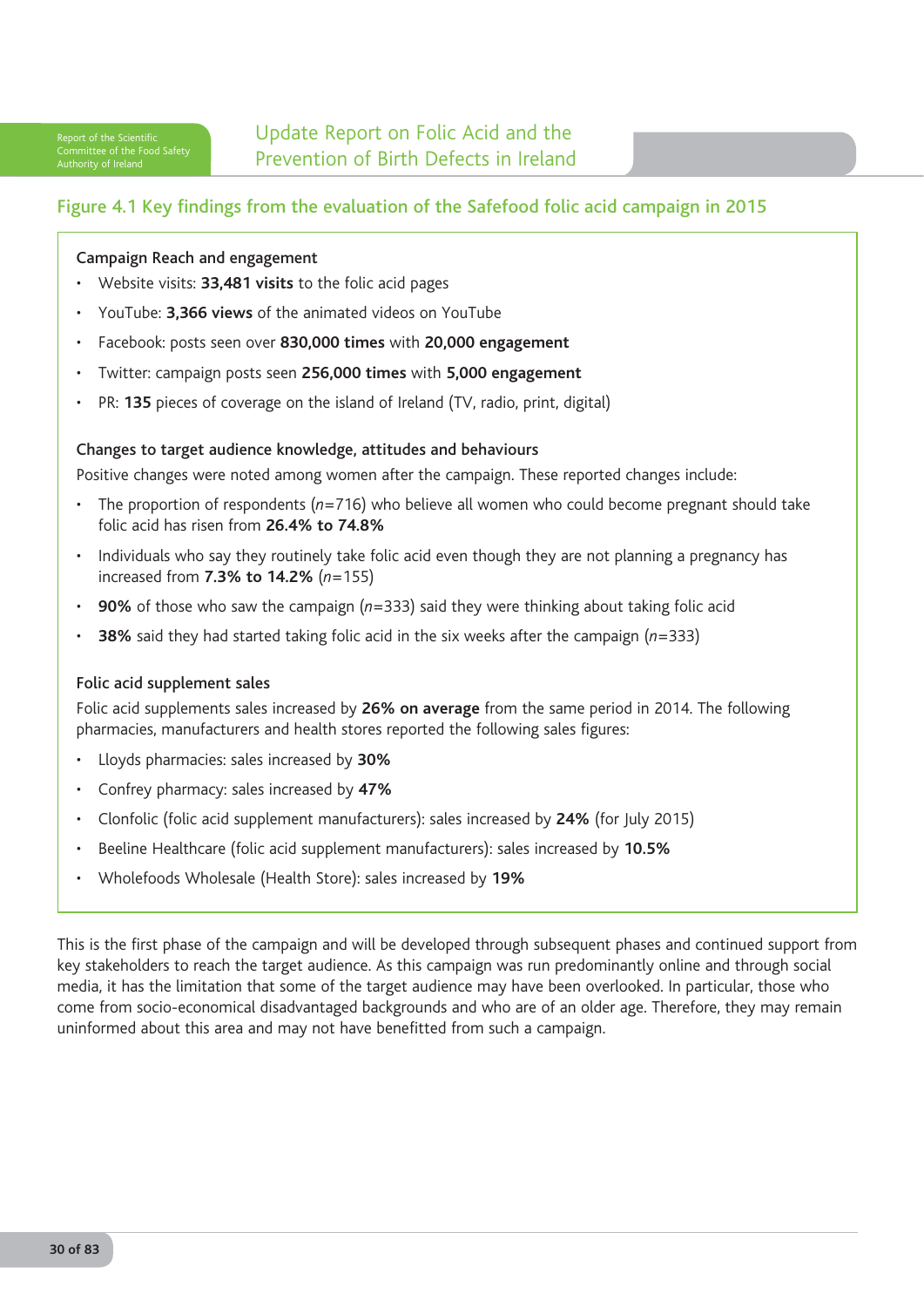## Figure 4.1 Key findings from the evaluation of the Safefood folic acid campaign in 2015

**Campaign Reach and engagement**

- Website visits: **33,481 visits** to the folic acid pages
- YouTube: **3,366 views** of the animated videos on YouTube
- Facebook: posts seen over **830,000 times** with **20,000 engagement**
- Twitter: campaign posts seen **256,000 times** with **5,000 engagement**
- PR: **135** pieces of coverage on the island of Ireland (TV, radio, print, digital)

**Changes to target audience knowledge, attitudes and behaviours**

Positive changes were noted among women after the campaign. These reported changes include:

- The proportion of respondents ($n$=716) who believe all women who could become pregnant should take folic acid has risen from **26.4% to 74.8%**
- Individuals who say they routinely take folic acid even though they are not planning a pregnancy has increased from **7.3% to 14.2%** ($n$=155)
- **90%** of those who saw the campaign ($n$=333) said they were thinking about taking folic acid
- **38%** said they had started taking folic acid in the six weeks after the campaign ($n$=333)

**Folic acid supplement sales**

Folic acid supplements sales increased by **26% on average** from the same period in 2014. The following pharmacies, manufacturers and health stores reported the following sales figures:

- Lloyds pharmacies: sales increased by **30%**
- Confrey pharmacy: sales increased by **47%**
- Clonfolic (folic acid supplement manufacturers): sales increased by **24%** (for July 2015)
- Beeline Healthcare (folic acid supplement manufacturers): sales increased by **10.5%**
- Wholefoods Wholesale (Health Store): sales increased by **19%**

This is the first phase of the campaign and will be developed through subsequent phases and continued support from key stakeholders to reach the target audience. As this campaign was run predominantly online and through social media, it has the limitation that some of the target audience may have been overlooked. In particular, those who come from socio-economical disadvantaged backgrounds and who are of an older age. Therefore, they may remain uninformed about this area and may not have benefitted from such a campaign.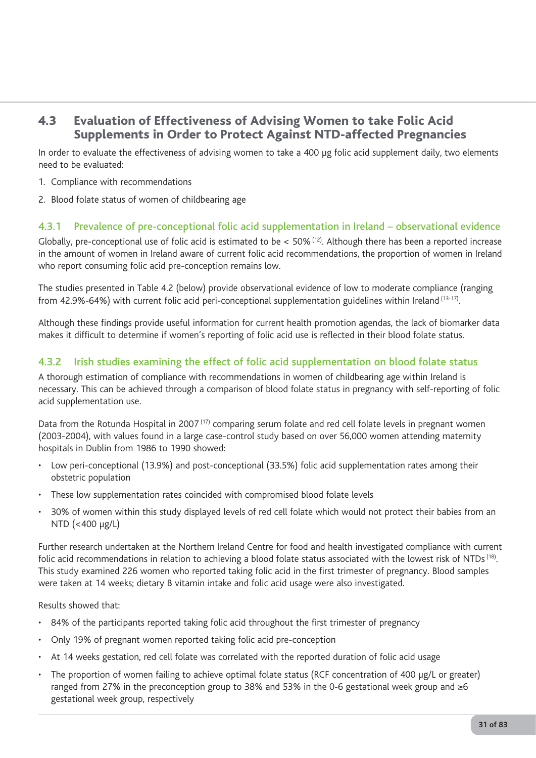## 4.3 Evaluation of Effectiveness of Advising Women to take Folic Acid Supplements in Order to Protect Against NTD-affected Pregnancies

In order to evaluate the effectiveness of advising women to take a 400 µg folic acid supplement daily, two elements need to be evaluated:

1. Compliance with recommendations
2. Blood folate status of women of childbearing age

### 4.3.1 Prevalence of pre-conceptional folic acid supplementation in Ireland – observational evidence

Globally, pre-conceptional use of folic acid is estimated to be < 50% [12]. Although there has been a reported increase in the amount of women in Ireland aware of current folic acid recommendations, the proportion of women in Ireland who report consuming folic acid pre-conception remains low.

The studies presented in Table 4.2 (below) provide observational evidence of low to moderate compliance (ranging from 42.9%-64%) with current folic acid peri-conceptional supplementation guidelines within Ireland [13-17].

Although these findings provide useful information for current health promotion agendas, the lack of biomarker data makes it difficult to determine if women's reporting of folic acid use is reflected in their blood folate status.

### 4.3.2 Irish studies examining the effect of folic acid supplementation on blood folate status

A thorough estimation of compliance with recommendations in women of childbearing age within Ireland is necessary. This can be achieved through a comparison of blood folate status in pregnancy with self-reporting of folic acid supplementation use.

Data from the Rotunda Hospital in 2007 [17] comparing serum folate and red cell folate levels in pregnant women (2003-2004), with values found in a large case-control study based on over 56,000 women attending maternity hospitals in Dublin from 1986 to 1990 showed:

- Low peri-conceptional (13.9%) and post-conceptional (33.5%) folic acid supplementation rates among their obstetric population
- These low supplementation rates coincided with compromised blood folate levels
- 30% of women within this study displayed levels of red cell folate which would not protect their babies from an NTD (<400 µg/L)

Further research undertaken at the Northern Ireland Centre for food and health investigated compliance with current folic acid recommendations in relation to achieving a blood folate status associated with the lowest risk of NTDs [18]. This study examined 226 women who reported taking folic acid in the first trimester of pregnancy. Blood samples were taken at 14 weeks; dietary B vitamin intake and folic acid usage were also investigated.

Results showed that:

- 84% of the participants reported taking folic acid throughout the first trimester of pregnancy
- Only 19% of pregnant women reported taking folic acid pre-conception
- At 14 weeks gestation, red cell folate was correlated with the reported duration of folic acid usage
- The proportion of women failing to achieve optimal folate status (RCF concentration of 400 µg/L or greater) ranged from 27% in the preconception group to 38% and 53% in the 0-6 gestational week group and ≥6 gestational week group, respectively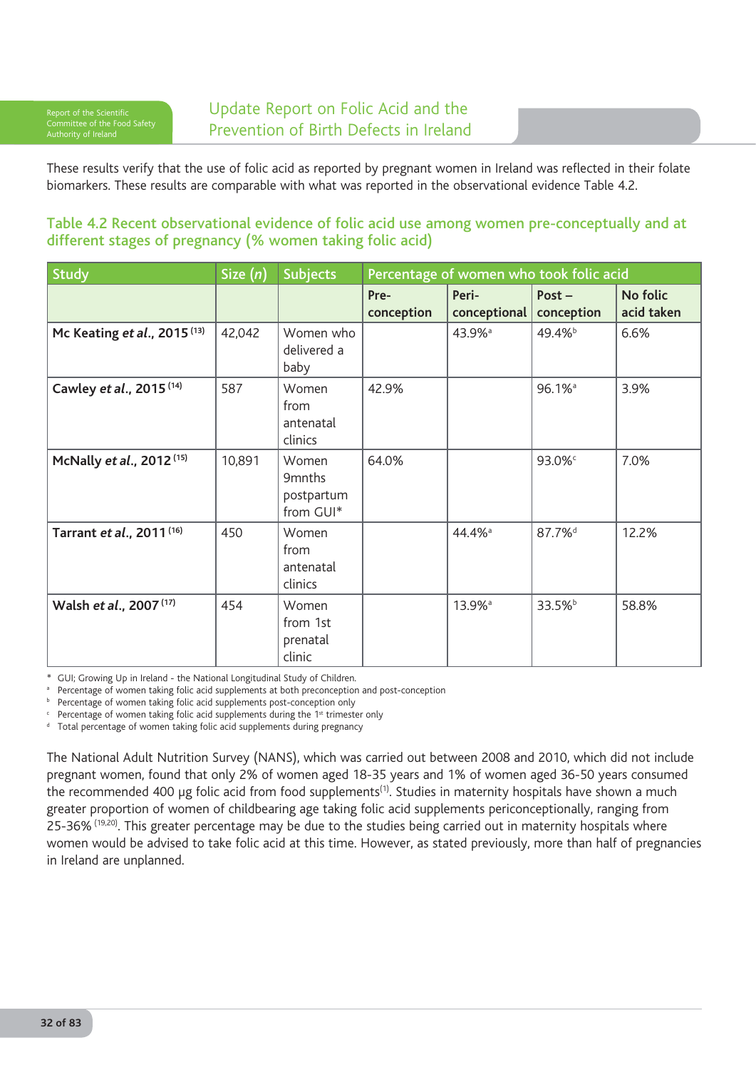These results verify that the use of folic acid as reported by pregnant women in Ireland was reflected in their folate biomarkers. These results are comparable with what was reported in the observational evidence Table 4.2.

### Table 4.2 Recent observational evidence of folic acid use among women pre-conceptually and at different stages of pregnancy (% women taking folic acid)

| Study | Size (*n*) | Subjects | Percentage of women who took folic acid | | | |
|---|---|---|---|---|---|---|
| | | | Pre-conception | Peri-conceptional | Post – conception | No folic acid taken |
| **Mc Keating *et al*., 2015** [13] | 42,042 | Women who delivered a baby | | 43.9%[a] | 49.4%[b] | 6.6% |
| **Cawley *et al*., 2015** [14] | 587 | Women from antenatal clinics | 42.9% | | 96.1%[a] | 3.9% |
| **McNally *et al*., 2012** [15] | 10,891 | Women 9mnths postpartum from GUI* | 64.0% | | 93.0%[c] | 7.0% |
| **Tarrant *et al*., 2011** [16] | 450 | Women from antenatal clinics | | 44.4%[a] | 87.7%[d] | 12.2% |
| **Walsh *et al*., 2007** [17] | 454 | Women from 1st prenatal clinic | | 13.9%[a] | 33.5%[b] | 58.8% |

\* GUI; Growing Up in Ireland - the National Longitudinal Study of Children.
[a] Percentage of women taking folic acid supplements at both preconception and post-conception
[b] Percentage of women taking folic acid supplements post-conception only
[c] Percentage of women taking folic acid supplements during the 1st trimester only
[d] Total percentage of women taking folic acid supplements during pregnancy

The National Adult Nutrition Survey (NANS), which was carried out between 2008 and 2010, which did not include pregnant women, found that only 2% of women aged 18-35 years and 1% of women aged 36-50 years consumed the recommended 400 µg folic acid from food supplements[1]. Studies in maternity hospitals have shown a much greater proportion of women of childbearing age taking folic acid supplements periconceptionally, ranging from 25-36% [19,20]. This greater percentage may be due to the studies being carried out in maternity hospitals where women would be advised to take folic acid at this time. However, as stated previously, more than half of pregnancies in Ireland are unplanned.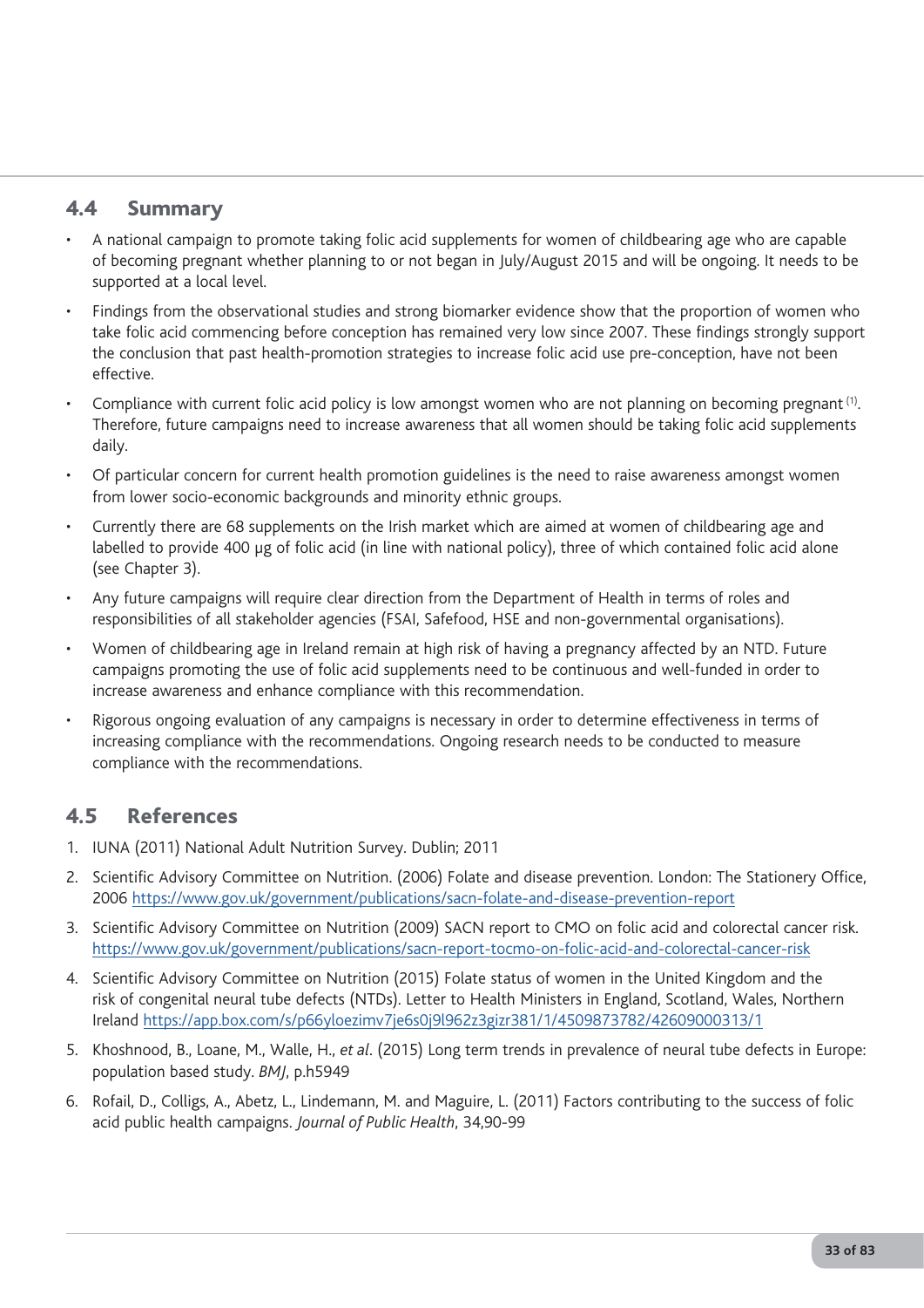## 4.4 Summary

- A national campaign to promote taking folic acid supplements for women of childbearing age who are capable of becoming pregnant whether planning to or not began in July/August 2015 and will be ongoing. It needs to be supported at a local level.
- Findings from the observational studies and strong biomarker evidence show that the proportion of women who take folic acid commencing before conception has remained very low since 2007. These findings strongly support the conclusion that past health-promotion strategies to increase folic acid use pre-conception, have not been effective.
- Compliance with current folic acid policy is low amongst women who are not planning on becoming pregnant [1]. Therefore, future campaigns need to increase awareness that all women should be taking folic acid supplements daily.
- Of particular concern for current health promotion guidelines is the need to raise awareness amongst women from lower socio-economic backgrounds and minority ethnic groups.
- Currently there are 68 supplements on the Irish market which are aimed at women of childbearing age and labelled to provide 400 μg of folic acid (in line with national policy), three of which contained folic acid alone (see Chapter 3).
- Any future campaigns will require clear direction from the Department of Health in terms of roles and responsibilities of all stakeholder agencies (FSAI, Safefood, HSE and non-governmental organisations).
- Women of childbearing age in Ireland remain at high risk of having a pregnancy affected by an NTD. Future campaigns promoting the use of folic acid supplements need to be continuous and well-funded in order to increase awareness and enhance compliance with this recommendation.
- Rigorous ongoing evaluation of any campaigns is necessary in order to determine effectiveness in terms of increasing compliance with the recommendations. Ongoing research needs to be conducted to measure compliance with the recommendations.

## 4.5 References

1. IUNA (2011) National Adult Nutrition Survey. Dublin; 2011
2. Scientific Advisory Committee on Nutrition. (2006) Folate and disease prevention. London: The Stationery Office, 2006 https://www.gov.uk/government/publications/sacn-folate-and-disease-prevention-report
3. Scientific Advisory Committee on Nutrition (2009) SACN report to CMO on folic acid and colorectal cancer risk. https://www.gov.uk/government/publications/sacn-report-tocmo-on-folic-acid-and-colorectal-cancer-risk
4. Scientific Advisory Committee on Nutrition (2015) Folate status of women in the United Kingdom and the risk of congenital neural tube defects (NTDs). Letter to Health Ministers in England, Scotland, Wales, Northern Ireland https://app.box.com/s/p66yloezimv7je6s0j9l962z3gizr381/1/4509873782/42609000313/1
5. Khoshnood, B., Loane, M., Walle, H., *et al*. (2015) Long term trends in prevalence of neural tube defects in Europe: population based study. *BMJ*, p.h5949
6. Rofail, D., Colligs, A., Abetz, L., Lindemann, M. and Maguire, L. (2011) Factors contributing to the success of folic acid public health campaigns. *Journal of Public Health*, 34,90-99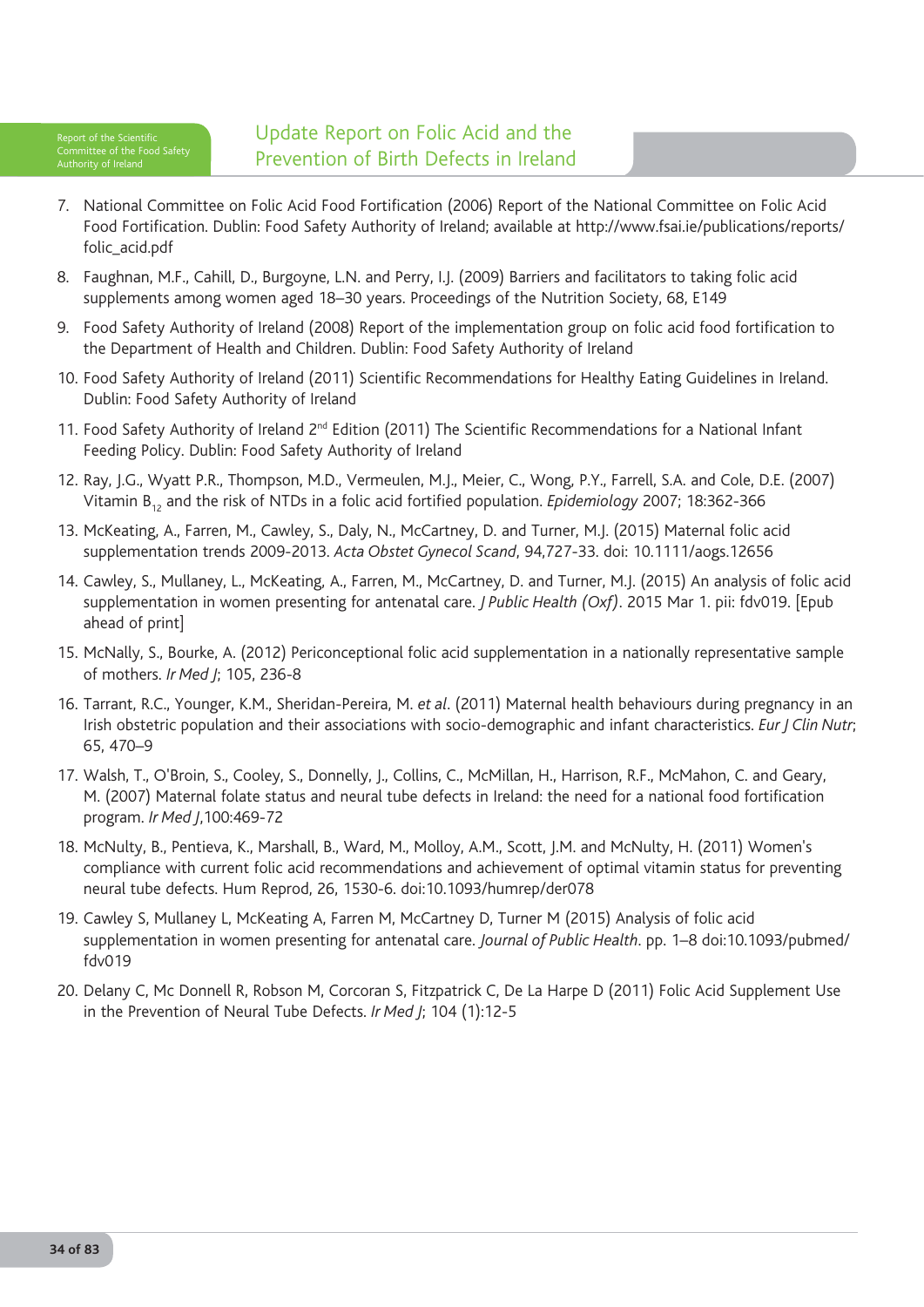7. National Committee on Folic Acid Food Fortification (2006) Report of the National Committee on Folic Acid Food Fortification. Dublin: Food Safety Authority of Ireland; available at http://www.fsai.ie/publications/reports/folic_acid.pdf

8. Faughnan, M.F., Cahill, D., Burgoyne, L.N. and Perry, I.J. (2009) Barriers and facilitators to taking folic acid supplements among women aged 18–30 years. Proceedings of the Nutrition Society, 68, E149

9. Food Safety Authority of Ireland (2008) Report of the implementation group on folic acid food fortification to the Department of Health and Children. Dublin: Food Safety Authority of Ireland

10. Food Safety Authority of Ireland (2011) Scientific Recommendations for Healthy Eating Guidelines in Ireland. Dublin: Food Safety Authority of Ireland

11. Food Safety Authority of Ireland 2nd Edition (2011) The Scientific Recommendations for a National Infant Feeding Policy. Dublin: Food Safety Authority of Ireland

12. Ray, J.G., Wyatt P.R., Thompson, M.D., Vermeulen, M.J., Meier, C., Wong, P.Y., Farrell, S.A. and Cole, D.E. (2007) Vitamin $B_{12}$ and the risk of NTDs in a folic acid fortified population. *Epidemiology* 2007; 18:362-366

13. McKeating, A., Farren, M., Cawley, S., Daly, N., McCartney, D. and Turner, M.J. (2015) Maternal folic acid supplementation trends 2009-2013. *Acta Obstet Gynecol Scand*, 94,727-33. doi: 10.1111/aogs.12656

14. Cawley, S., Mullaney, L., McKeating, A., Farren, M., McCartney, D. and Turner, M.J. (2015) An analysis of folic acid supplementation in women presenting for antenatal care. *J Public Health (Oxf)*. 2015 Mar 1. pii: fdv019. [Epub ahead of print]

15. McNally, S., Bourke, A. (2012) Periconceptional folic acid supplementation in a nationally representative sample of mothers. *Ir Med J*; 105, 236-8

16. Tarrant, R.C., Younger, K.M., Sheridan-Pereira, M. *et al*. (2011) Maternal health behaviours during pregnancy in an Irish obstetric population and their associations with socio-demographic and infant characteristics. *Eur J Clin Nutr*; 65, 470–9

17. Walsh, T., O'Broin, S., Cooley, S., Donnelly, J., Collins, C., McMillan, H., Harrison, R.F., McMahon, C. and Geary, M. (2007) Maternal folate status and neural tube defects in Ireland: the need for a national food fortification program. *Ir Med J*,100:469-72

18. McNulty, B., Pentieva, K., Marshall, B., Ward, M., Molloy, A.M., Scott, J.M. and McNulty, H. (2011) Women's compliance with current folic acid recommendations and achievement of optimal vitamin status for preventing neural tube defects. Hum Reprod, 26, 1530-6. doi:10.1093/humrep/der078

19. Cawley S, Mullaney L, McKeating A, Farren M, McCartney D, Turner M (2015) Analysis of folic acid supplementation in women presenting for antenatal care. *Journal of Public Health*. pp. 1–8 doi:10.1093/pubmed/fdv019

20. Delany C, Mc Donnell R, Robson M, Corcoran S, Fitzpatrick C, De La Harpe D (2011) Folic Acid Supplement Use in the Prevention of Neural Tube Defects. *Ir Med J*; 104 (1):12-5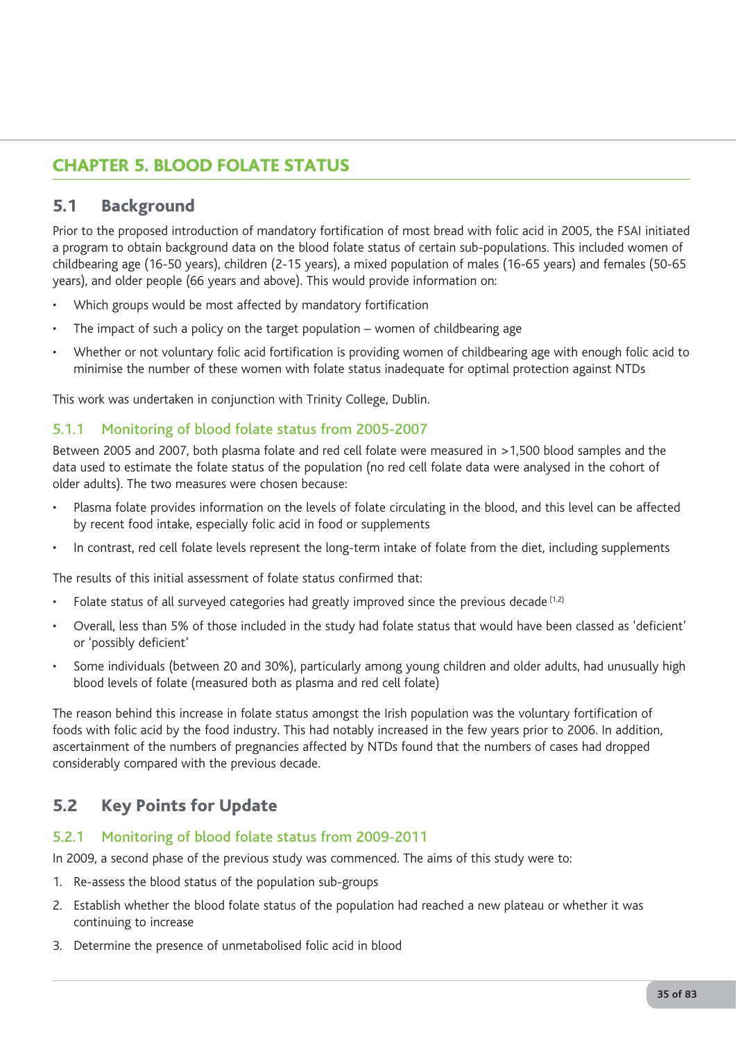# CHAPTER 5. BLOOD FOLATE STATUS

## 5.1 Background

Prior to the proposed introduction of mandatory fortification of most bread with folic acid in 2005, the FSAI initiated a program to obtain background data on the blood folate status of certain sub-populations. This included women of childbearing age (16-50 years), children (2-15 years), a mixed population of males (16-65 years) and females (50-65 years), and older people (66 years and above). This would provide information on:

- Which groups would be most affected by mandatory fortification
- The impact of such a policy on the target population – women of childbearing age
- Whether or not voluntary folic acid fortification is providing women of childbearing age with enough folic acid to minimise the number of these women with folate status inadequate for optimal protection against NTDs

This work was undertaken in conjunction with Trinity College, Dublin.

### 5.1.1 Monitoring of blood folate status from 2005-2007

Between 2005 and 2007, both plasma folate and red cell folate were measured in >1,500 blood samples and the data used to estimate the folate status of the population (no red cell folate data were analysed in the cohort of older adults). The two measures were chosen because:

- Plasma folate provides information on the levels of folate circulating in the blood, and this level can be affected by recent food intake, especially folic acid in food or supplements
- In contrast, red cell folate levels represent the long-term intake of folate from the diet, including supplements

The results of this initial assessment of folate status confirmed that:

- Folate status of all surveyed categories had greatly improved since the previous decade [1,2]
- Overall, less than 5% of those included in the study had folate status that would have been classed as 'deficient' or 'possibly deficient'
- Some individuals (between 20 and 30%), particularly among young children and older adults, had unusually high blood levels of folate (measured both as plasma and red cell folate)

The reason behind this increase in folate status amongst the Irish population was the voluntary fortification of foods with folic acid by the food industry. This had notably increased in the few years prior to 2006. In addition, ascertainment of the numbers of pregnancies affected by NTDs found that the numbers of cases had dropped considerably compared with the previous decade.

## 5.2 Key Points for Update

### 5.2.1 Monitoring of blood folate status from 2009-2011

In 2009, a second phase of the previous study was commenced. The aims of this study were to:

1. Re-assess the blood status of the population sub-groups
2. Establish whether the blood folate status of the population had reached a new plateau or whether it was continuing to increase
3. Determine the presence of unmetabolised folic acid in blood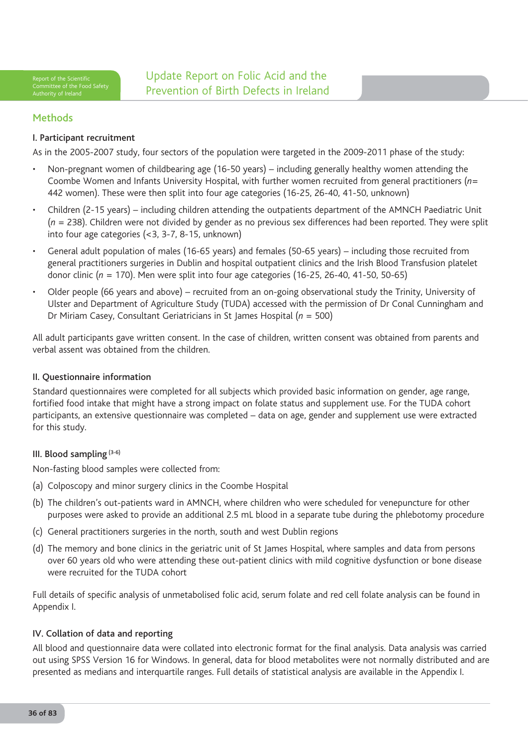## Methods

### I. Participant recruitment

As in the 2005-2007 study, four sectors of the population were targeted in the 2009-2011 phase of the study:

- Non-pregnant women of childbearing age (16-50 years) – including generally healthy women attending the Coombe Women and Infants University Hospital, with further women recruited from general practitioners (*n*= 442 women). These were then split into four age categories (16-25, 26-40, 41-50, unknown)
- Children (2-15 years) – including children attending the outpatients department of the AMNCH Paediatric Unit (*n* = 238). Children were not divided by gender as no previous sex differences had been reported. They were split into four age categories (<3, 3-7, 8-15, unknown)
- General adult population of males (16-65 years) and females (50-65 years) – including those recruited from general practitioners surgeries in Dublin and hospital outpatient clinics and the Irish Blood Transfusion platelet donor clinic (*n* = 170). Men were split into four age categories (16-25, 26-40, 41-50, 50-65)
- Older people (66 years and above) – recruited from an on-going observational study the Trinity, University of Ulster and Department of Agriculture Study (TUDA) accessed with the permission of Dr Conal Cunningham and Dr Miriam Casey, Consultant Geriatricians in St James Hospital (*n* = 500)

All adult participants gave written consent. In the case of children, written consent was obtained from parents and verbal assent was obtained from the children.

### II. Questionnaire information

Standard questionnaires were completed for all subjects which provided basic information on gender, age range, fortified food intake that might have a strong impact on folate status and supplement use. For the TUDA cohort participants, an extensive questionnaire was completed – data on age, gender and supplement use were extracted for this study.

### III. Blood sampling [3-6]

Non-fasting blood samples were collected from:

(a) Colposcopy and minor surgery clinics in the Coombe Hospital

(b) The children's out-patients ward in AMNCH, where children who were scheduled for venepuncture for other purposes were asked to provide an additional 2.5 mL blood in a separate tube during the phlebotomy procedure

(c) General practitioners surgeries in the north, south and west Dublin regions

(d) The memory and bone clinics in the geriatric unit of St James Hospital, where samples and data from persons over 60 years old who were attending these out-patient clinics with mild cognitive dysfunction or bone disease were recruited for the TUDA cohort

Full details of specific analysis of unmetabolised folic acid, serum folate and red cell folate analysis can be found in Appendix I.

### IV. Collation of data and reporting

All blood and questionnaire data were collated into electronic format for the final analysis. Data analysis was carried out using SPSS Version 16 for Windows. In general, data for blood metabolites were not normally distributed and are presented as medians and interquartile ranges. Full details of statistical analysis are available in the Appendix I.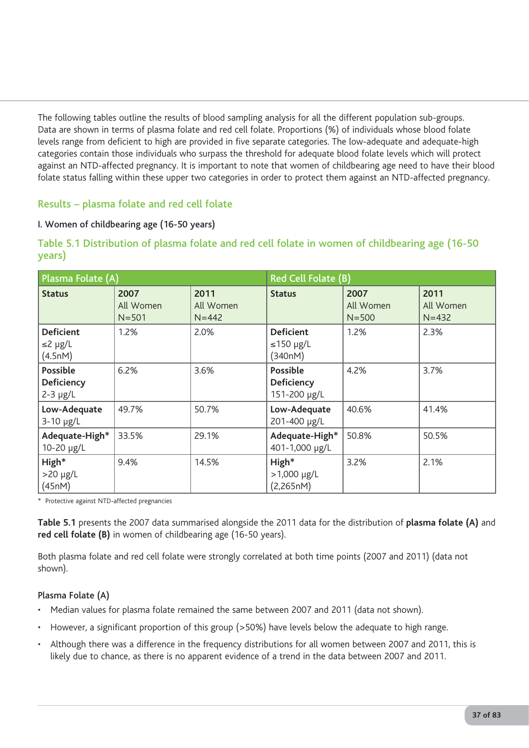The following tables outline the results of blood sampling analysis for all the different population sub-groups. Data are shown in terms of plasma folate and red cell folate. Proportions (%) of individuals whose blood folate levels range from deficient to high are provided in five separate categories. The low-adequate and adequate-high categories contain those individuals who surpass the threshold for adequate blood folate levels which will protect against an NTD-affected pregnancy. It is important to note that women of childbearing age need to have their blood folate status falling within these upper two categories in order to protect them against an NTD-affected pregnancy.

## Results – plasma folate and red cell folate

### I. Women of childbearing age (16-50 years)

**Table 5.1 Distribution of plasma folate and red cell folate in women of childbearing age (16-50 years)**

| Plasma Folate (A) | | | Red Cell Folate (B) | | |
|---|---|---|---|---|---|
| **Status** | **2007** All Women N=501 | **2011** All Women N=442 | **Status** | **2007** All Women N=500 | **2011** All Women N=432 |
| **Deficient** ≤2 µg/L (4.5nM) | 1.2% | 2.0% | **Deficient** ≤150 µg/L (340nM) | 1.2% | 2.3% |
| **Possible Deficiency** 2-3 µg/L | 6.2% | 3.6% | **Possible Deficiency** 151-200 µg/L | 4.2% | 3.7% |
| **Low-Adequate** 3-10 µg/L | 49.7% | 50.7% | **Low-Adequate** 201-400 µg/L | 40.6% | 41.4% |
| **Adequate-High*** 10-20 µg/L | 33.5% | 29.1% | **Adequate-High*** 401-1,000 µg/L | 50.8% | 50.5% |
| **High*** >20 µg/L (45nM) | 9.4% | 14.5% | **High*** >1,000 µg/L (2,265nM) | 3.2% | 2.1% |

* Protective against NTD-affected pregnancies

**Table 5.1** presents the 2007 data summarised alongside the 2011 data for the distribution of **plasma folate (A)** and **red cell folate (B)** in women of childbearing age (16-50 years).

Both plasma folate and red cell folate were strongly correlated at both time points (2007 and 2011) (data not shown).

#### Plasma Folate (A)

- Median values for plasma folate remained the same between 2007 and 2011 (data not shown).
- However, a significant proportion of this group (>50%) have levels below the adequate to high range.
- Although there was a difference in the frequency distributions for all women between 2007 and 2011, this is likely due to chance, as there is no apparent evidence of a trend in the data between 2007 and 2011.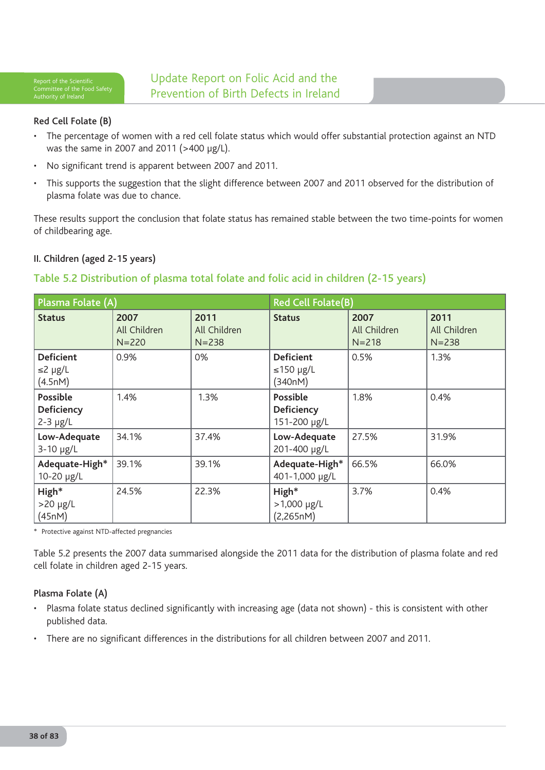Red Cell Folate (B)

- The percentage of women with a red cell folate status which would offer substantial protection against an NTD was the same in 2007 and 2011 (>400 μg/L).
- No significant trend is apparent between 2007 and 2011.
- This supports the suggestion that the slight difference between 2007 and 2011 observed for the distribution of plasma folate was due to chance.

These results support the conclusion that folate status has remained stable between the two time-points for women of childbearing age.

II. Children (aged 2-15 years)

## Table 5.2 Distribution of plasma total folate and folic acid in children (2-15 years)

| Plasma Folate (A) | | | Red Cell Folate(B) | | |
|---|---|---|---|---|---|
| **Status** | **2007** All Children N=220 | **2011** All Children N=238 | **Status** | **2007** All Children N=218 | **2011** All Children N=238 |
| **Deficient** ≤2 μg/L (4.5nM) | 0.9% | 0% | **Deficient** ≤150 μg/L (340nM) | 0.5% | 1.3% |
| **Possible Deficiency** 2-3 μg/L | 1.4% | 1.3% | **Possible Deficiency** 151-200 μg/L | 1.8% | 0.4% |
| **Low-Adequate** 3-10 μg/L | 34.1% | 37.4% | **Low-Adequate** 201-400 μg/L | 27.5% | 31.9% |
| **Adequate-High*** 10-20 μg/L | 39.1% | 39.1% | **Adequate-High*** 401-1,000 μg/L | 66.5% | 66.0% |
| **High*** >20 μg/L (45nM) | 24.5% | 22.3% | **High*** >1,000 μg/L (2,265nM) | 3.7% | 0.4% |

\* Protective against NTD-affected pregnancies

Table 5.2 presents the 2007 data summarised alongside the 2011 data for the distribution of plasma folate and red cell folate in children aged 2-15 years.

Plasma Folate (A)

- Plasma folate status declined significantly with increasing age (data not shown) - this is consistent with other published data.
- There are no significant differences in the distributions for all children between 2007 and 2011.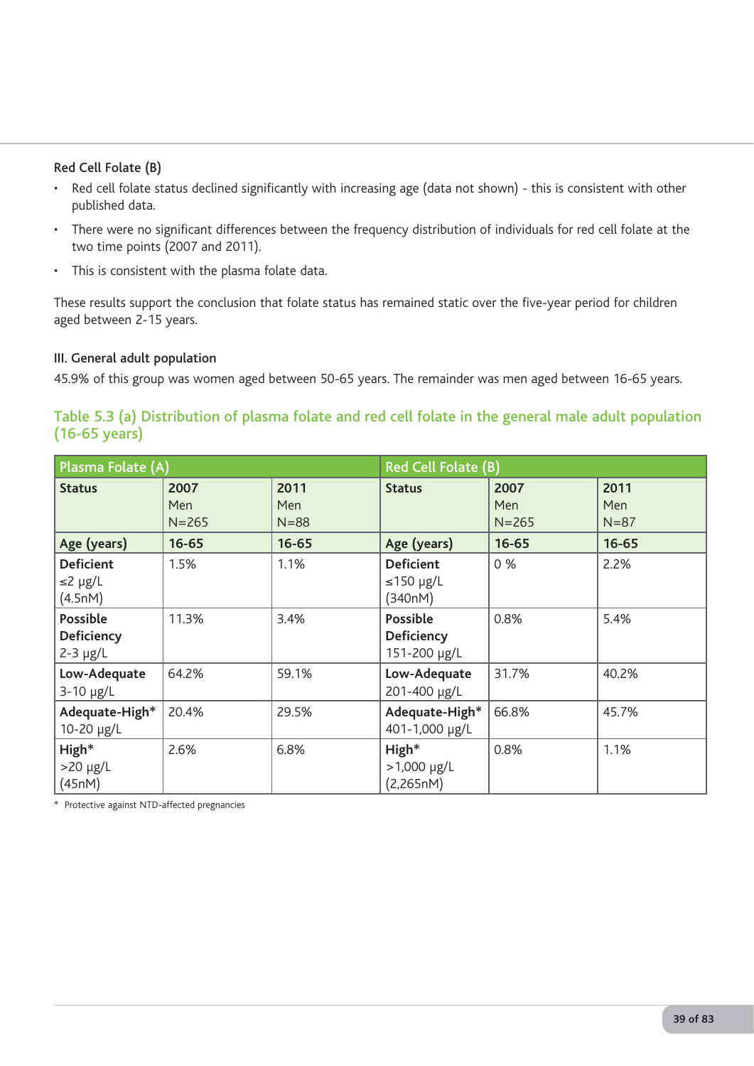Red Cell Folate (B)

- Red cell folate status declined significantly with increasing age (data not shown) - this is consistent with other published data.
- There were no significant differences between the frequency distribution of individuals for red cell folate at the two time points (2007 and 2011).
- This is consistent with the plasma folate data.

These results support the conclusion that folate status has remained static over the five-year period for children aged between 2-15 years.

III. General adult population

45.9% of this group was women aged between 50-65 years. The remainder was men aged between 16-65 years.

## Table 5.3 (a) Distribution of plasma folate and red cell folate in the general male adult population (16-65 years)

| Plasma Folate (A) | | | Red Cell Folate (B) | | |
|---|---|---|---|---|---|
| **Status** | **2007** Men N=265 | **2011** Men N=88 | **Status** | **2007** Men N=265 | **2011** Men N=87 |
| **Age (years)** | **16-65** | **16-65** | **Age (years)** | **16-65** | **16-65** |
| **Deficient** ≤2 µg/L (4.5nM) | 1.5% | 1.1% | **Deficient** ≤150 µg/L (340nM) | 0 % | 2.2% |
| **Possible Deficiency** 2-3 µg/L | 11.3% | 3.4% | **Possible Deficiency** 151-200 µg/L | 0.8% | 5.4% |
| **Low-Adequate** 3-10 µg/L | 64.2% | 59.1% | **Low-Adequate** 201-400 µg/L | 31.7% | 40.2% |
| **Adequate-High*** 10-20 µg/L | 20.4% | 29.5% | **Adequate-High*** 401-1,000 µg/L | 66.8% | 45.7% |
| **High*** >20 µg/L (45nM) | 2.6% | 6.8% | **High*** >1,000 µg/L (2,265nM) | 0.8% | 1.1% |

\* Protective against NTD-affected pregnancies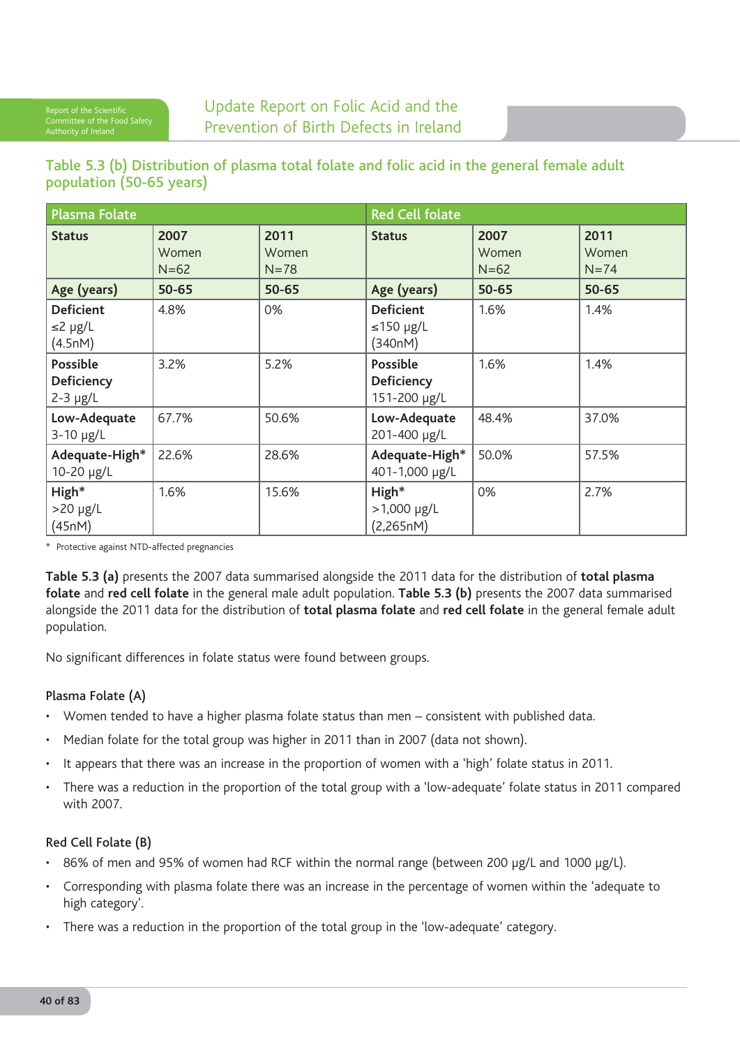### Table 5.3 (b) Distribution of plasma total folate and folic acid in the general female adult population (50-65 years)

| Plasma Folate | | | Red Cell folate | | |
|---|---|---|---|---|---|
| **Status** | **2007** Women N=62 | **2011** Women N=78 | **Status** | **2007** Women N=62 | **2011** Women N=74 |
| **Age (years)** | **50-65** | **50-65** | **Age (years)** | **50-65** | **50-65** |
| **Deficient** ≤2 µg/L (4.5nM) | 4.8% | 0% | **Deficient** ≤150 µg/L (340nM) | 1.6% | 1.4% |
| **Possible Deficiency** 2-3 µg/L | 3.2% | 5.2% | **Possible Deficiency** 151-200 µg/L | 1.6% | 1.4% |
| **Low-Adequate** 3-10 µg/L | 67.7% | 50.6% | **Low-Adequate** 201-400 µg/L | 48.4% | 37.0% |
| **Adequate-High*** 10-20 µg/L | 22.6% | 28.6% | **Adequate-High*** 401-1,000 µg/L | 50.0% | 57.5% |
| **High*** >20 µg/L (45nM) | 1.6% | 15.6% | **High*** >1,000 µg/L (2,265nM) | 0% | 2.7% |

\* Protective against NTD-affected pregnancies

**Table 5.3 (a)** presents the 2007 data summarised alongside the 2011 data for the distribution of **total plasma folate** and **red cell folate** in the general male adult population. **Table 5.3 (b)** presents the 2007 data summarised alongside the 2011 data for the distribution of **total plasma folate** and **red cell folate** in the general female adult population.

No significant differences in folate status were found between groups.

#### Plasma Folate (A)

- Women tended to have a higher plasma folate status than men – consistent with published data.
- Median folate for the total group was higher in 2011 than in 2007 (data not shown).
- It appears that there was an increase in the proportion of women with a 'high' folate status in 2011.
- There was a reduction in the proportion of the total group with a 'low-adequate' folate status in 2011 compared with 2007.

#### Red Cell Folate (B)

- 86% of men and 95% of women had RCF within the normal range (between 200 µg/L and 1000 µg/L).
- Corresponding with plasma folate there was an increase in the percentage of women within the 'adequate to high category'.
- There was a reduction in the proportion of the total group in the 'low-adequate' category.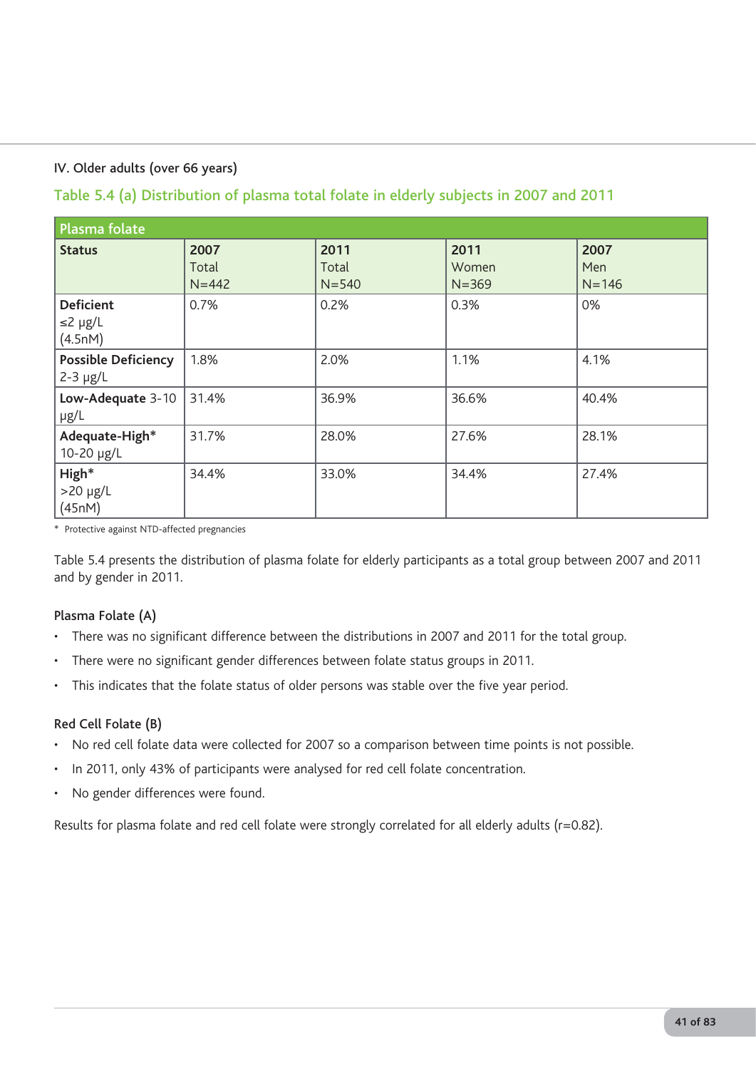IV. Older adults (over 66 years)

## Table 5.4 (a) Distribution of plasma total folate in elderly subjects in 2007 and 2011

| Plasma folate | | | | |
|---|---|---|---|---|
| **Status** | **2007** Total N=442 | **2011** Total N=540 | **2011** Women N=369 | **2007** Men N=146 |
| **Deficient** ≤2 µg/L (4.5nM) | 0.7% | 0.2% | 0.3% | 0% |
| **Possible Deficiency** 2-3 µg/L | 1.8% | 2.0% | 1.1% | 4.1% |
| **Low-Adequate** 3-10 µg/L | 31.4% | 36.9% | 36.6% | 40.4% |
| **Adequate-High*** 10-20 µg/L | 31.7% | 28.0% | 27.6% | 28.1% |
| **High*** >20 µg/L (45nM) | 34.4% | 33.0% | 34.4% | 27.4% |

\* Protective against NTD-affected pregnancies

Table 5.4 presents the distribution of plasma folate for elderly participants as a total group between 2007 and 2011 and by gender in 2011.

### Plasma Folate (A)

- There was no significant difference between the distributions in 2007 and 2011 for the total group.
- There were no significant gender differences between folate status groups in 2011.
- This indicates that the folate status of older persons was stable over the five year period.

### Red Cell Folate (B)

- No red cell folate data were collected for 2007 so a comparison between time points is not possible.
- In 2011, only 43% of participants were analysed for red cell folate concentration.
- No gender differences were found.

Results for plasma folate and red cell folate were strongly correlated for all elderly adults (r=0.82).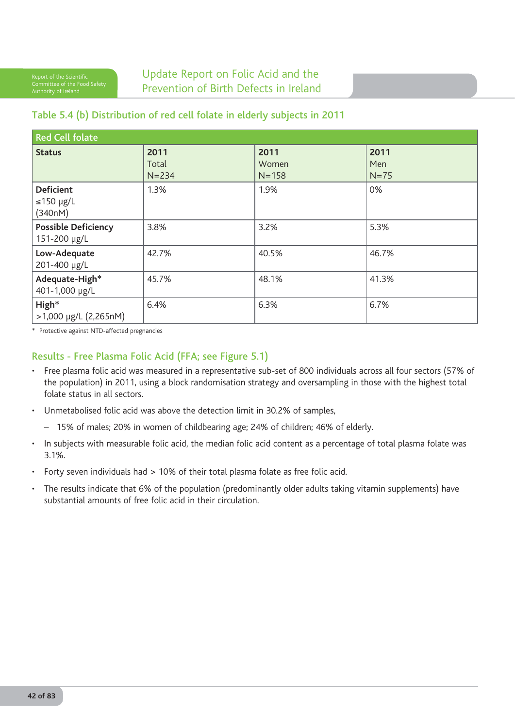### Table 5.4 (b) Distribution of red cell folate in elderly subjects in 2011

| Red Cell folate | | | |
|---|---|---|---|
| **Status** | **2011** Total N=234 | **2011** Women N=158 | **2011** Men N=75 |
| **Deficient** ≤150 µg/L (340nM) | 1.3% | 1.9% | 0% |
| **Possible Deficiency** 151-200 µg/L | 3.8% | 3.2% | 5.3% |
| **Low-Adequate** 201-400 µg/L | 42.7% | 40.5% | 46.7% |
| **Adequate-High*** 401-1,000 µg/L | 45.7% | 48.1% | 41.3% |
| **High*** >1,000 µg/L (2,265nM) | 6.4% | 6.3% | 6.7% |

* Protective against NTD-affected pregnancies

### Results - Free Plasma Folic Acid (FFA; see Figure 5.1)

- Free plasma folic acid was measured in a representative sub-set of 800 individuals across all four sectors (57% of the population) in 2011, using a block randomisation strategy and oversampling in those with the highest total folate status in all sectors.
- Unmetabolised folic acid was above the detection limit in 30.2% of samples,
  - 15% of males; 20% in women of childbearing age; 24% of children; 46% of elderly.
- In subjects with measurable folic acid, the median folic acid content as a percentage of total plasma folate was 3.1%.
- Forty seven individuals had > 10% of their total plasma folate as free folic acid.
- The results indicate that 6% of the population (predominantly older adults taking vitamin supplements) have substantial amounts of free folic acid in their circulation.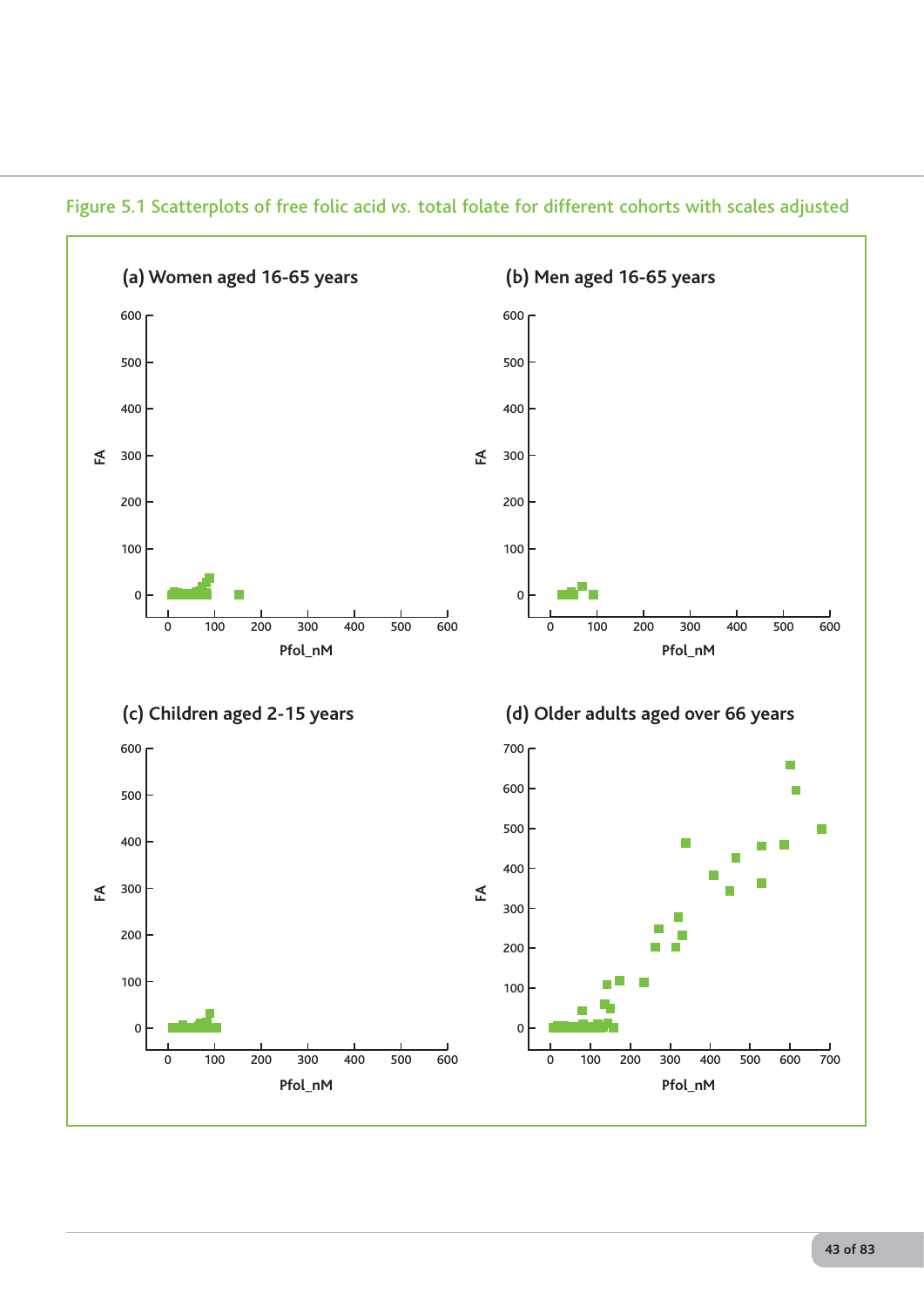Figure 5.1 Scatterplots of free folic acid *vs.* total folate for different cohorts with scales adjusted

**(a) Women aged 16-65 years**

**(b) Men aged 16-65 years**

**(c) Children aged 2-15 years**

**(d) Older adults aged over 66 years**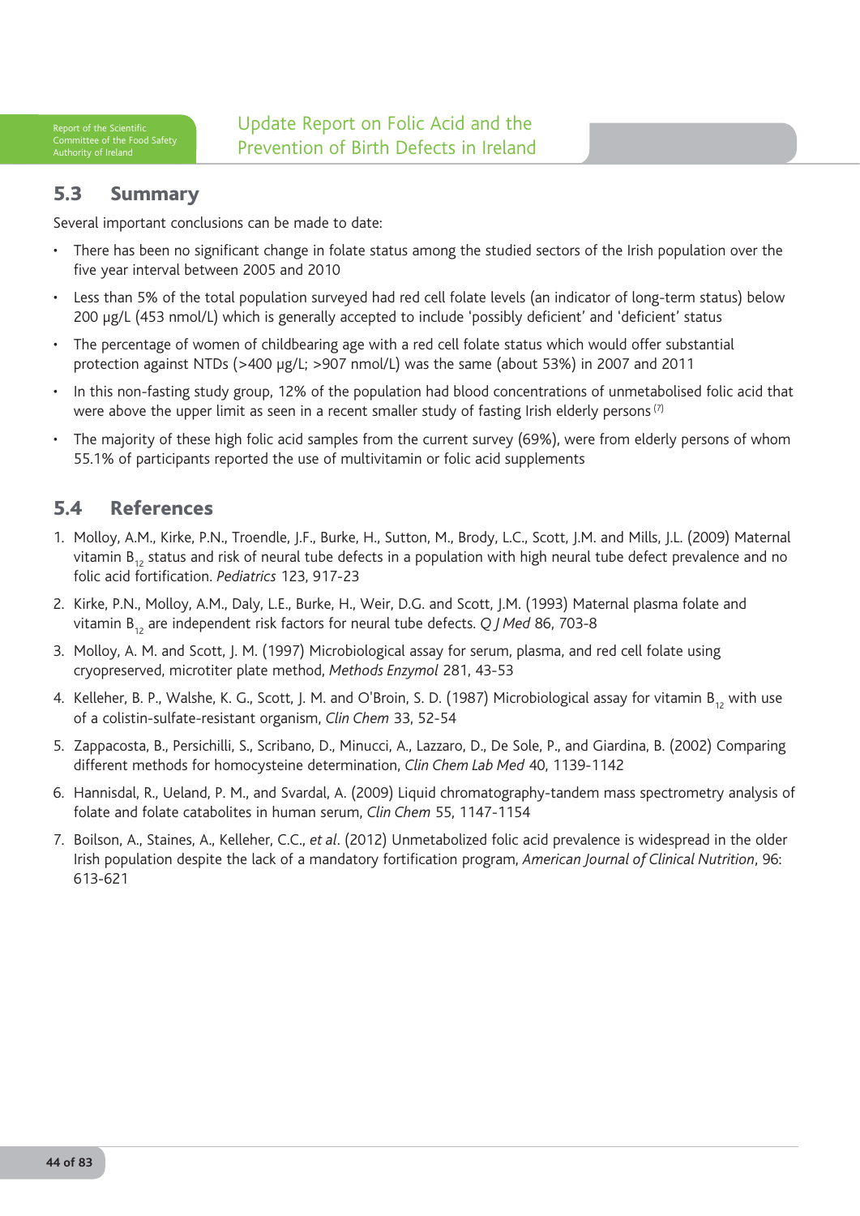## 5.3 Summary

Several important conclusions can be made to date:

- There has been no significant change in folate status among the studied sectors of the Irish population over the five year interval between 2005 and 2010
- Less than 5% of the total population surveyed had red cell folate levels (an indicator of long-term status) below 200 μg/L (453 nmol/L) which is generally accepted to include 'possibly deficient' and 'deficient' status
- The percentage of women of childbearing age with a red cell folate status which would offer substantial protection against NTDs (>400 μg/L; >907 nmol/L) was the same (about 53%) in 2007 and 2011
- In this non-fasting study group, 12% of the population had blood concentrations of unmetabolised folic acid that were above the upper limit as seen in a recent smaller study of fasting Irish elderly persons [7]
- The majority of these high folic acid samples from the current survey (69%), were from elderly persons of whom 55.1% of participants reported the use of multivitamin or folic acid supplements

## 5.4 References

1. Molloy, A.M., Kirke, P.N., Troendle, J.F., Burke, H., Sutton, M., Brody, L.C., Scott, J.M. and Mills, J.L. (2009) Maternal vitamin $B_{12}$ status and risk of neural tube defects in a population with high neural tube defect prevalence and no folic acid fortification. *Pediatrics* 123, 917-23
2. Kirke, P.N., Molloy, A.M., Daly, L.E., Burke, H., Weir, D.G. and Scott, J.M. (1993) Maternal plasma folate and vitamin $B_{12}$ are independent risk factors for neural tube defects. *Q J Med* 86, 703-8
3. Molloy, A. M. and Scott, J. M. (1997) Microbiological assay for serum, plasma, and red cell folate using cryopreserved, microtiter plate method, *Methods Enzymol* 281, 43-53
4. Kelleher, B. P., Walshe, K. G., Scott, J. M. and O'Broin, S. D. (1987) Microbiological assay for vitamin $B_{12}$ with use of a colistin-sulfate-resistant organism, *Clin Chem* 33, 52-54
5. Zappacosta, B., Persichilli, S., Scribano, D., Minucci, A., Lazzaro, D., De Sole, P., and Giardina, B. (2002) Comparing different methods for homocysteine determination, *Clin Chem Lab Med* 40, 1139-1142
6. Hannisdal, R., Ueland, P. M., and Svardal, A. (2009) Liquid chromatography-tandem mass spectrometry analysis of folate and folate catabolites in human serum, *Clin Chem* 55, 1147-1154
7. Boilson, A., Staines, A., Kelleher, C.C., *et al*. (2012) Unmetabolized folic acid prevalence is widespread in the older Irish population despite the lack of a mandatory fortification program, *American Journal of Clinical Nutrition*, 96: 613-621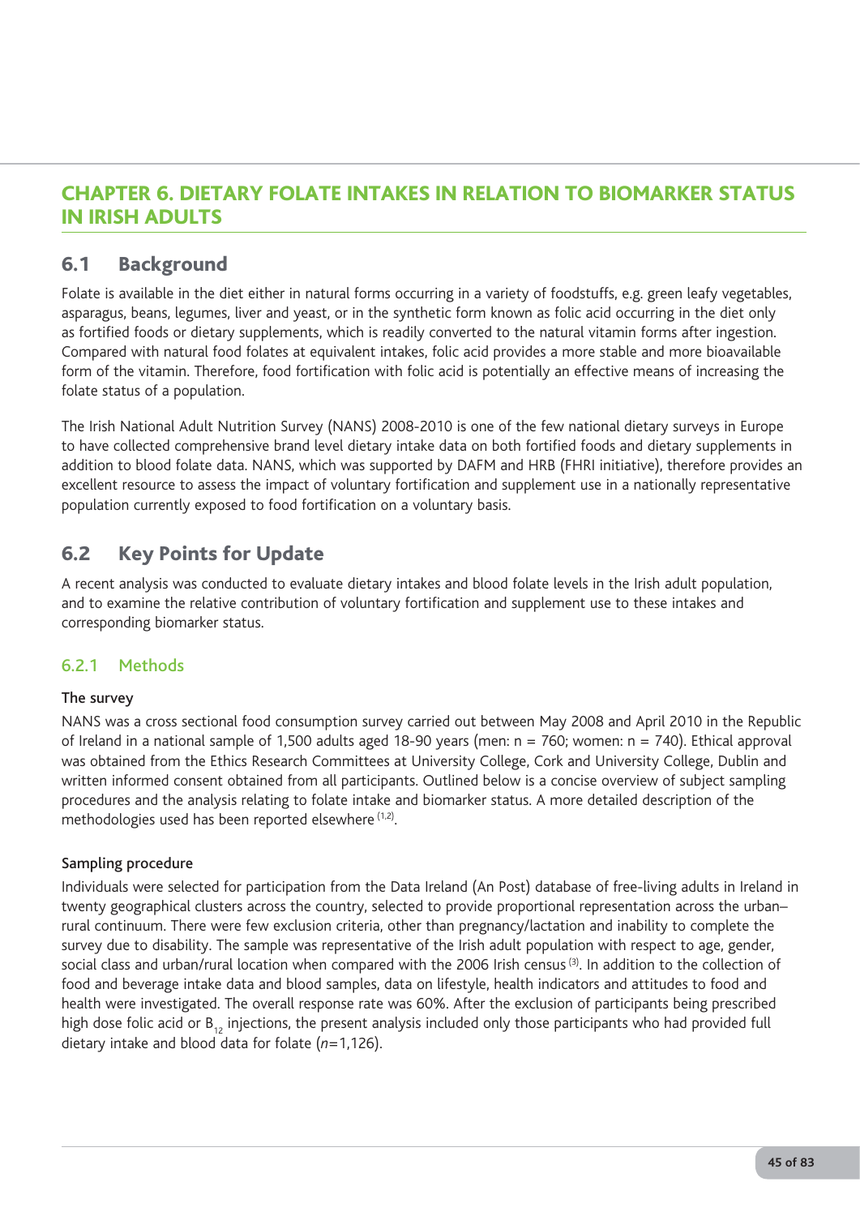# CHAPTER 6. DIETARY FOLATE INTAKES IN RELATION TO BIOMARKER STATUS IN IRISH ADULTS

## 6.1 Background

Folate is available in the diet either in natural forms occurring in a variety of foodstuffs, e.g. green leafy vegetables, asparagus, beans, legumes, liver and yeast, or in the synthetic form known as folic acid occurring in the diet only as fortified foods or dietary supplements, which is readily converted to the natural vitamin forms after ingestion. Compared with natural food folates at equivalent intakes, folic acid provides a more stable and more bioavailable form of the vitamin. Therefore, food fortification with folic acid is potentially an effective means of increasing the folate status of a population.

The Irish National Adult Nutrition Survey (NANS) 2008-2010 is one of the few national dietary surveys in Europe to have collected comprehensive brand level dietary intake data on both fortified foods and dietary supplements in addition to blood folate data. NANS, which was supported by DAFM and HRB (FHRI initiative), therefore provides an excellent resource to assess the impact of voluntary fortification and supplement use in a nationally representative population currently exposed to food fortification on a voluntary basis.

## 6.2 Key Points for Update

A recent analysis was conducted to evaluate dietary intakes and blood folate levels in the Irish adult population, and to examine the relative contribution of voluntary fortification and supplement use to these intakes and corresponding biomarker status.

### 6.2.1 Methods

**The survey**

NANS was a cross sectional food consumption survey carried out between May 2008 and April 2010 in the Republic of Ireland in a national sample of 1,500 adults aged 18-90 years (men: n = 760; women: n = 740). Ethical approval was obtained from the Ethics Research Committees at University College, Cork and University College, Dublin and written informed consent obtained from all participants. Outlined below is a concise overview of subject sampling procedures and the analysis relating to folate intake and biomarker status. A more detailed description of the methodologies used has been reported elsewhere [1,2].

**Sampling procedure**

Individuals were selected for participation from the Data Ireland (An Post) database of free-living adults in Ireland in twenty geographical clusters across the country, selected to provide proportional representation across the urban–rural continuum. There were few exclusion criteria, other than pregnancy/lactation and inability to complete the survey due to disability. The sample was representative of the Irish adult population with respect to age, gender, social class and urban/rural location when compared with the 2006 Irish census [3]. In addition to the collection of food and beverage intake data and blood samples, data on lifestyle, health indicators and attitudes to food and health were investigated. The overall response rate was 60%. After the exclusion of participants being prescribed high dose folic acid or $B_{12}$ injections, the present analysis included only those participants who had provided full dietary intake and blood data for folate (*n*=1,126).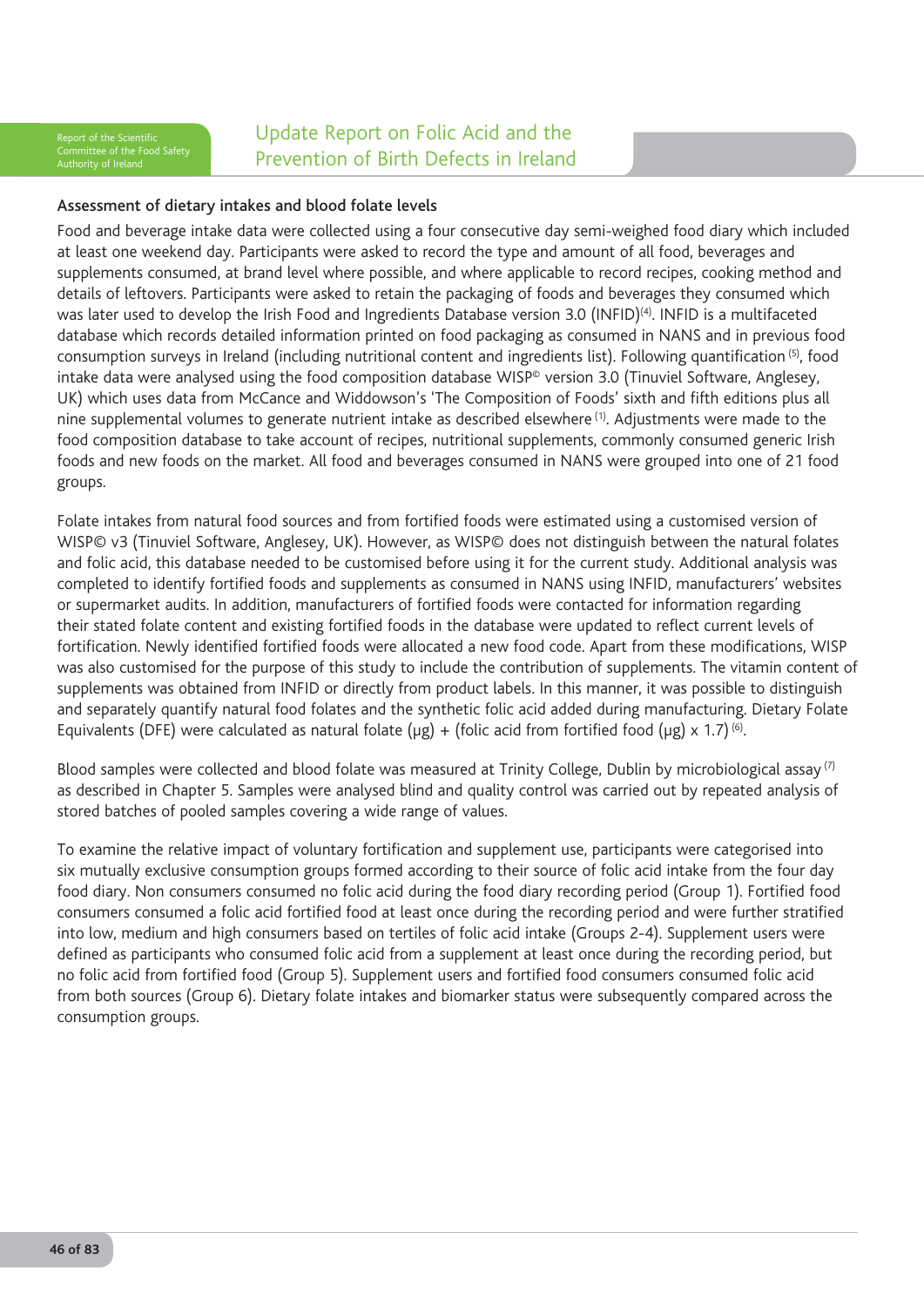### Assessment of dietary intakes and blood folate levels

Food and beverage intake data were collected using a four consecutive day semi-weighed food diary which included at least one weekend day. Participants were asked to record the type and amount of all food, beverages and supplements consumed, at brand level where possible, and where applicable to record recipes, cooking method and details of leftovers. Participants were asked to retain the packaging of foods and beverages they consumed which was later used to develop the Irish Food and Ingredients Database version 3.0 (INFID)[4]. INFID is a multifaceted database which records detailed information printed on food packaging as consumed in NANS and in previous food consumption surveys in Ireland (including nutritional content and ingredients list). Following quantification [5], food intake data were analysed using the food composition database WISP© version 3.0 (Tinuviel Software, Anglesey, UK) which uses data from McCance and Widdowson's 'The Composition of Foods' sixth and fifth editions plus all nine supplemental volumes to generate nutrient intake as described elsewhere [1]. Adjustments were made to the food composition database to take account of recipes, nutritional supplements, commonly consumed generic Irish foods and new foods on the market. All food and beverages consumed in NANS were grouped into one of 21 food groups.

Folate intakes from natural food sources and from fortified foods were estimated using a customised version of WISP© v3 (Tinuviel Software, Anglesey, UK). However, as WISP© does not distinguish between the natural folates and folic acid, this database needed to be customised before using it for the current study. Additional analysis was completed to identify fortified foods and supplements as consumed in NANS using INFID, manufacturers' websites or supermarket audits. In addition, manufacturers of fortified foods were contacted for information regarding their stated folate content and existing fortified foods in the database were updated to reflect current levels of fortification. Newly identified fortified foods were allocated a new food code. Apart from these modifications, WISP was also customised for the purpose of this study to include the contribution of supplements. The vitamin content of supplements was obtained from INFID or directly from product labels. In this manner, it was possible to distinguish and separately quantify natural food folates and the synthetic folic acid added during manufacturing. Dietary Folate Equivalents (DFE) were calculated as natural folate (μg) + (folic acid from fortified food (μg) x 1.7) [6].

Blood samples were collected and blood folate was measured at Trinity College, Dublin by microbiological assay [7] as described in Chapter 5. Samples were analysed blind and quality control was carried out by repeated analysis of stored batches of pooled samples covering a wide range of values.

To examine the relative impact of voluntary fortification and supplement use, participants were categorised into six mutually exclusive consumption groups formed according to their source of folic acid intake from the four day food diary. Non consumers consumed no folic acid during the food diary recording period (Group 1). Fortified food consumers consumed a folic acid fortified food at least once during the recording period and were further stratified into low, medium and high consumers based on tertiles of folic acid intake (Groups 2-4). Supplement users were defined as participants who consumed folic acid from a supplement at least once during the recording period, but no folic acid from fortified food (Group 5). Supplement users and fortified food consumers consumed folic acid from both sources (Group 6). Dietary folate intakes and biomarker status were subsequently compared across the consumption groups.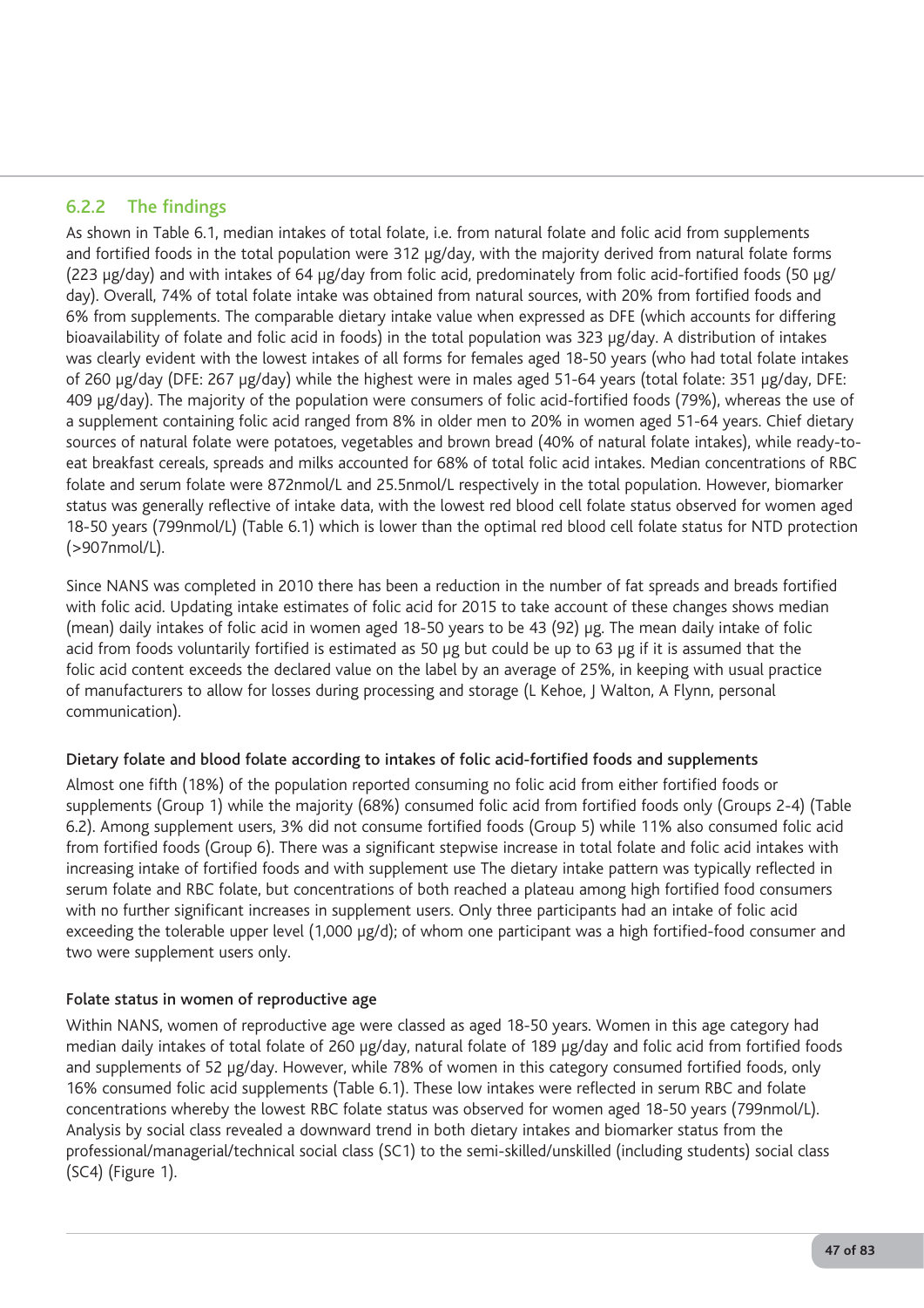### 6.2.2 The findings

As shown in Table 6.1, median intakes of total folate, i.e. from natural folate and folic acid from supplements and fortified foods in the total population were 312 µg/day, with the majority derived from natural folate forms (223 µg/day) and with intakes of 64 µg/day from folic acid, predominately from folic acid-fortified foods (50 µg/day). Overall, 74% of total folate intake was obtained from natural sources, with 20% from fortified foods and 6% from supplements. The comparable dietary intake value when expressed as DFE (which accounts for differing bioavailability of folate and folic acid in foods) in the total population was 323 µg/day. A distribution of intakes was clearly evident with the lowest intakes of all forms for females aged 18-50 years (who had total folate intakes of 260 µg/day (DFE: 267 µg/day) while the highest were in males aged 51-64 years (total folate: 351 µg/day, DFE: 409 µg/day). The majority of the population were consumers of folic acid-fortified foods (79%), whereas the use of a supplement containing folic acid ranged from 8% in older men to 20% in women aged 51-64 years. Chief dietary sources of natural folate were potatoes, vegetables and brown bread (40% of natural folate intakes), while ready-to-eat breakfast cereals, spreads and milks accounted for 68% of total folic acid intakes. Median concentrations of RBC folate and serum folate were 872nmol/L and 25.5nmol/L respectively in the total population. However, biomarker status was generally reflective of intake data, with the lowest red blood cell folate status observed for women aged 18-50 years (799nmol/L) (Table 6.1) which is lower than the optimal red blood cell folate status for NTD protection (>907nmol/L).

Since NANS was completed in 2010 there has been a reduction in the number of fat spreads and breads fortified with folic acid. Updating intake estimates of folic acid for 2015 to take account of these changes shows median (mean) daily intakes of folic acid in women aged 18-50 years to be 43 (92) µg. The mean daily intake of folic acid from foods voluntarily fortified is estimated as 50 µg but could be up to 63 µg if it is assumed that the folic acid content exceeds the declared value on the label by an average of 25%, in keeping with usual practice of manufacturers to allow for losses during processing and storage (L Kehoe, J Walton, A Flynn, personal communication).

**Dietary folate and blood folate according to intakes of folic acid-fortified foods and supplements**

Almost one fifth (18%) of the population reported consuming no folic acid from either fortified foods or supplements (Group 1) while the majority (68%) consumed folic acid from fortified foods only (Groups 2-4) (Table 6.2). Among supplement users, 3% did not consume fortified foods (Group 5) while 11% also consumed folic acid from fortified foods (Group 6). There was a significant stepwise increase in total folate and folic acid intakes with increasing intake of fortified foods and with supplement use The dietary intake pattern was typically reflected in serum folate and RBC folate, but concentrations of both reached a plateau among high fortified food consumers with no further significant increases in supplement users. Only three participants had an intake of folic acid exceeding the tolerable upper level (1,000 µg/d); of whom one participant was a high fortified-food consumer and two were supplement users only.

**Folate status in women of reproductive age**

Within NANS, women of reproductive age were classed as aged 18-50 years. Women in this age category had median daily intakes of total folate of 260 µg/day, natural folate of 189 µg/day and folic acid from fortified foods and supplements of 52 µg/day. However, while 78% of women in this category consumed fortified foods, only 16% consumed folic acid supplements (Table 6.1). These low intakes were reflected in serum RBC and folate concentrations whereby the lowest RBC folate status was observed for women aged 18-50 years (799nmol/L). Analysis by social class revealed a downward trend in both dietary intakes and biomarker status from the professional/managerial/technical social class (SC1) to the semi-skilled/unskilled (including students) social class (SC4) (Figure 1).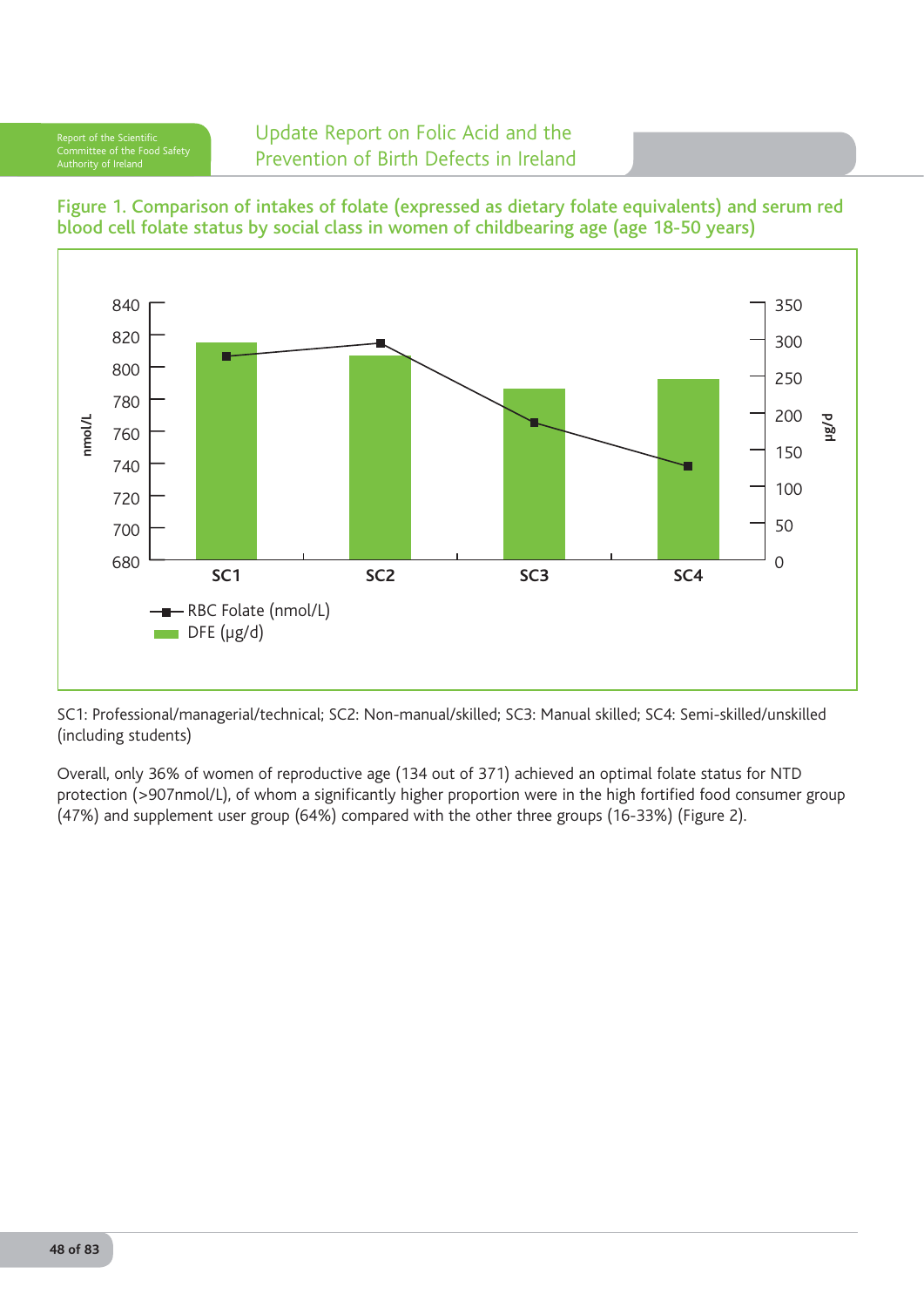**Figure 1. Comparison of intakes of folate (expressed as dietary folate equivalents) and serum red blood cell folate status by social class in women of childbearing age (age 18-50 years)**

SC1: Professional/managerial/technical; SC2: Non-manual/skilled; SC3: Manual skilled; SC4: Semi-skilled/unskilled (including students)

Overall, only 36% of women of reproductive age (134 out of 371) achieved an optimal folate status for NTD protection (>907nmol/L), of whom a significantly higher proportion were in the high fortified food consumer group (47%) and supplement user group (64%) compared with the other three groups (16-33%) (Figure 2).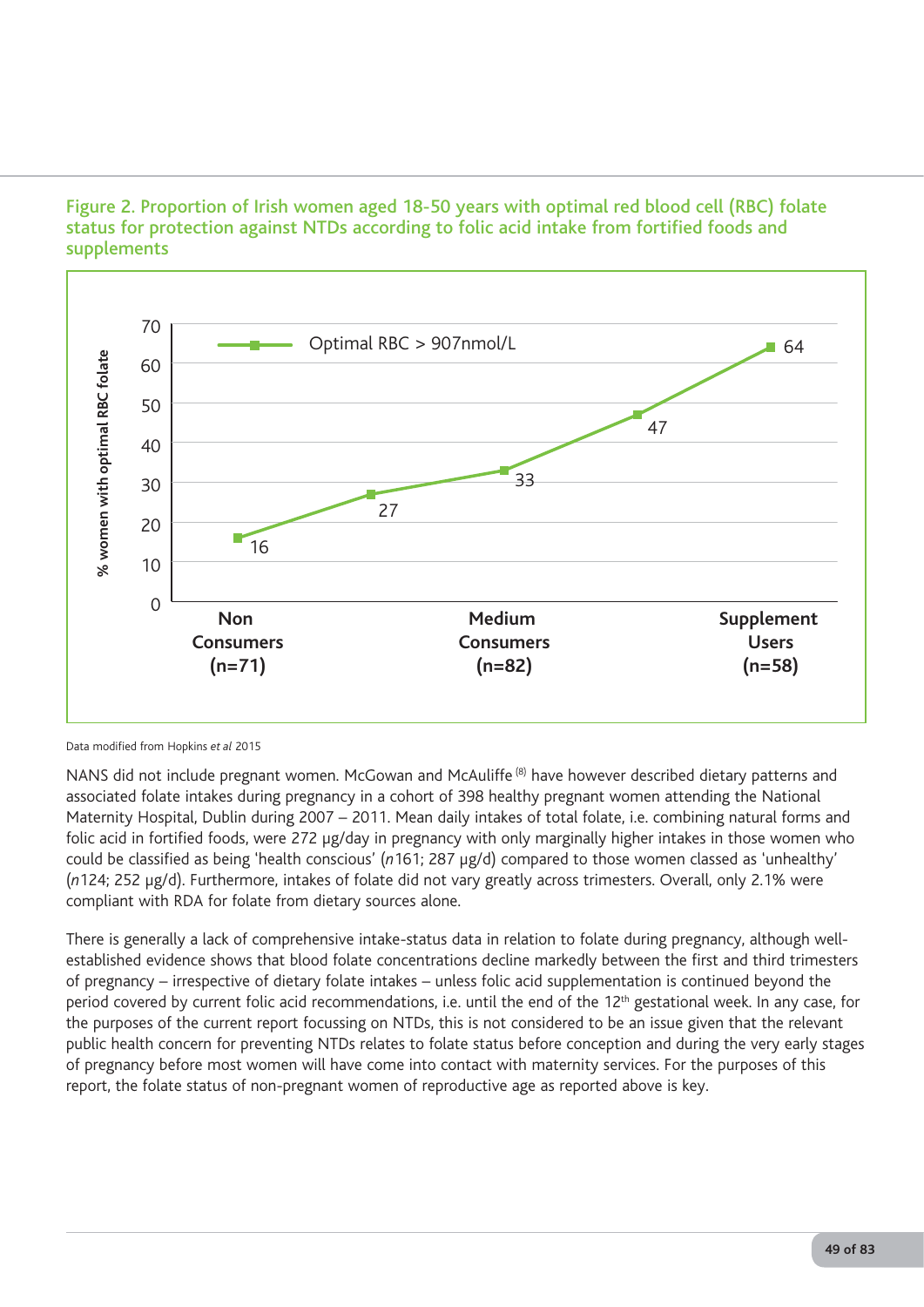**Figure 2. Proportion of Irish women aged 18-50 years with optimal red blood cell (RBC) folate status for protection against NTDs according to folic acid intake from fortified foods and supplements**

Optimal RBC > 907nmol/L

% women with optimal RBC folate

| Non Consumers (n=71) | | Medium Consumers (n=82) | | Supplement Users (n=58) |
|---|---|---|---|---|
| 16 | 27 | 33 | 47 | 64 |

Data modified from Hopkins *et al* 2015

NANS did not include pregnant women. McGowan and McAuliffe [8] have however described dietary patterns and associated folate intakes during pregnancy in a cohort of 398 healthy pregnant women attending the National Maternity Hospital, Dublin during 2007 – 2011. Mean daily intakes of total folate, i.e. combining natural forms and folic acid in fortified foods, were 272 µg/day in pregnancy with only marginally higher intakes in those women who could be classified as being 'health conscious' (*n*161; 287 µg/d) compared to those women classed as 'unhealthy' (*n*124; 252 µg/d). Furthermore, intakes of folate did not vary greatly across trimesters. Overall, only 2.1% were compliant with RDA for folate from dietary sources alone.

There is generally a lack of comprehensive intake-status data in relation to folate during pregnancy, although well-established evidence shows that blood folate concentrations decline markedly between the first and third trimesters of pregnancy – irrespective of dietary folate intakes – unless folic acid supplementation is continued beyond the period covered by current folic acid recommendations, i.e. until the end of the 12th gestational week. In any case, for the purposes of the current report focussing on NTDs, this is not considered to be an issue given that the relevant public health concern for preventing NTDs relates to folate status before conception and during the very early stages of pregnancy before most women will have come into contact with maternity services. For the purposes of this report, the folate status of non-pregnant women of reproductive age as reported above is key.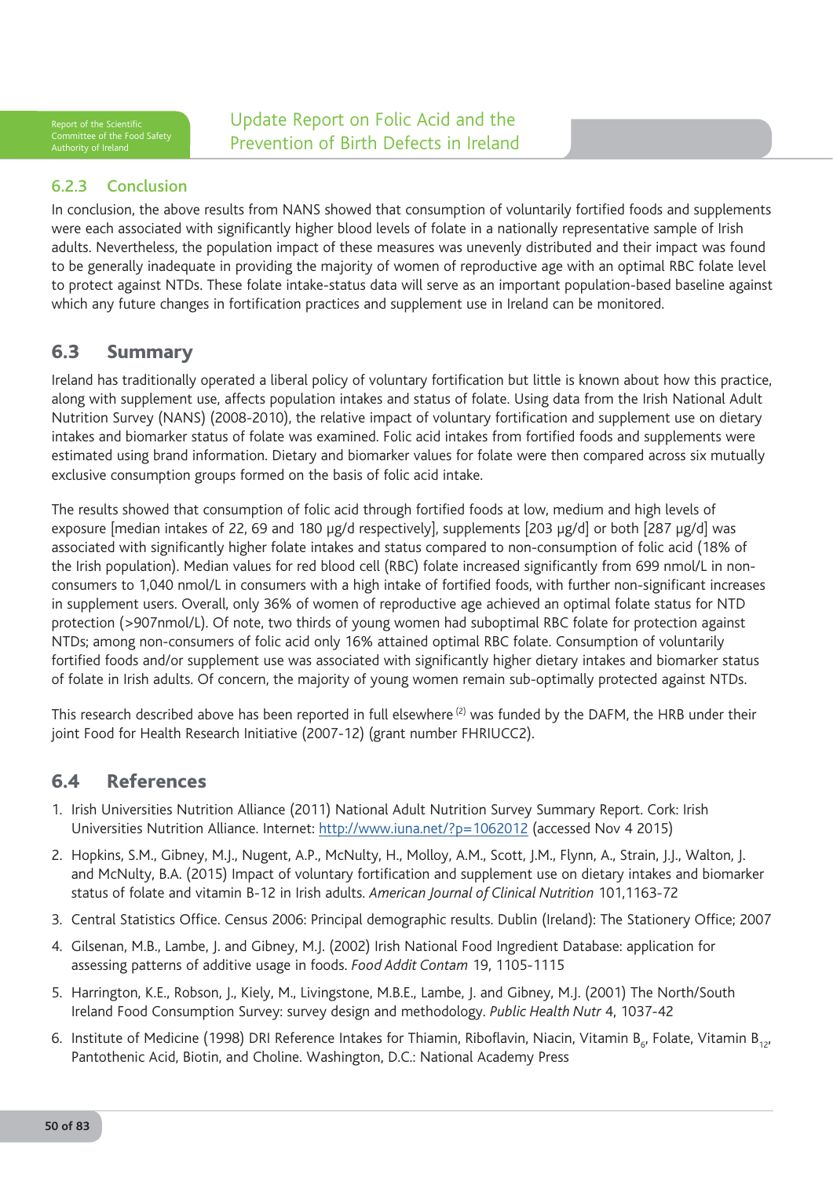### 6.2.3 Conclusion

In conclusion, the above results from NANS showed that consumption of voluntarily fortified foods and supplements were each associated with significantly higher blood levels of folate in a nationally representative sample of Irish adults. Nevertheless, the population impact of these measures was unevenly distributed and their impact was found to be generally inadequate in providing the majority of women of reproductive age with an optimal RBC folate level to protect against NTDs. These folate intake-status data will serve as an important population-based baseline against which any future changes in fortification practices and supplement use in Ireland can be monitored.

## 6.3 Summary

Ireland has traditionally operated a liberal policy of voluntary fortification but little is known about how this practice, along with supplement use, affects population intakes and status of folate. Using data from the Irish National Adult Nutrition Survey (NANS) (2008-2010), the relative impact of voluntary fortification and supplement use on dietary intakes and biomarker status of folate was examined. Folic acid intakes from fortified foods and supplements were estimated using brand information. Dietary and biomarker values for folate were then compared across six mutually exclusive consumption groups formed on the basis of folic acid intake.

The results showed that consumption of folic acid through fortified foods at low, medium and high levels of exposure [median intakes of 22, 69 and 180 µg/d respectively], supplements [203 µg/d] or both [287 µg/d] was associated with significantly higher folate intakes and status compared to non-consumption of folic acid (18% of the Irish population). Median values for red blood cell (RBC) folate increased significantly from 699 nmol/L in non-consumers to 1,040 nmol/L in consumers with a high intake of fortified foods, with further non-significant increases in supplement users. Overall, only 36% of women of reproductive age achieved an optimal folate status for NTD protection (>907nmol/L). Of note, two thirds of young women had suboptimal RBC folate for protection against NTDs; among non-consumers of folic acid only 16% attained optimal RBC folate. Consumption of voluntarily fortified foods and/or supplement use was associated with significantly higher dietary intakes and biomarker status of folate in Irish adults. Of concern, the majority of young women remain sub-optimally protected against NTDs.

This research described above has been reported in full elsewhere [2] was funded by the DAFM, the HRB under their joint Food for Health Research Initiative (2007-12) (grant number FHRIUCC2).

## 6.4 References

1. Irish Universities Nutrition Alliance (2011) National Adult Nutrition Survey Summary Report. Cork: Irish Universities Nutrition Alliance. Internet: http://www.iuna.net/?p=1062012 (accessed Nov 4 2015)
2. Hopkins, S.M., Gibney, M.J., Nugent, A.P., McNulty, H., Molloy, A.M., Scott, J.M., Flynn, A., Strain, J.J., Walton, J. and McNulty, B.A. (2015) Impact of voluntary fortification and supplement use on dietary intakes and biomarker status of folate and vitamin B-12 in Irish adults. *American Journal of Clinical Nutrition* 101,1163-72
3. Central Statistics Office. Census 2006: Principal demographic results. Dublin (Ireland): The Stationery Office; 2007
4. Gilsenan, M.B., Lambe, J. and Gibney, M.J. (2002) Irish National Food Ingredient Database: application for assessing patterns of additive usage in foods. *Food Addit Contam* 19, 1105-1115
5. Harrington, K.E., Robson, J., Kiely, M., Livingstone, M.B.E., Lambe, J. and Gibney, M.J. (2001) The North/South Ireland Food Consumption Survey: survey design and methodology. *Public Health Nutr* 4, 1037-42
6. Institute of Medicine (1998) DRI Reference Intakes for Thiamin, Riboflavin, Niacin, Vitamin $B_6$, Folate, Vitamin $B_{12}$, Pantothenic Acid, Biotin, and Choline. Washington, D.C.: National Academy Press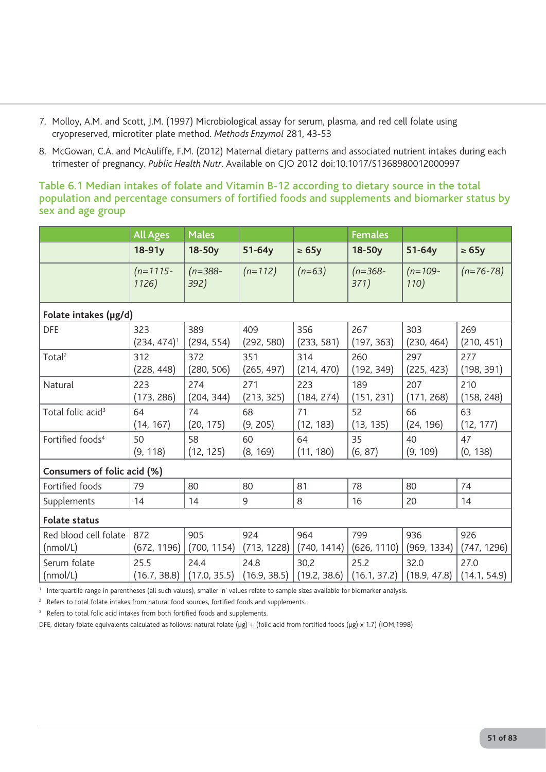7. Molloy, A.M. and Scott, J.M. (1997) Microbiological assay for serum, plasma, and red cell folate using cryopreserved, microtiter plate method. *Methods Enzymol* 281, 43-53

8. McGowan, C.A. and McAuliffe, F.M. (2012) Maternal dietary patterns and associated nutrient intakes during each trimester of pregnancy. *Public Health Nutr*. Available on CJO 2012 doi:10.1017/S1368980012000997

### Table 6.1 Median intakes of folate and Vitamin B-12 according to dietary source in the total population and percentage consumers of fortified foods and supplements and biomarker status by sex and age group

| | All Ages | Males | | | Females | | |
|---|---|---|---|---|---|---|---|
| | **18-91y** | **18-50y** | **51-64y** | **≥ 65y** | **18-50y** | **51-64y** | **≥ 65y** |
| | *(n=1115-1126)* | *(n=388-392)* | *(n=112)* | *(n=63)* | *(n=368-371)* | *(n=109-110)* | *(n=76-78)* |
| **Folate intakes (µg/d)** | | | | | | | |
| DFE | 323 (234, 474)[1] | 389 (294, 554) | 409 (292, 580) | 356 (233, 581) | 267 (197, 363) | 303 (230, 464) | 269 (210, 451) |
| Total[2] | 312 (228, 448) | 372 (280, 506) | 351 (265, 497) | 314 (214, 470) | 260 (192, 349) | 297 (225, 423) | 277 (198, 391) |
| Natural | 223 (173, 286) | 274 (204, 344) | 271 (213, 325) | 223 (184, 274) | 189 (151, 231) | 207 (171, 268) | 210 (158, 248) |
| Total folic acid[3] | 64 (14, 167) | 74 (20, 175) | 68 (9, 205) | 71 (12, 183) | 52 (13, 135) | 66 (24, 196) | 63 (12, 177) |
| Fortified foods[4] | 50 (9, 118) | 58 (12, 125) | 60 (8, 169) | 64 (11, 180) | 35 (6, 87) | 40 (9, 109) | 47 (0, 138) |
| **Consumers of folic acid (%)** | | | | | | | |
| Fortified foods | 79 | 80 | 80 | 81 | 78 | 80 | 74 |
| Supplements | 14 | 14 | 9 | 8 | 16 | 20 | 14 |
| **Folate status** | | | | | | | |
| Red blood cell folate (nmol/L) | 872 (672, 1196) | 905 (700, 1154) | 924 (713, 1228) | 964 (740, 1414) | 799 (626, 1110) | 936 (969, 1334) | 926 (747, 1296) |
| Serum folate (nmol/L) | 25.5 (16.7, 38.8) | 24.4 (17.0, 35.5) | 24.8 (16.9, 38.5) | 30.2 (19.2, 38.6) | 25.2 (16.1, 37.2) | 32.0 (18.9, 47.8) | 27.0 (14.1, 54.9) |

[1] Interquartile range in parentheses (all such values), smaller 'n' values relate to sample sizes available for biomarker analysis.

[2] Refers to total folate intakes from natural food sources, fortified foods and supplements.

[3] Refers to total folic acid intakes from both fortified foods and supplements.

DFE, dietary folate equivalents calculated as follows: natural folate (µg) + (folic acid from fortified foods (µg) x 1.7) (IOM,1998)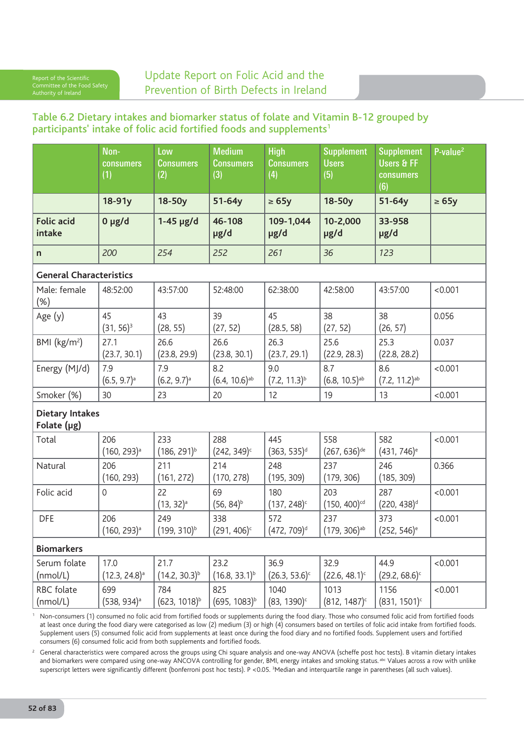## Table 6.2 Dietary intakes and biomarker status of folate and Vitamin B-12 grouped by participants' intake of folic acid fortified foods and supplements[1]

| | Non-consumers (1) | Low Consumers (2) | Medium Consumers (3) | High Consumers (4) | Supplement Users (5) | Supplement Users & FF consumers (6) | P-value[2] |
|---|---|---|---|---|---|---|---|
| | **18-91y** | **18-50y** | **51-64y** | **≥ 65y** | **18-50y** | **51-64y** | **≥ 65y** |
| **Folic acid intake** | **0 µg/d** | **1-45 µg/d** | **46-108 µg/d** | **109-1,044 µg/d** | **10-2,000 µg/d** | **33-958 µg/d** | |
| **n** | *200* | *254* | *252* | *261* | *36* | *123* | |
| **General Characteristics** | | | | | | | |
| Male: female (%) | 48:52:00 | 43:57:00 | 52:48:00 | 62:38:00 | 42:58:00 | 43:57:00 | <0.001 |
| Age (y) | 45 (31, 56)[3] | 43 (28, 55) | 39 (27, 52) | 45 (28.5, 58) | 38 (27, 52) | 38 (26, 57) | 0.056 |
| BMI (kg/m²) | 27.1 (23.7, 30.1) | 26.6 (23.8, 29.9) | 26.6 (23.8, 30.1) | 26.3 (23.7, 29.1) | 25.6 (22.9, 28.3) | 25.3 (22.8, 28.2) | 0.037 |
| Energy (MJ/d) | 7.9 (6.5, 9.7)[a] | 7.9 (6.2, 9.7)[a] | 8.2 (6.4, 10.6)[ab] | 9.0 (7.2, 11.3)[b] | 8.7 (6.8, 10.5)[ab] | 8.6 (7.2, 11.2)[ab] | <0.001 |
| Smoker (%) | 30 | 23 | 20 | 12 | 19 | 13 | <0.001 |
| **Dietary Intakes Folate (µg)** | | | | | | | |
| Total | 206 (160, 293)[a] | 233 (186, 291)[b] | 288 (242, 349)[c] | 445 (363, 535)[d] | 558 (267, 636)[de] | 582 (431, 746)[e] | <0.001 |
| Natural | 206 (160, 293) | 211 (161, 272) | 214 (170, 278) | 248 (195, 309) | 237 (179, 306) | 246 (185, 309) | 0.366 |
| Folic acid | 0 | 22 (13, 32)[a] | 69 (56, 84)[b] | 180 (137, 248)[c] | 203 (150, 400)[cd] | 287 (220, 438)[d] | <0.001 |
| DFE | 206 (160, 293)[a] | 249 (199, 310)[b] | 338 (291, 406)[c] | 572 (472, 709)[d] | 237 (179, 306)[ab] | 373 (252, 546)[e] | <0.001 |
| **Biomarkers** | | | | | | | |
| Serum folate (nmol/L) | 17.0 (12.3, 24.8)[a] | 21.7 (14.2, 30.3)[b] | 23.2 (16.8, 33.1)[b] | 36.9 (26.3, 53.6)[c] | 32.9 (22.6, 48.1)[c] | 44.9 (29.2, 68.6)[c] | <0.001 |
| RBC folate (nmol/L) | 699 (538, 934)[a] | 784 (623, 1018)[b] | 825 (695, 1083)[b] | 1040 (83, 1390)[c] | 1013 (812, 1487)[c] | 1156 (831, 1501)[c] | <0.001 |

[1] Non-consumers (1) consumed no folic acid from fortified foods or supplements during the food diary. Those who consumed folic acid from fortified foods at least once during the food diary were categorised as low (2) medium (3) or high (4) consumers based on tertiles of folic acid intake from fortified foods. Supplement users (5) consumed folic acid from supplements at least once during the food diary and no fortified foods. Supplement users and fortified consumers (6) consumed folic acid from both supplements and fortified foods.

[2] General characteristics were compared across the groups using Chi square analysis and one-way ANOVA (scheffe post hoc tests). B vitamin dietary intakes and biomarkers were compared using one-way ANCOVA controlling for gender, BMI, energy intakes and smoking status. [abc] Values across a row with unlike superscript letters were significantly different (bonferroni post hoc tests). P <0.05. [3]Median and interquartile range in parentheses (all such values).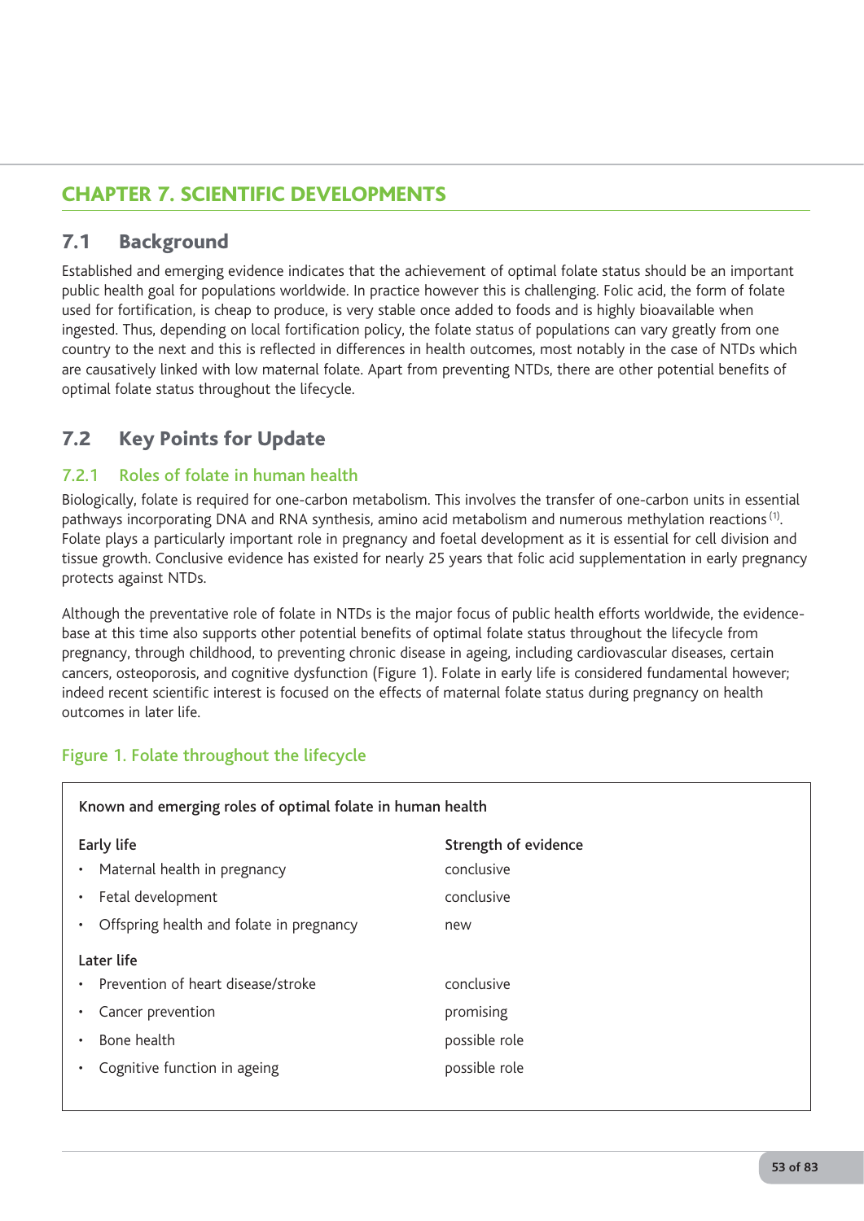# CHAPTER 7. SCIENTIFIC DEVELOPMENTS

## 7.1 Background

Established and emerging evidence indicates that the achievement of optimal folate status should be an important public health goal for populations worldwide. In practice however this is challenging. Folic acid, the form of folate used for fortification, is cheap to produce, is very stable once added to foods and is highly bioavailable when ingested. Thus, depending on local fortification policy, the folate status of populations can vary greatly from one country to the next and this is reflected in differences in health outcomes, most notably in the case of NTDs which are causatively linked with low maternal folate. Apart from preventing NTDs, there are other potential benefits of optimal folate status throughout the lifecycle.

## 7.2 Key Points for Update

### 7.2.1 Roles of folate in human health

Biologically, folate is required for one-carbon metabolism. This involves the transfer of one-carbon units in essential pathways incorporating DNA and RNA synthesis, amino acid metabolism and numerous methylation reactions [1]. Folate plays a particularly important role in pregnancy and foetal development as it is essential for cell division and tissue growth. Conclusive evidence has existed for nearly 25 years that folic acid supplementation in early pregnancy protects against NTDs.

Although the preventative role of folate in NTDs is the major focus of public health efforts worldwide, the evidence-base at this time also supports other potential benefits of optimal folate status throughout the lifecycle from pregnancy, through childhood, to preventing chronic disease in ageing, including cardiovascular diseases, certain cancers, osteoporosis, and cognitive dysfunction (Figure 1). Folate in early life is considered fundamental however; indeed recent scientific interest is focused on the effects of maternal folate status during pregnancy on health outcomes in later life.

### Figure 1. Folate throughout the lifecycle

**Known and emerging roles of optimal folate in human health**

| Early life | Strength of evidence |
|---|---|
| • Maternal health in pregnancy | conclusive |
| • Fetal development | conclusive |
| • Offspring health and folate in pregnancy | new |
| **Later life** | |
| • Prevention of heart disease/stroke | conclusive |
| • Cancer prevention | promising |
| • Bone health | possible role |
| • Cognitive function in ageing | possible role |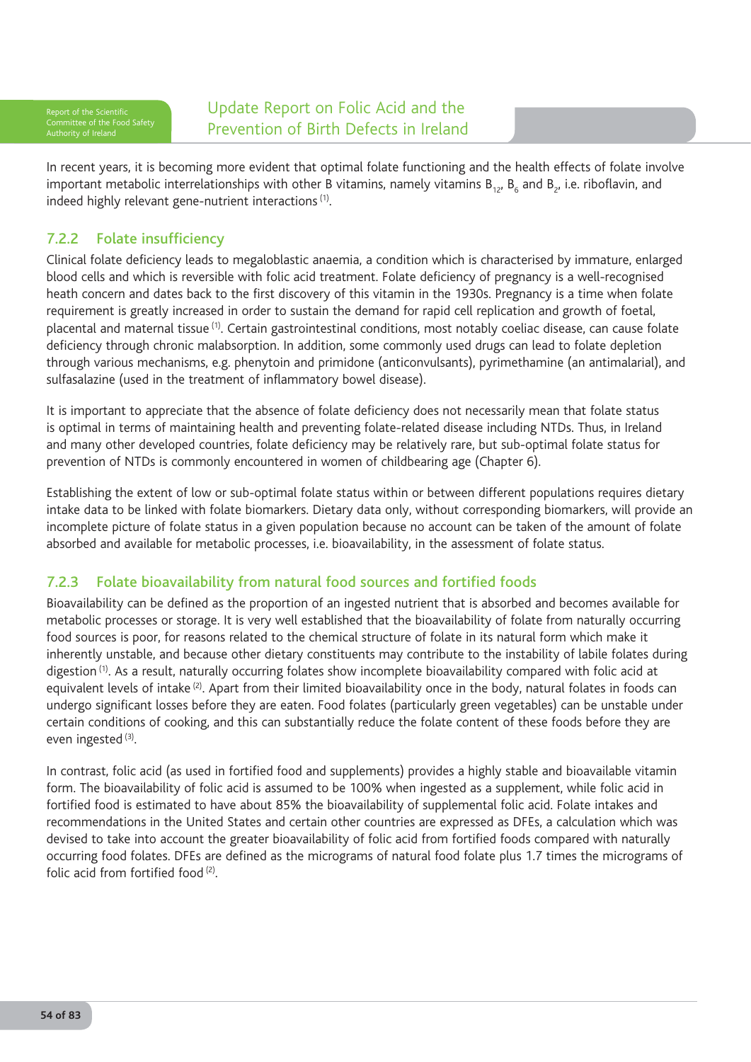In recent years, it is becoming more evident that optimal folate functioning and the health effects of folate involve important metabolic interrelationships with other B vitamins, namely vitamins $B_{12}$, $B_6$ and $B_2$, i.e. riboflavin, and indeed highly relevant gene-nutrient interactions [1].

### 7.2.2 Folate insufficiency

Clinical folate deficiency leads to megaloblastic anaemia, a condition which is characterised by immature, enlarged blood cells and which is reversible with folic acid treatment. Folate deficiency of pregnancy is a well-recognised heath concern and dates back to the first discovery of this vitamin in the 1930s. Pregnancy is a time when folate requirement is greatly increased in order to sustain the demand for rapid cell replication and growth of foetal, placental and maternal tissue [1]. Certain gastrointestinal conditions, most notably coeliac disease, can cause folate deficiency through chronic malabsorption. In addition, some commonly used drugs can lead to folate depletion through various mechanisms, e.g. phenytoin and primidone (anticonvulsants), pyrimethamine (an antimalarial), and sulfasalazine (used in the treatment of inflammatory bowel disease).

It is important to appreciate that the absence of folate deficiency does not necessarily mean that folate status is optimal in terms of maintaining health and preventing folate-related disease including NTDs. Thus, in Ireland and many other developed countries, folate deficiency may be relatively rare, but sub-optimal folate status for prevention of NTDs is commonly encountered in women of childbearing age (Chapter 6).

Establishing the extent of low or sub-optimal folate status within or between different populations requires dietary intake data to be linked with folate biomarkers. Dietary data only, without corresponding biomarkers, will provide an incomplete picture of folate status in a given population because no account can be taken of the amount of folate absorbed and available for metabolic processes, i.e. bioavailability, in the assessment of folate status.

### 7.2.3 Folate bioavailability from natural food sources and fortified foods

Bioavailability can be defined as the proportion of an ingested nutrient that is absorbed and becomes available for metabolic processes or storage. It is very well established that the bioavailability of folate from naturally occurring food sources is poor, for reasons related to the chemical structure of folate in its natural form which make it inherently unstable, and because other dietary constituents may contribute to the instability of labile folates during digestion [1]. As a result, naturally occurring folates show incomplete bioavailability compared with folic acid at equivalent levels of intake [2]. Apart from their limited bioavailability once in the body, natural folates in foods can undergo significant losses before they are eaten. Food folates (particularly green vegetables) can be unstable under certain conditions of cooking, and this can substantially reduce the folate content of these foods before they are even ingested [3].

In contrast, folic acid (as used in fortified food and supplements) provides a highly stable and bioavailable vitamin form. The bioavailability of folic acid is assumed to be 100% when ingested as a supplement, while folic acid in fortified food is estimated to have about 85% the bioavailability of supplemental folic acid. Folate intakes and recommendations in the United States and certain other countries are expressed as DFEs, a calculation which was devised to take into account the greater bioavailability of folic acid from fortified foods compared with naturally occurring food folates. DFEs are defined as the micrograms of natural food folate plus 1.7 times the micrograms of folic acid from fortified food [2].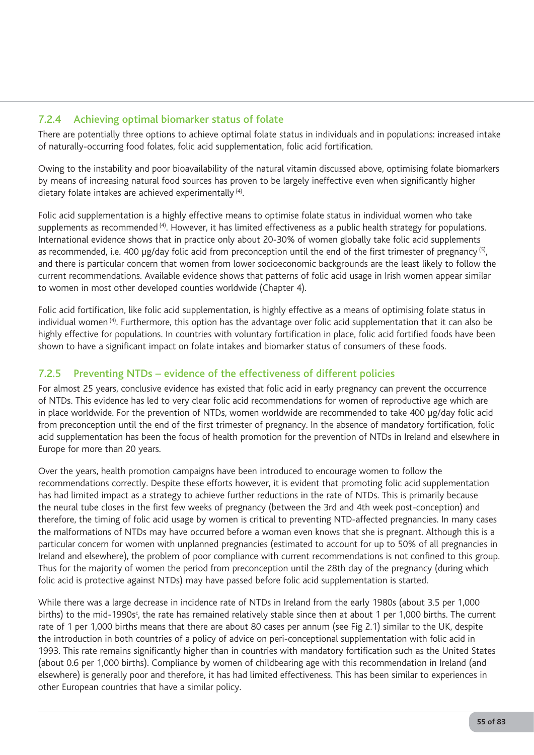### 7.2.4 Achieving optimal biomarker status of folate

There are potentially three options to achieve optimal folate status in individuals and in populations: increased intake of naturally-occurring food folates, folic acid supplementation, folic acid fortification.

Owing to the instability and poor bioavailability of the natural vitamin discussed above, optimising folate biomarkers by means of increasing natural food sources has proven to be largely ineffective even when significantly higher dietary folate intakes are achieved experimentally [(4)].

Folic acid supplementation is a highly effective means to optimise folate status in individual women who take supplements as recommended [(4)]. However, it has limited effectiveness as a public health strategy for populations. International evidence shows that in practice only about 20-30% of women globally take folic acid supplements as recommended, i.e. 400 µg/day folic acid from preconception until the end of the first trimester of pregnancy [(5)], and there is particular concern that women from lower socioeconomic backgrounds are the least likely to follow the current recommendations. Available evidence shows that patterns of folic acid usage in Irish women appear similar to women in most other developed counties worldwide (Chapter 4).

Folic acid fortification, like folic acid supplementation, is highly effective as a means of optimising folate status in individual women [(4)]. Furthermore, this option has the advantage over folic acid supplementation that it can also be highly effective for populations. In countries with voluntary fortification in place, folic acid fortified foods have been shown to have a significant impact on folate intakes and biomarker status of consumers of these foods.

### 7.2.5 Preventing NTDs – evidence of the effectiveness of different policies

For almost 25 years, conclusive evidence has existed that folic acid in early pregnancy can prevent the occurrence of NTDs. This evidence has led to very clear folic acid recommendations for women of reproductive age which are in place worldwide. For the prevention of NTDs, women worldwide are recommended to take 400 µg/day folic acid from preconception until the end of the first trimester of pregnancy. In the absence of mandatory fortification, folic acid supplementation has been the focus of health promotion for the prevention of NTDs in Ireland and elsewhere in Europe for more than 20 years.

Over the years, health promotion campaigns have been introduced to encourage women to follow the recommendations correctly. Despite these efforts however, it is evident that promoting folic acid supplementation has had limited impact as a strategy to achieve further reductions in the rate of NTDs. This is primarily because the neural tube closes in the first few weeks of pregnancy (between the 3rd and 4th week post-conception) and therefore, the timing of folic acid usage by women is critical to preventing NTD-affected pregnancies. In many cases the malformations of NTDs may have occurred before a woman even knows that she is pregnant. Although this is a particular concern for women with unplanned pregnancies (estimated to account for up to 50% of all pregnancies in Ireland and elsewhere), the problem of poor compliance with current recommendations is not confined to this group. Thus for the majority of women the period from preconception until the 28th day of the pregnancy (during which folic acid is protective against NTDs) may have passed before folic acid supplementation is started.

While there was a large decrease in incidence rate of NTDs in Ireland from the early 1980s (about 3.5 per 1,000 births) to the mid-1990s[c], the rate has remained relatively stable since then at about 1 per 1,000 births. The current rate of 1 per 1,000 births means that there are about 80 cases per annum (see Fig 2.1) similar to the UK, despite the introduction in both countries of a policy of advice on peri-conceptional supplementation with folic acid in 1993. This rate remains significantly higher than in countries with mandatory fortification such as the United States (about 0.6 per 1,000 births). Compliance by women of childbearing age with this recommendation in Ireland (and elsewhere) is generally poor and therefore, it has had limited effectiveness. This has been similar to experiences in other European countries that have a similar policy.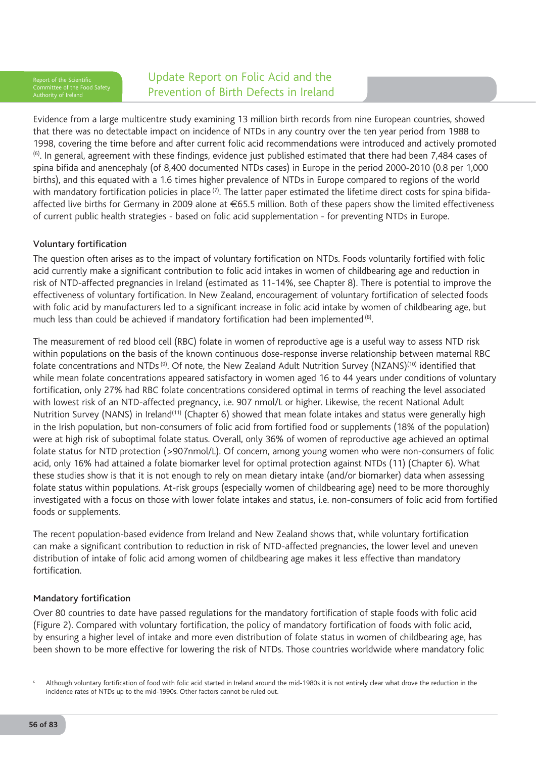Evidence from a large multicentre study examining 13 million birth records from nine European countries, showed that there was no detectable impact on incidence of NTDs in any country over the ten year period from 1988 to 1998, covering the time before and after current folic acid recommendations were introduced and actively promoted [6]. In general, agreement with these findings, evidence just published estimated that there had been 7,484 cases of spina bifida and anencephaly (of 8,400 documented NTDs cases) in Europe in the period 2000-2010 (0.8 per 1,000 births), and this equated with a 1.6 times higher prevalence of NTDs in Europe compared to regions of the world with mandatory fortification policies in place [7]. The latter paper estimated the lifetime direct costs for spina bifida-affected live births for Germany in 2009 alone at €65.5 million. Both of these papers show the limited effectiveness of current public health strategies - based on folic acid supplementation - for preventing NTDs in Europe.

### Voluntary fortification

The question often arises as to the impact of voluntary fortification on NTDs. Foods voluntarily fortified with folic acid currently make a significant contribution to folic acid intakes in women of childbearing age and reduction in risk of NTD-affected pregnancies in Ireland (estimated as 11-14%, see Chapter 8). There is potential to improve the effectiveness of voluntary fortification. In New Zealand, encouragement of voluntary fortification of selected foods with folic acid by manufacturers led to a significant increase in folic acid intake by women of childbearing age, but much less than could be achieved if mandatory fortification had been implemented [8].

The measurement of red blood cell (RBC) folate in women of reproductive age is a useful way to assess NTD risk within populations on the basis of the known continuous dose-response inverse relationship between maternal RBC folate concentrations and NTDs [9]. Of note, the New Zealand Adult Nutrition Survey (NZANS)[10] identified that while mean folate concentrations appeared satisfactory in women aged 16 to 44 years under conditions of voluntary fortification, only 27% had RBC folate concentrations considered optimal in terms of reaching the level associated with lowest risk of an NTD-affected pregnancy, i.e. 907 nmol/L or higher. Likewise, the recent National Adult Nutrition Survey (NANS) in Ireland[11] (Chapter 6) showed that mean folate intakes and status were generally high in the Irish population, but non-consumers of folic acid from fortified food or supplements (18% of the population) were at high risk of suboptimal folate status. Overall, only 36% of women of reproductive age achieved an optimal folate status for NTD protection (>907nmol/L). Of concern, among young women who were non-consumers of folic acid, only 16% had attained a folate biomarker level for optimal protection against NTDs (11) (Chapter 6). What these studies show is that it is not enough to rely on mean dietary intake (and/or biomarker) data when assessing folate status within populations. At-risk groups (especially women of childbearing age) need to be more thoroughly investigated with a focus on those with lower folate intakes and status, i.e. non-consumers of folic acid from fortified foods or supplements.

The recent population-based evidence from Ireland and New Zealand shows that, while voluntary fortification can make a significant contribution to reduction in risk of NTD-affected pregnancies, the lower level and uneven distribution of intake of folic acid among women of childbearing age makes it less effective than mandatory fortification.

### Mandatory fortification

Over 80 countries to date have passed regulations for the mandatory fortification of staple foods with folic acid (Figure 2). Compared with voluntary fortification, the policy of mandatory fortification of foods with folic acid, by ensuring a higher level of intake and more even distribution of folate status in women of childbearing age, has been shown to be more effective for lowering the risk of NTDs. Those countries worldwide where mandatory folic

[c] Although voluntary fortification of food with folic acid started in Ireland around the mid-1980s it is not entirely clear what drove the reduction in the incidence rates of NTDs up to the mid-1990s. Other factors cannot be ruled out.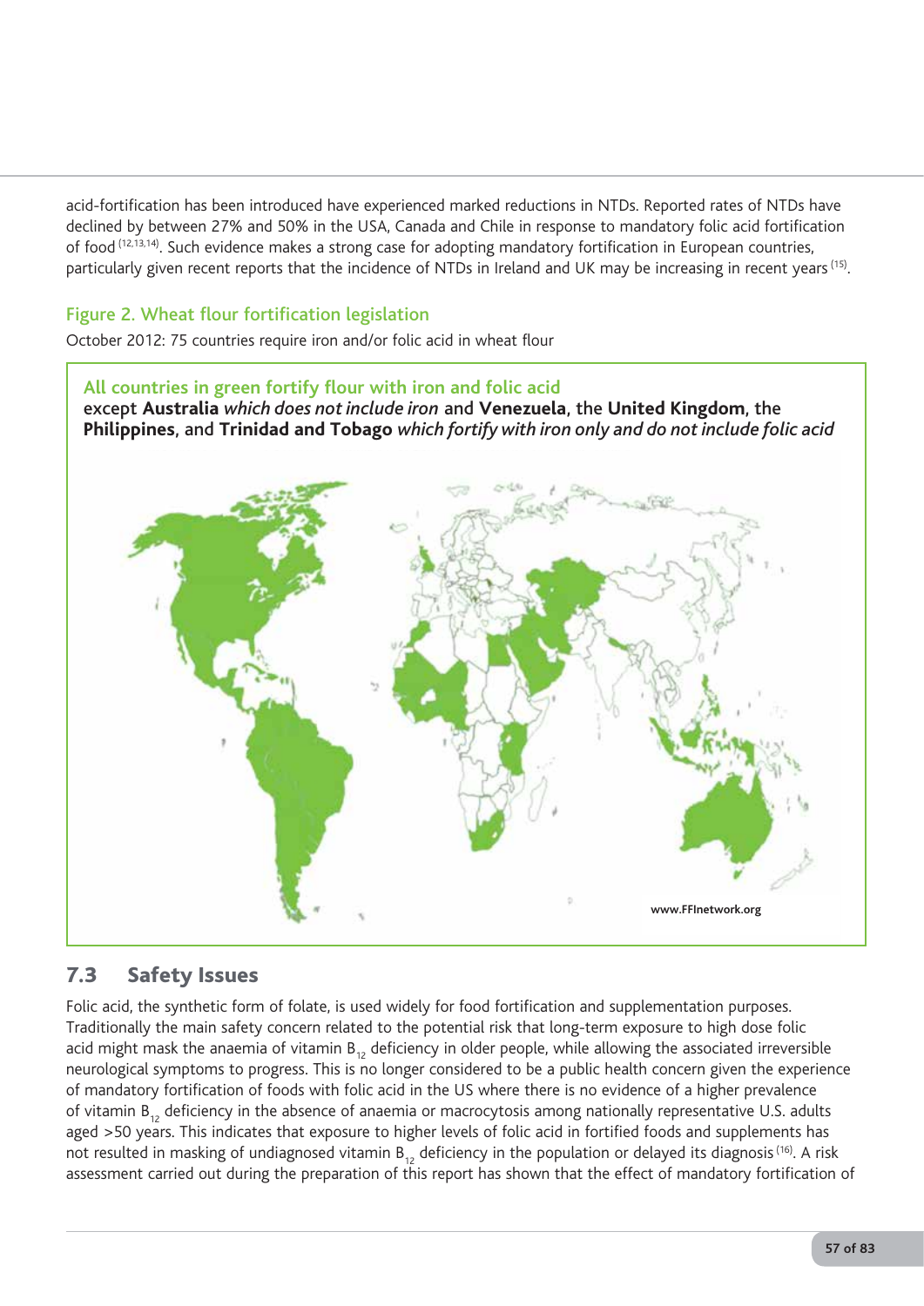acid-fortification has been introduced have experienced marked reductions in NTDs. Reported rates of NTDs have declined by between 27% and 50% in the USA, Canada and Chile in response to mandatory folic acid fortification of food [12,13,14]. Such evidence makes a strong case for adopting mandatory fortification in European countries, particularly given recent reports that the incidence of NTDs in Ireland and UK may be increasing in recent years [15].

### Figure 2. Wheat flour fortification legislation

October 2012: 75 countries require iron and/or folic acid in wheat flour

**All countries in green fortify flour with iron and folic acid**
except **Australia** *which does not include iron* and **Venezuela**, the **United Kingdom**, the **Philippines**, and **Trinidad and Tobago** *which fortify with iron only and do not include folic acid*

www.FFInetwork.org

## 7.3 Safety Issues

Folic acid, the synthetic form of folate, is used widely for food fortification and supplementation purposes. Traditionally the main safety concern related to the potential risk that long-term exposure to high dose folic acid might mask the anaemia of vitamin $B_{12}$ deficiency in older people, while allowing the associated irreversible neurological symptoms to progress. This is no longer considered to be a public health concern given the experience of mandatory fortification of foods with folic acid in the US where there is no evidence of a higher prevalence of vitamin $B_{12}$ deficiency in the absence of anaemia or macrocytosis among nationally representative U.S. adults aged >50 years. This indicates that exposure to higher levels of folic acid in fortified foods and supplements has not resulted in masking of undiagnosed vitamin $B_{12}$ deficiency in the population or delayed its diagnosis [16]. A risk assessment carried out during the preparation of this report has shown that the effect of mandatory fortification of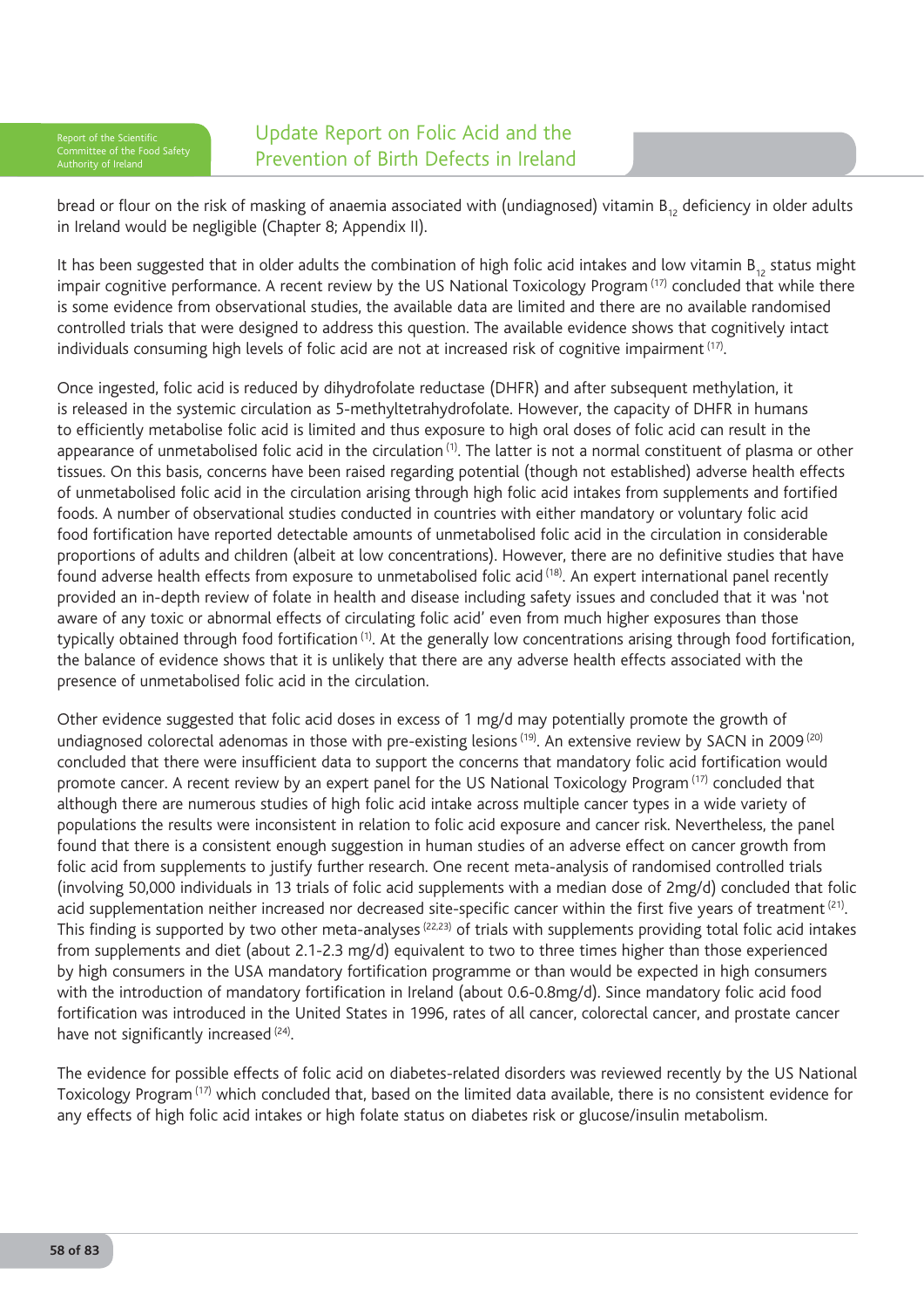bread or flour on the risk of masking of anaemia associated with (undiagnosed) vitamin $B_{12}$ deficiency in older adults in Ireland would be negligible (Chapter 8; Appendix II).

It has been suggested that in older adults the combination of high folic acid intakes and low vitamin $B_{12}$ status might impair cognitive performance. A recent review by the US National Toxicology Program [17] concluded that while there is some evidence from observational studies, the available data are limited and there are no available randomised controlled trials that were designed to address this question. The available evidence shows that cognitively intact individuals consuming high levels of folic acid are not at increased risk of cognitive impairment [17].

Once ingested, folic acid is reduced by dihydrofolate reductase (DHFR) and after subsequent methylation, it is released in the systemic circulation as 5-methyltetrahydrofolate. However, the capacity of DHFR in humans to efficiently metabolise folic acid is limited and thus exposure to high oral doses of folic acid can result in the appearance of unmetabolised folic acid in the circulation [1]. The latter is not a normal constituent of plasma or other tissues. On this basis, concerns have been raised regarding potential (though not established) adverse health effects of unmetabolised folic acid in the circulation arising through high folic acid intakes from supplements and fortified foods. A number of observational studies conducted in countries with either mandatory or voluntary folic acid food fortification have reported detectable amounts of unmetabolised folic acid in the circulation in considerable proportions of adults and children (albeit at low concentrations). However, there are no definitive studies that have found adverse health effects from exposure to unmetabolised folic acid [18]. An expert international panel recently provided an in-depth review of folate in health and disease including safety issues and concluded that it was 'not aware of any toxic or abnormal effects of circulating folic acid' even from much higher exposures than those typically obtained through food fortification [1]. At the generally low concentrations arising through food fortification, the balance of evidence shows that it is unlikely that there are any adverse health effects associated with the presence of unmetabolised folic acid in the circulation.

Other evidence suggested that folic acid doses in excess of 1 mg/d may potentially promote the growth of undiagnosed colorectal adenomas in those with pre-existing lesions [19]. An extensive review by SACN in 2009 [20] concluded that there were insufficient data to support the concerns that mandatory folic acid fortification would promote cancer. A recent review by an expert panel for the US National Toxicology Program [17] concluded that although there are numerous studies of high folic acid intake across multiple cancer types in a wide variety of populations the results were inconsistent in relation to folic acid exposure and cancer risk. Nevertheless, the panel found that there is a consistent enough suggestion in human studies of an adverse effect on cancer growth from folic acid from supplements to justify further research. One recent meta-analysis of randomised controlled trials (involving 50,000 individuals in 13 trials of folic acid supplements with a median dose of 2mg/d) concluded that folic acid supplementation neither increased nor decreased site-specific cancer within the first five years of treatment [21]. This finding is supported by two other meta-analyses [22,23] of trials with supplements providing total folic acid intakes from supplements and diet (about 2.1-2.3 mg/d) equivalent to two to three times higher than those experienced by high consumers in the USA mandatory fortification programme or than would be expected in high consumers with the introduction of mandatory fortification in Ireland (about 0.6-0.8mg/d). Since mandatory folic acid food fortification was introduced in the United States in 1996, rates of all cancer, colorectal cancer, and prostate cancer have not significantly increased [24].

The evidence for possible effects of folic acid on diabetes-related disorders was reviewed recently by the US National Toxicology Program [17] which concluded that, based on the limited data available, there is no consistent evidence for any effects of high folic acid intakes or high folate status on diabetes risk or glucose/insulin metabolism.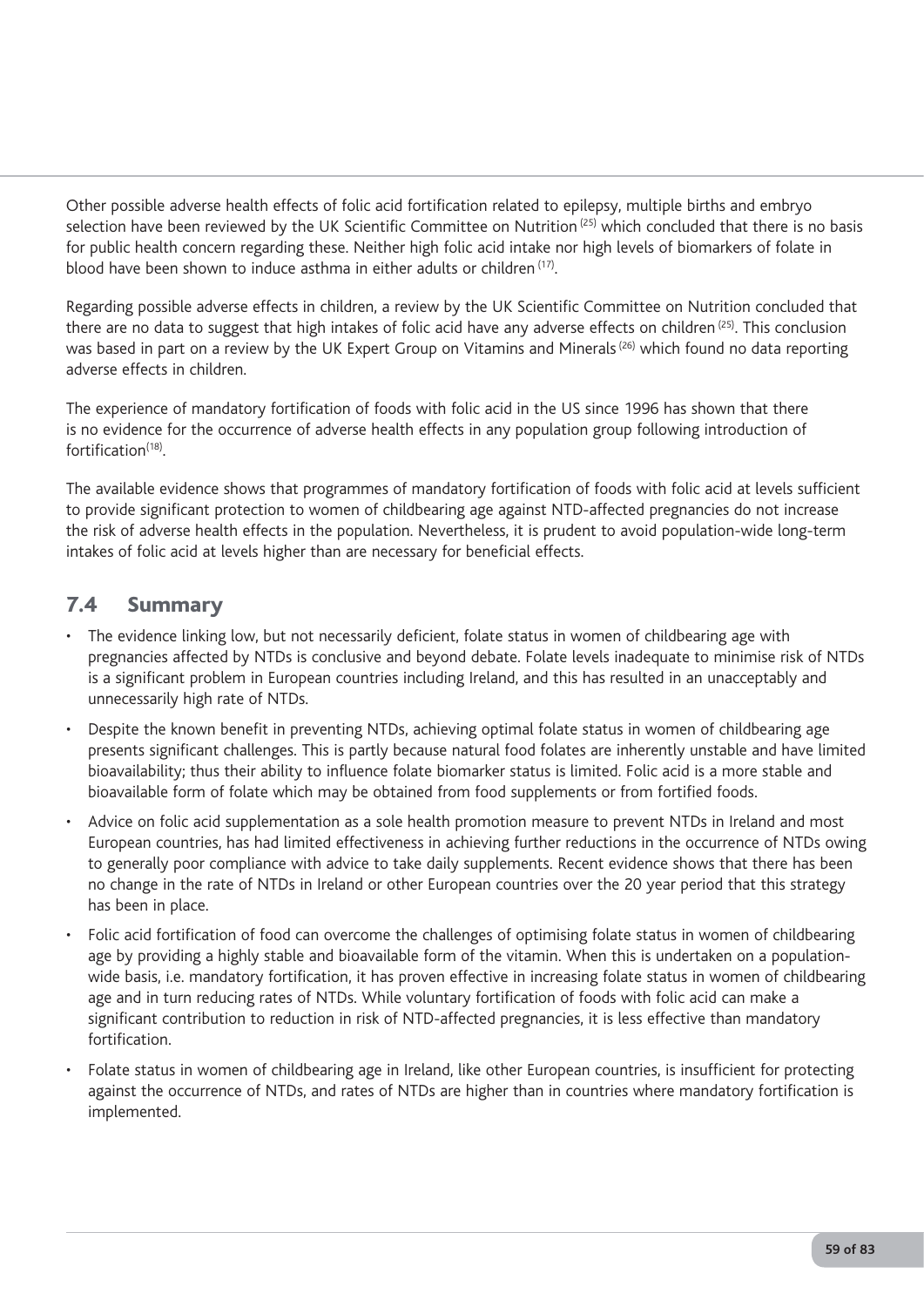Other possible adverse health effects of folic acid fortification related to epilepsy, multiple births and embryo selection have been reviewed by the UK Scientific Committee on Nutrition [25] which concluded that there is no basis for public health concern regarding these. Neither high folic acid intake nor high levels of biomarkers of folate in blood have been shown to induce asthma in either adults or children [17].

Regarding possible adverse effects in children, a review by the UK Scientific Committee on Nutrition concluded that there are no data to suggest that high intakes of folic acid have any adverse effects on children [25]. This conclusion was based in part on a review by the UK Expert Group on Vitamins and Minerals [26] which found no data reporting adverse effects in children.

The experience of mandatory fortification of foods with folic acid in the US since 1996 has shown that there is no evidence for the occurrence of adverse health effects in any population group following introduction of fortification[18].

The available evidence shows that programmes of mandatory fortification of foods with folic acid at levels sufficient to provide significant protection to women of childbearing age against NTD-affected pregnancies do not increase the risk of adverse health effects in the population. Nevertheless, it is prudent to avoid population-wide long-term intakes of folic acid at levels higher than are necessary for beneficial effects.

## 7.4 Summary

- The evidence linking low, but not necessarily deficient, folate status in women of childbearing age with pregnancies affected by NTDs is conclusive and beyond debate. Folate levels inadequate to minimise risk of NTDs is a significant problem in European countries including Ireland, and this has resulted in an unacceptably and unnecessarily high rate of NTDs.
- Despite the known benefit in preventing NTDs, achieving optimal folate status in women of childbearing age presents significant challenges. This is partly because natural food folates are inherently unstable and have limited bioavailability; thus their ability to influence folate biomarker status is limited. Folic acid is a more stable and bioavailable form of folate which may be obtained from food supplements or from fortified foods.
- Advice on folic acid supplementation as a sole health promotion measure to prevent NTDs in Ireland and most European countries, has had limited effectiveness in achieving further reductions in the occurrence of NTDs owing to generally poor compliance with advice to take daily supplements. Recent evidence shows that there has been no change in the rate of NTDs in Ireland or other European countries over the 20 year period that this strategy has been in place.
- Folic acid fortification of food can overcome the challenges of optimising folate status in women of childbearing age by providing a highly stable and bioavailable form of the vitamin. When this is undertaken on a population-wide basis, i.e. mandatory fortification, it has proven effective in increasing folate status in women of childbearing age and in turn reducing rates of NTDs. While voluntary fortification of foods with folic acid can make a significant contribution to reduction in risk of NTD-affected pregnancies, it is less effective than mandatory fortification.
- Folate status in women of childbearing age in Ireland, like other European countries, is insufficient for protecting against the occurrence of NTDs, and rates of NTDs are higher than in countries where mandatory fortification is implemented.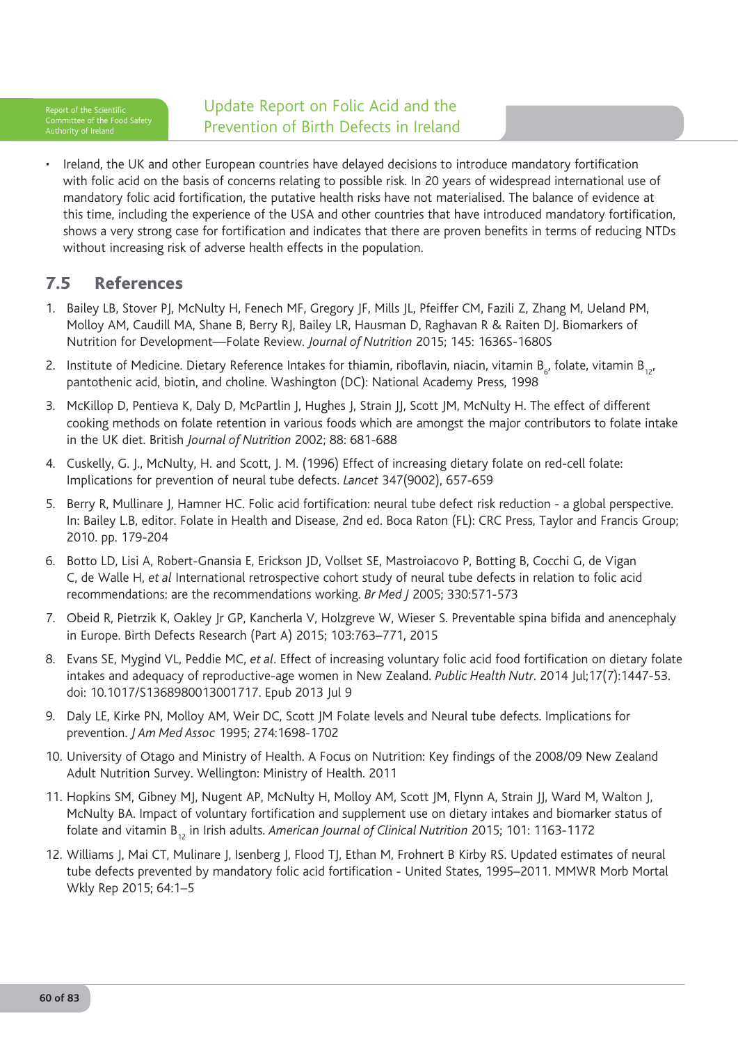- Ireland, the UK and other European countries have delayed decisions to introduce mandatory fortification with folic acid on the basis of concerns relating to possible risk. In 20 years of widespread international use of mandatory folic acid fortification, the putative health risks have not materialised. The balance of evidence at this time, including the experience of the USA and other countries that have introduced mandatory fortification, shows a very strong case for fortification and indicates that there are proven benefits in terms of reducing NTDs without increasing risk of adverse health effects in the population.

## 7.5 References

1. Bailey LB, Stover PJ, McNulty H, Fenech MF, Gregory JF, Mills JL, Pfeiffer CM, Fazili Z, Zhang M, Ueland PM, Molloy AM, Caudill MA, Shane B, Berry RJ, Bailey LR, Hausman D, Raghavan R & Raiten DJ. Biomarkers of Nutrition for Development—Folate Review. *Journal of Nutrition* 2015; 145: 1636S-1680S
2. Institute of Medicine. Dietary Reference Intakes for thiamin, riboflavin, niacin, vitamin $B_6$, folate, vitamin $B_{12}$, pantothenic acid, biotin, and choline. Washington (DC): National Academy Press, 1998
3. McKillop D, Pentieva K, Daly D, McPartlin J, Hughes J, Strain JJ, Scott JM, McNulty H. The effect of different cooking methods on folate retention in various foods which are amongst the major contributors to folate intake in the UK diet. British *Journal of Nutrition* 2002; 88: 681-688
4. Cuskelly, G. J., McNulty, H. and Scott, J. M. (1996) Effect of increasing dietary folate on red-cell folate: Implications for prevention of neural tube defects. *Lancet* 347(9002), 657-659
5. Berry R, Mullinare J, Hamner HC. Folic acid fortification: neural tube defect risk reduction - a global perspective. In: Bailey L.B, editor. Folate in Health and Disease, 2nd ed. Boca Raton (FL): CRC Press, Taylor and Francis Group; 2010. pp. 179-204
6. Botto LD, Lisi A, Robert-Gnansia E, Erickson JD, Vollset SE, Mastroiacovo P, Botting B, Cocchi G, de Vigan C, de Walle H, *et al* International retrospective cohort study of neural tube defects in relation to folic acid recommendations: are the recommendations working. *Br Med J* 2005; 330:571-573
7. Obeid R, Pietrzik K, Oakley Jr GP, Kancherla V, Holzgreve W, Wieser S. Preventable spina bifida and anencephaly in Europe. Birth Defects Research (Part A) 2015; 103:763–771, 2015
8. Evans SE, Mygind VL, Peddie MC, *et al*. Effect of increasing voluntary folic acid food fortification on dietary folate intakes and adequacy of reproductive-age women in New Zealand. *Public Health Nutr*. 2014 Jul;17(7):1447-53. doi: 10.1017/S1368980013001717. Epub 2013 Jul 9
9. Daly LE, Kirke PN, Molloy AM, Weir DC, Scott JM Folate levels and Neural tube defects. Implications for prevention. *J Am Med Assoc* 1995; 274:1698-1702
10. University of Otago and Ministry of Health. A Focus on Nutrition: Key findings of the 2008/09 New Zealand Adult Nutrition Survey. Wellington: Ministry of Health. 2011
11. Hopkins SM, Gibney MJ, Nugent AP, McNulty H, Molloy AM, Scott JM, Flynn A, Strain JJ, Ward M, Walton J, McNulty BA. Impact of voluntary fortification and supplement use on dietary intakes and biomarker status of folate and vitamin $B_{12}$ in Irish adults. *American Journal of Clinical Nutrition* 2015; 101: 1163-1172
12. Williams J, Mai CT, Mulinare J, Isenberg J, Flood TJ, Ethan M, Frohnert B Kirby RS. Updated estimates of neural tube defects prevented by mandatory folic acid fortification - United States, 1995–2011. MMWR Morb Mortal Wkly Rep 2015; 64:1–5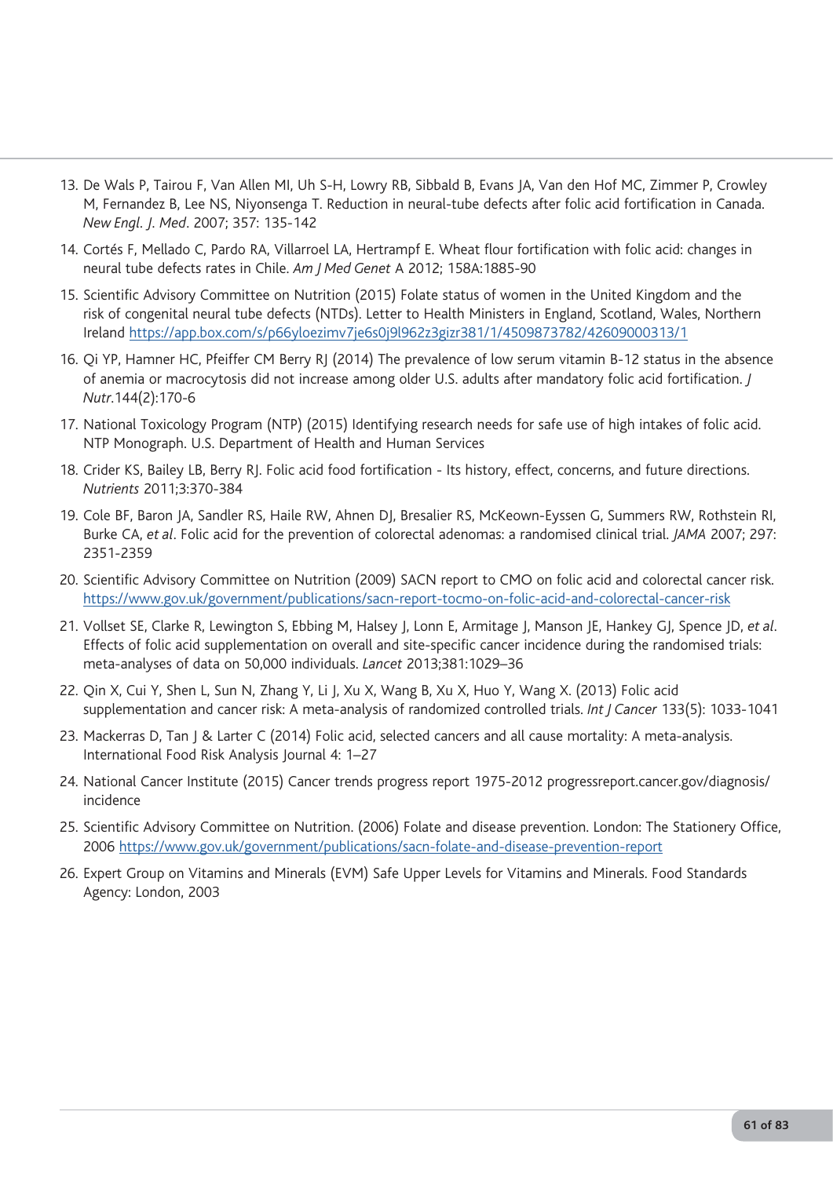13. De Wals P, Tairou F, Van Allen MI, Uh S-H, Lowry RB, Sibbald B, Evans JA, Van den Hof MC, Zimmer P, Crowley M, Fernandez B, Lee NS, Niyonsenga T. Reduction in neural-tube defects after folic acid fortification in Canada. *New Engl. J. Med*. 2007; 357: 135-142

14. Cortés F, Mellado C, Pardo RA, Villarroel LA, Hertrampf E. Wheat flour fortification with folic acid: changes in neural tube defects rates in Chile. *Am J Med Genet* A 2012; 158A:1885-90

15. Scientific Advisory Committee on Nutrition (2015) Folate status of women in the United Kingdom and the risk of congenital neural tube defects (NTDs). Letter to Health Ministers in England, Scotland, Wales, Northern Ireland https://app.box.com/s/p66yloezimv7je6s0j9l962z3gizr381/1/4509873782/42609000313/1

16. Qi YP, Hamner HC, Pfeiffer CM Berry RJ (2014) The prevalence of low serum vitamin B-12 status in the absence of anemia or macrocytosis did not increase among older U.S. adults after mandatory folic acid fortification. *J Nutr.*144(2):170-6

17. National Toxicology Program (NTP) (2015) Identifying research needs for safe use of high intakes of folic acid. NTP Monograph. U.S. Department of Health and Human Services

18. Crider KS, Bailey LB, Berry RJ. Folic acid food fortification - Its history, effect, concerns, and future directions. *Nutrients* 2011;3:370-384

19. Cole BF, Baron JA, Sandler RS, Haile RW, Ahnen DJ, Bresalier RS, McKeown-Eyssen G, Summers RW, Rothstein RI, Burke CA, *et al*. Folic acid for the prevention of colorectal adenomas: a randomised clinical trial. *JAMA* 2007; 297: 2351-2359

20. Scientific Advisory Committee on Nutrition (2009) SACN report to CMO on folic acid and colorectal cancer risk. https://www.gov.uk/government/publications/sacn-report-tocmo-on-folic-acid-and-colorectal-cancer-risk

21. Vollset SE, Clarke R, Lewington S, Ebbing M, Halsey J, Lonn E, Armitage J, Manson JE, Hankey GJ, Spence JD, *et al*. Effects of folic acid supplementation on overall and site-specific cancer incidence during the randomised trials: meta-analyses of data on 50,000 individuals. *Lancet* 2013;381:1029–36

22. Qin X, Cui Y, Shen L, Sun N, Zhang Y, Li J, Xu X, Wang B, Xu X, Huo Y, Wang X. (2013) Folic acid supplementation and cancer risk: A meta-analysis of randomized controlled trials. *Int J Cancer* 133(5): 1033-1041

23. Mackerras D, Tan J & Larter C (2014) Folic acid, selected cancers and all cause mortality: A meta-analysis. International Food Risk Analysis Journal 4: 1–27

24. National Cancer Institute (2015) Cancer trends progress report 1975-2012 progressreport.cancer.gov/diagnosis/incidence

25. Scientific Advisory Committee on Nutrition. (2006) Folate and disease prevention. London: The Stationery Office, 2006 https://www.gov.uk/government/publications/sacn-folate-and-disease-prevention-report

26. Expert Group on Vitamins and Minerals (EVM) Safe Upper Levels for Vitamins and Minerals. Food Standards Agency: London, 2003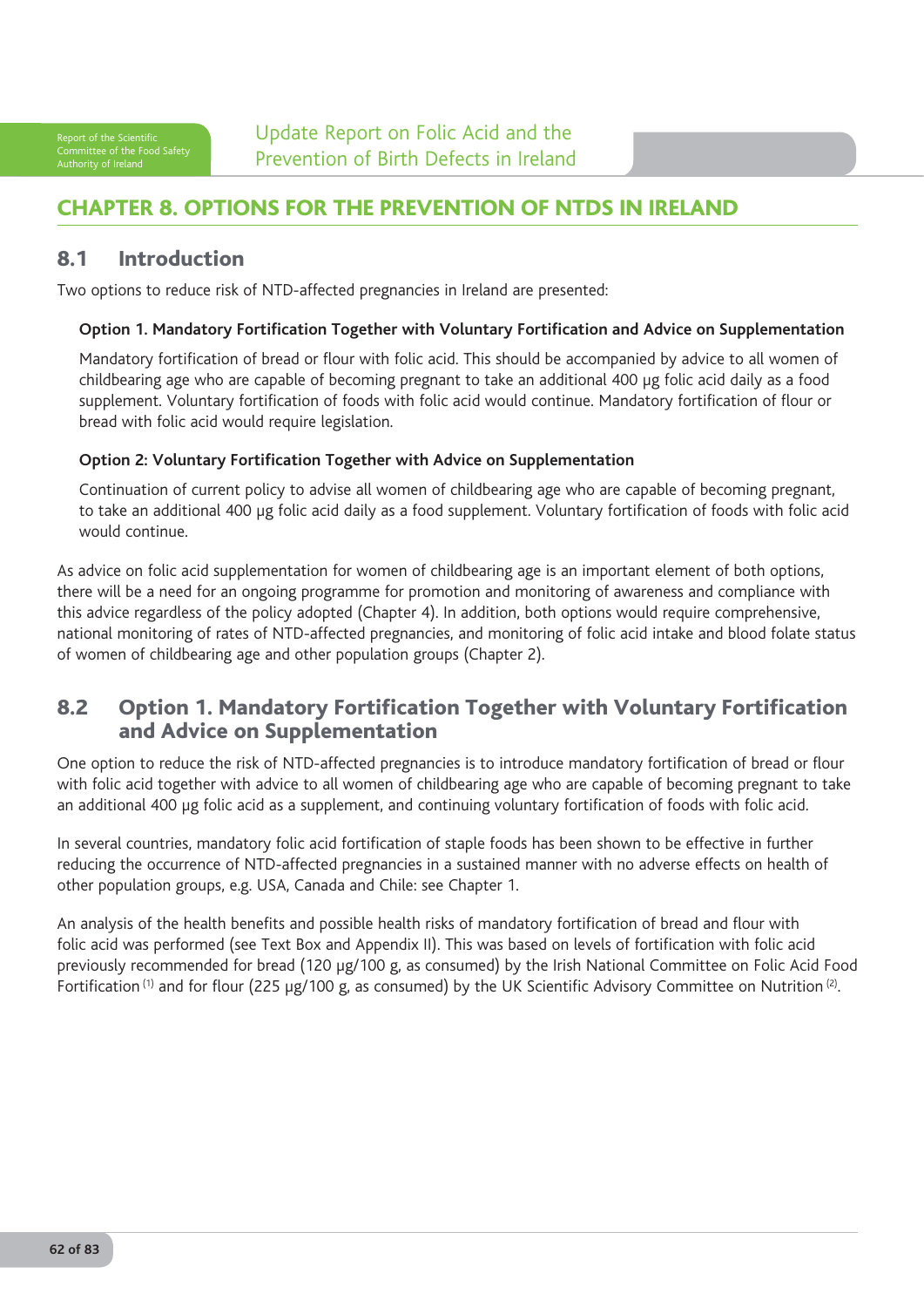# CHAPTER 8. OPTIONS FOR THE PREVENTION OF NTDS IN IRELAND

## 8.1 Introduction

Two options to reduce risk of NTD-affected pregnancies in Ireland are presented:

**Option 1. Mandatory Fortification Together with Voluntary Fortification and Advice on Supplementation**

Mandatory fortification of bread or flour with folic acid. This should be accompanied by advice to all women of childbearing age who are capable of becoming pregnant to take an additional 400 µg folic acid daily as a food supplement. Voluntary fortification of foods with folic acid would continue. Mandatory fortification of flour or bread with folic acid would require legislation.

**Option 2: Voluntary Fortification Together with Advice on Supplementation**

Continuation of current policy to advise all women of childbearing age who are capable of becoming pregnant, to take an additional 400 µg folic acid daily as a food supplement. Voluntary fortification of foods with folic acid would continue.

As advice on folic acid supplementation for women of childbearing age is an important element of both options, there will be a need for an ongoing programme for promotion and monitoring of awareness and compliance with this advice regardless of the policy adopted (Chapter 4). In addition, both options would require comprehensive, national monitoring of rates of NTD-affected pregnancies, and monitoring of folic acid intake and blood folate status of women of childbearing age and other population groups (Chapter 2).

## 8.2 Option 1. Mandatory Fortification Together with Voluntary Fortification and Advice on Supplementation

One option to reduce the risk of NTD-affected pregnancies is to introduce mandatory fortification of bread or flour with folic acid together with advice to all women of childbearing age who are capable of becoming pregnant to take an additional 400 µg folic acid as a supplement, and continuing voluntary fortification of foods with folic acid.

In several countries, mandatory folic acid fortification of staple foods has been shown to be effective in further reducing the occurrence of NTD-affected pregnancies in a sustained manner with no adverse effects on health of other population groups, e.g. USA, Canada and Chile: see Chapter 1.

An analysis of the health benefits and possible health risks of mandatory fortification of bread and flour with folic acid was performed (see Text Box and Appendix II). This was based on levels of fortification with folic acid previously recommended for bread (120 µg/100 g, as consumed) by the Irish National Committee on Folic Acid Food Fortification [1] and for flour (225 µg/100 g, as consumed) by the UK Scientific Advisory Committee on Nutrition [2].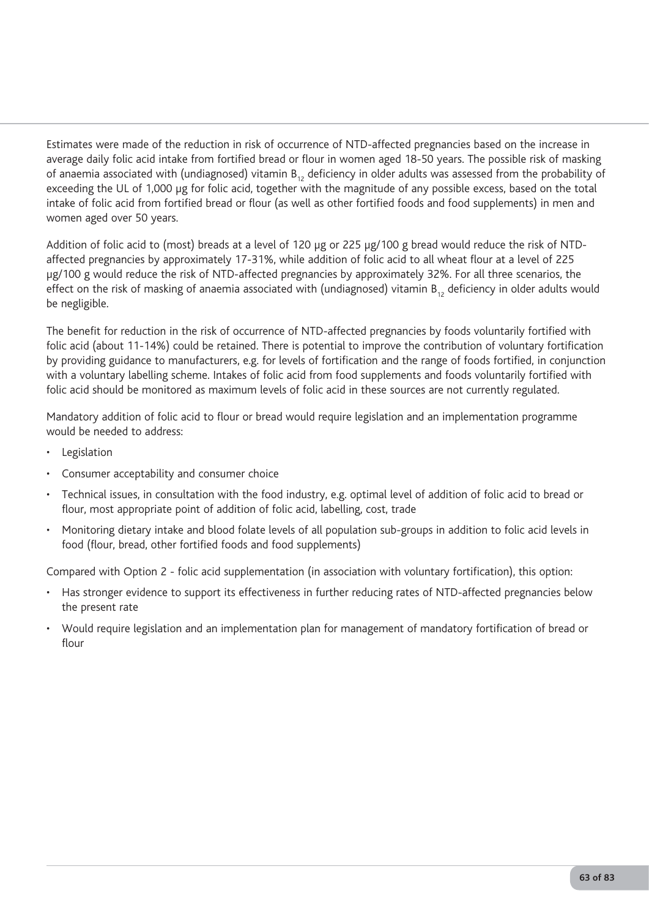Estimates were made of the reduction in risk of occurrence of NTD-affected pregnancies based on the increase in average daily folic acid intake from fortified bread or flour in women aged 18-50 years. The possible risk of masking of anaemia associated with (undiagnosed) vitamin $B_{12}$ deficiency in older adults was assessed from the probability of exceeding the UL of 1,000 μg for folic acid, together with the magnitude of any possible excess, based on the total intake of folic acid from fortified bread or flour (as well as other fortified foods and food supplements) in men and women aged over 50 years.

Addition of folic acid to (most) breads at a level of 120 μg or 225 μg/100 g bread would reduce the risk of NTD-affected pregnancies by approximately 17-31%, while addition of folic acid to all wheat flour at a level of 225 μg/100 g would reduce the risk of NTD-affected pregnancies by approximately 32%. For all three scenarios, the effect on the risk of masking of anaemia associated with (undiagnosed) vitamin $B_{12}$ deficiency in older adults would be negligible.

The benefit for reduction in the risk of occurrence of NTD-affected pregnancies by foods voluntarily fortified with folic acid (about 11-14%) could be retained. There is potential to improve the contribution of voluntary fortification by providing guidance to manufacturers, e.g. for levels of fortification and the range of foods fortified, in conjunction with a voluntary labelling scheme. Intakes of folic acid from food supplements and foods voluntarily fortified with folic acid should be monitored as maximum levels of folic acid in these sources are not currently regulated.

Mandatory addition of folic acid to flour or bread would require legislation and an implementation programme would be needed to address:

- Legislation
- Consumer acceptability and consumer choice
- Technical issues, in consultation with the food industry, e.g. optimal level of addition of folic acid to bread or flour, most appropriate point of addition of folic acid, labelling, cost, trade
- Monitoring dietary intake and blood folate levels of all population sub-groups in addition to folic acid levels in food (flour, bread, other fortified foods and food supplements)

Compared with Option 2 - folic acid supplementation (in association with voluntary fortification), this option:

- Has stronger evidence to support its effectiveness in further reducing rates of NTD-affected pregnancies below the present rate
- Would require legislation and an implementation plan for management of mandatory fortification of bread or flour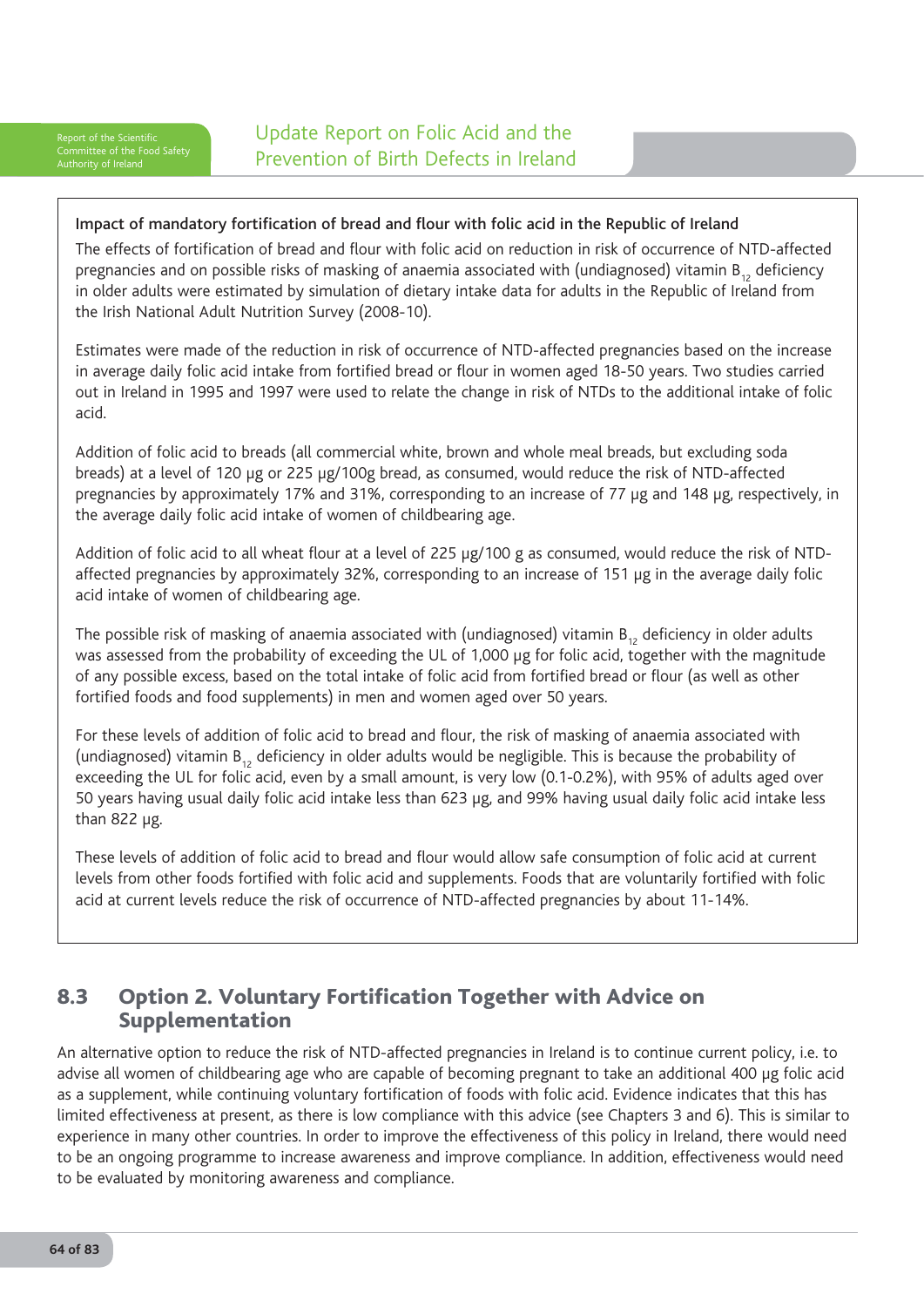**Impact of mandatory fortification of bread and flour with folic acid in the Republic of Ireland**

The effects of fortification of bread and flour with folic acid on reduction in risk of occurrence of NTD-affected pregnancies and on possible risks of masking of anaemia associated with (undiagnosed) vitamin $B_{12}$ deficiency in older adults were estimated by simulation of dietary intake data for adults in the Republic of Ireland from the Irish National Adult Nutrition Survey (2008-10).

Estimates were made of the reduction in risk of occurrence of NTD-affected pregnancies based on the increase in average daily folic acid intake from fortified bread or flour in women aged 18-50 years. Two studies carried out in Ireland in 1995 and 1997 were used to relate the change in risk of NTDs to the additional intake of folic acid.

Addition of folic acid to breads (all commercial white, brown and whole meal breads, but excluding soda breads) at a level of 120 µg or 225 µg/100g bread, as consumed, would reduce the risk of NTD-affected pregnancies by approximately 17% and 31%, corresponding to an increase of 77 µg and 148 µg, respectively, in the average daily folic acid intake of women of childbearing age.

Addition of folic acid to all wheat flour at a level of 225 µg/100 g as consumed, would reduce the risk of NTD-affected pregnancies by approximately 32%, corresponding to an increase of 151 µg in the average daily folic acid intake of women of childbearing age.

The possible risk of masking of anaemia associated with (undiagnosed) vitamin $B_{12}$ deficiency in older adults was assessed from the probability of exceeding the UL of 1,000 µg for folic acid, together with the magnitude of any possible excess, based on the total intake of folic acid from fortified bread or flour (as well as other fortified foods and food supplements) in men and women aged over 50 years.

For these levels of addition of folic acid to bread and flour, the risk of masking of anaemia associated with (undiagnosed) vitamin $B_{12}$ deficiency in older adults would be negligible. This is because the probability of exceeding the UL for folic acid, even by a small amount, is very low (0.1-0.2%), with 95% of adults aged over 50 years having usual daily folic acid intake less than 623 µg, and 99% having usual daily folic acid intake less than 822 µg.

These levels of addition of folic acid to bread and flour would allow safe consumption of folic acid at current levels from other foods fortified with folic acid and supplements. Foods that are voluntarily fortified with folic acid at current levels reduce the risk of occurrence of NTD-affected pregnancies by about 11-14%.

## 8.3 Option 2. Voluntary Fortification Together with Advice on Supplementation

An alternative option to reduce the risk of NTD-affected pregnancies in Ireland is to continue current policy, i.e. to advise all women of childbearing age who are capable of becoming pregnant to take an additional 400 µg folic acid as a supplement, while continuing voluntary fortification of foods with folic acid. Evidence indicates that this has limited effectiveness at present, as there is low compliance with this advice (see Chapters 3 and 6). This is similar to experience in many other countries. In order to improve the effectiveness of this policy in Ireland, there would need to be an ongoing programme to increase awareness and improve compliance. In addition, effectiveness would need to be evaluated by monitoring awareness and compliance.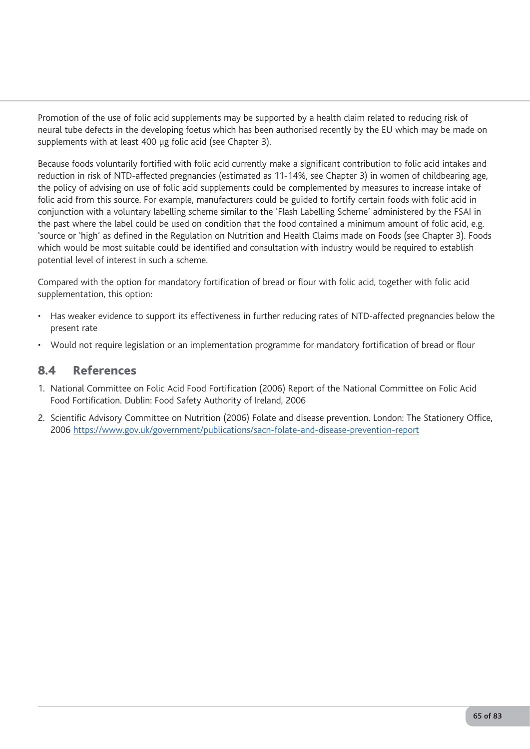Promotion of the use of folic acid supplements may be supported by a health claim related to reducing risk of neural tube defects in the developing foetus which has been authorised recently by the EU which may be made on supplements with at least 400 µg folic acid (see Chapter 3).

Because foods voluntarily fortified with folic acid currently make a significant contribution to folic acid intakes and reduction in risk of NTD-affected pregnancies (estimated as 11-14%, see Chapter 3) in women of childbearing age, the policy of advising on use of folic acid supplements could be complemented by measures to increase intake of folic acid from this source. For example, manufacturers could be guided to fortify certain foods with folic acid in conjunction with a voluntary labelling scheme similar to the 'Flash Labelling Scheme' administered by the FSAI in the past where the label could be used on condition that the food contained a minimum amount of folic acid, e.g. 'source or 'high' as defined in the Regulation on Nutrition and Health Claims made on Foods (see Chapter 3). Foods which would be most suitable could be identified and consultation with industry would be required to establish potential level of interest in such a scheme.

Compared with the option for mandatory fortification of bread or flour with folic acid, together with folic acid supplementation, this option:

- Has weaker evidence to support its effectiveness in further reducing rates of NTD-affected pregnancies below the present rate
- Would not require legislation or an implementation programme for mandatory fortification of bread or flour

## 8.4 References

1. National Committee on Folic Acid Food Fortification (2006) Report of the National Committee on Folic Acid Food Fortification. Dublin: Food Safety Authority of Ireland, 2006
2. Scientific Advisory Committee on Nutrition (2006) Folate and disease prevention. London: The Stationery Office, 2006 https://www.gov.uk/government/publications/sacn-folate-and-disease-prevention-report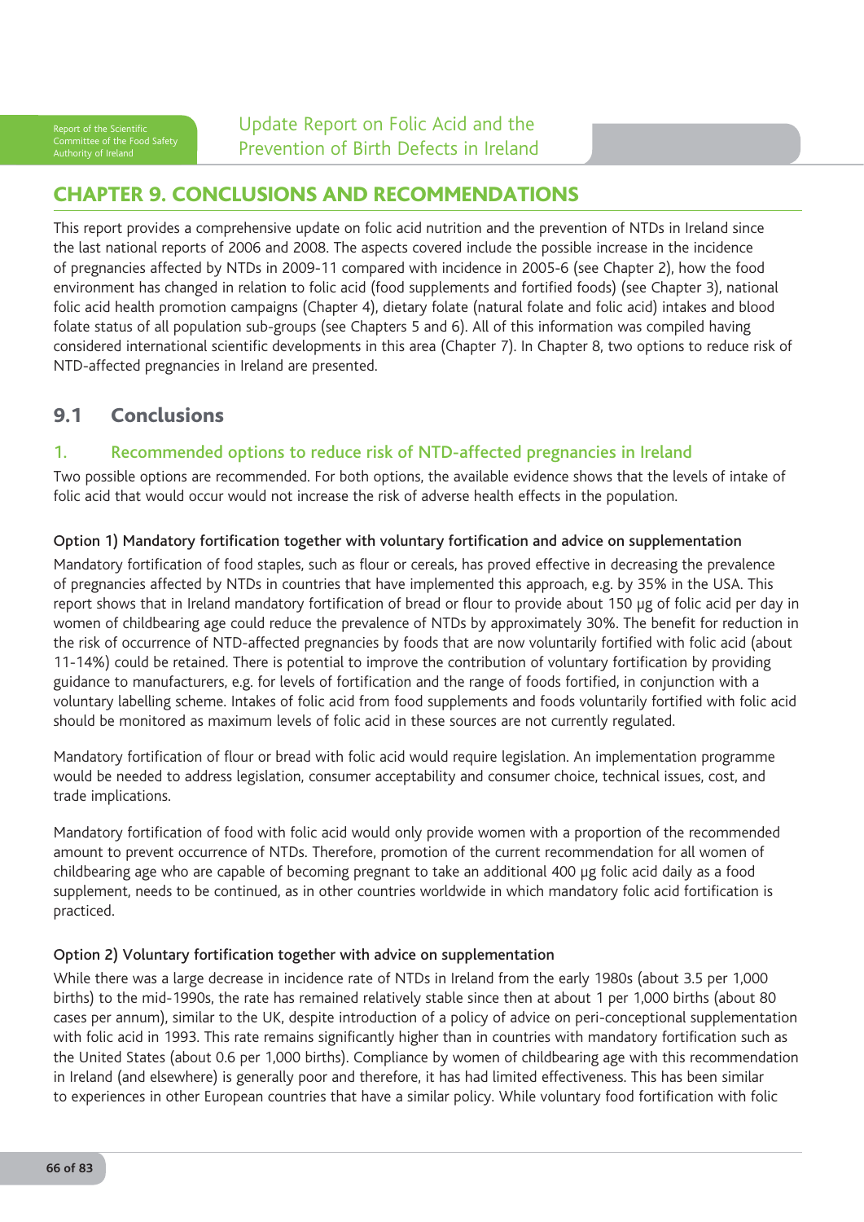# CHAPTER 9. CONCLUSIONS AND RECOMMENDATIONS

This report provides a comprehensive update on folic acid nutrition and the prevention of NTDs in Ireland since the last national reports of 2006 and 2008. The aspects covered include the possible increase in the incidence of pregnancies affected by NTDs in 2009-11 compared with incidence in 2005-6 (see Chapter 2), how the food environment has changed in relation to folic acid (food supplements and fortified foods) (see Chapter 3), national folic acid health promotion campaigns (Chapter 4), dietary folate (natural folate and folic acid) intakes and blood folate status of all population sub-groups (see Chapters 5 and 6). All of this information was compiled having considered international scientific developments in this area (Chapter 7). In Chapter 8, two options to reduce risk of NTD-affected pregnancies in Ireland are presented.

## 9.1 Conclusions

### 1. Recommended options to reduce risk of NTD-affected pregnancies in Ireland

Two possible options are recommended. For both options, the available evidence shows that the levels of intake of folic acid that would occur would not increase the risk of adverse health effects in the population.

#### Option 1) Mandatory fortification together with voluntary fortification and advice on supplementation

Mandatory fortification of food staples, such as flour or cereals, has proved effective in decreasing the prevalence of pregnancies affected by NTDs in countries that have implemented this approach, e.g. by 35% in the USA. This report shows that in Ireland mandatory fortification of bread or flour to provide about 150 μg of folic acid per day in women of childbearing age could reduce the prevalence of NTDs by approximately 30%. The benefit for reduction in the risk of occurrence of NTD-affected pregnancies by foods that are now voluntarily fortified with folic acid (about 11-14%) could be retained. There is potential to improve the contribution of voluntary fortification by providing guidance to manufacturers, e.g. for levels of fortification and the range of foods fortified, in conjunction with a voluntary labelling scheme. Intakes of folic acid from food supplements and foods voluntarily fortified with folic acid should be monitored as maximum levels of folic acid in these sources are not currently regulated.

Mandatory fortification of flour or bread with folic acid would require legislation. An implementation programme would be needed to address legislation, consumer acceptability and consumer choice, technical issues, cost, and trade implications.

Mandatory fortification of food with folic acid would only provide women with a proportion of the recommended amount to prevent occurrence of NTDs. Therefore, promotion of the current recommendation for all women of childbearing age who are capable of becoming pregnant to take an additional 400 μg folic acid daily as a food supplement, needs to be continued, as in other countries worldwide in which mandatory folic acid fortification is practiced.

#### Option 2) Voluntary fortification together with advice on supplementation

While there was a large decrease in incidence rate of NTDs in Ireland from the early 1980s (about 3.5 per 1,000 births) to the mid-1990s, the rate has remained relatively stable since then at about 1 per 1,000 births (about 80 cases per annum), similar to the UK, despite introduction of a policy of advice on peri-conceptional supplementation with folic acid in 1993. This rate remains significantly higher than in countries with mandatory fortification such as the United States (about 0.6 per 1,000 births). Compliance by women of childbearing age with this recommendation in Ireland (and elsewhere) is generally poor and therefore, it has had limited effectiveness. This has been similar to experiences in other European countries that have a similar policy. While voluntary food fortification with folic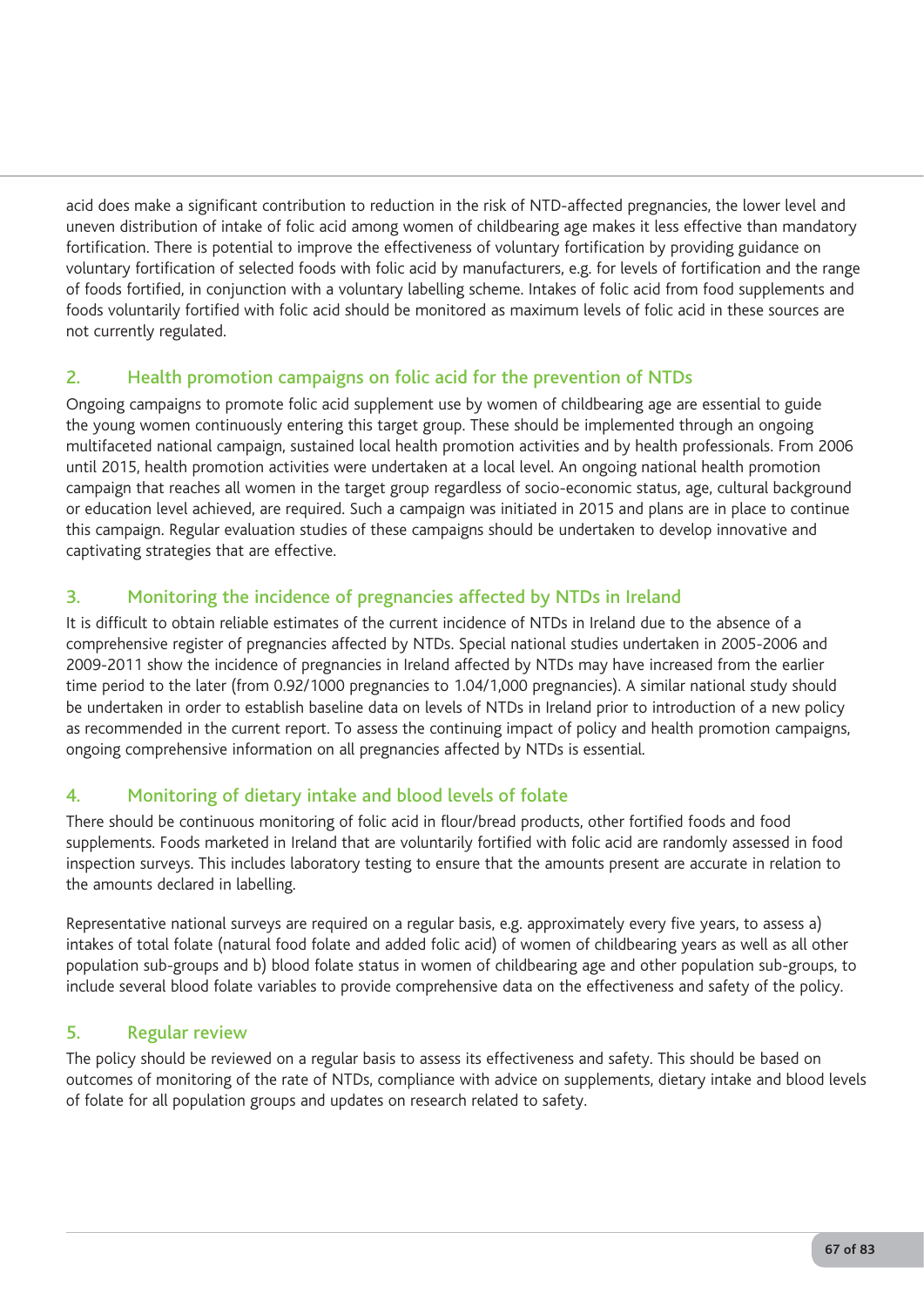acid does make a significant contribution to reduction in the risk of NTD-affected pregnancies, the lower level and uneven distribution of intake of folic acid among women of childbearing age makes it less effective than mandatory fortification. There is potential to improve the effectiveness of voluntary fortification by providing guidance on voluntary fortification of selected foods with folic acid by manufacturers, e.g. for levels of fortification and the range of foods fortified, in conjunction with a voluntary labelling scheme. Intakes of folic acid from food supplements and foods voluntarily fortified with folic acid should be monitored as maximum levels of folic acid in these sources are not currently regulated.

## 2. Health promotion campaigns on folic acid for the prevention of NTDs

Ongoing campaigns to promote folic acid supplement use by women of childbearing age are essential to guide the young women continuously entering this target group. These should be implemented through an ongoing multifaceted national campaign, sustained local health promotion activities and by health professionals. From 2006 until 2015, health promotion activities were undertaken at a local level. An ongoing national health promotion campaign that reaches all women in the target group regardless of socio-economic status, age, cultural background or education level achieved, are required. Such a campaign was initiated in 2015 and plans are in place to continue this campaign. Regular evaluation studies of these campaigns should be undertaken to develop innovative and captivating strategies that are effective.

## 3. Monitoring the incidence of pregnancies affected by NTDs in Ireland

It is difficult to obtain reliable estimates of the current incidence of NTDs in Ireland due to the absence of a comprehensive register of pregnancies affected by NTDs. Special national studies undertaken in 2005-2006 and 2009-2011 show the incidence of pregnancies in Ireland affected by NTDs may have increased from the earlier time period to the later (from 0.92/1000 pregnancies to 1.04/1,000 pregnancies). A similar national study should be undertaken in order to establish baseline data on levels of NTDs in Ireland prior to introduction of a new policy as recommended in the current report. To assess the continuing impact of policy and health promotion campaigns, ongoing comprehensive information on all pregnancies affected by NTDs is essential.

## 4. Monitoring of dietary intake and blood levels of folate

There should be continuous monitoring of folic acid in flour/bread products, other fortified foods and food supplements. Foods marketed in Ireland that are voluntarily fortified with folic acid are randomly assessed in food inspection surveys. This includes laboratory testing to ensure that the amounts present are accurate in relation to the amounts declared in labelling.

Representative national surveys are required on a regular basis, e.g. approximately every five years, to assess a) intakes of total folate (natural food folate and added folic acid) of women of childbearing years as well as all other population sub-groups and b) blood folate status in women of childbearing age and other population sub-groups, to include several blood folate variables to provide comprehensive data on the effectiveness and safety of the policy.

## 5. Regular review

The policy should be reviewed on a regular basis to assess its effectiveness and safety. This should be based on outcomes of monitoring of the rate of NTDs, compliance with advice on supplements, dietary intake and blood levels of folate for all population groups and updates on research related to safety.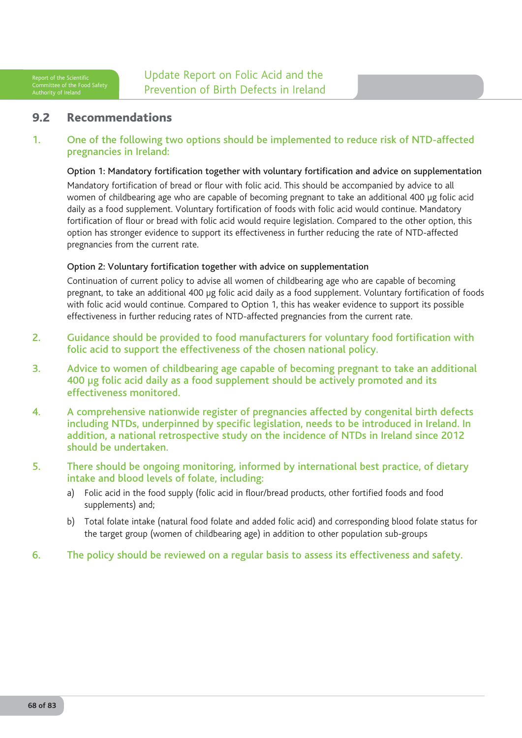## 9.2 Recommendations

1. **One of the following two options should be implemented to reduce risk of NTD-affected pregnancies in Ireland:**

   **Option 1: Mandatory fortification together with voluntary fortification and advice on supplementation**

   Mandatory fortification of bread or flour with folic acid. This should be accompanied by advice to all women of childbearing age who are capable of becoming pregnant to take an additional 400 µg folic acid daily as a food supplement. Voluntary fortification of foods with folic acid would continue. Mandatory fortification of flour or bread with folic acid would require legislation. Compared to the other option, this option has stronger evidence to support its effectiveness in further reducing the rate of NTD-affected pregnancies from the current rate.

   **Option 2: Voluntary fortification together with advice on supplementation**

   Continuation of current policy to advise all women of childbearing age who are capable of becoming pregnant, to take an additional 400 µg folic acid daily as a food supplement. Voluntary fortification of foods with folic acid would continue. Compared to Option 1, this has weaker evidence to support its possible effectiveness in further reducing rates of NTD-affected pregnancies from the current rate.

2. **Guidance should be provided to food manufacturers for voluntary food fortification with folic acid to support the effectiveness of the chosen national policy.**

3. **Advice to women of childbearing age capable of becoming pregnant to take an additional 400 µg folic acid daily as a food supplement should be actively promoted and its effectiveness monitored.**

4. **A comprehensive nationwide register of pregnancies affected by congenital birth defects including NTDs, underpinned by specific legislation, needs to be introduced in Ireland. In addition, a national retrospective study on the incidence of NTDs in Ireland since 2012 should be undertaken.**

5. **There should be ongoing monitoring, informed by international best practice, of dietary intake and blood levels of folate, including:**

   a) Folic acid in the food supply (folic acid in flour/bread products, other fortified foods and food supplements) and;

   b) Total folate intake (natural food folate and added folic acid) and corresponding blood folate status for the target group (women of childbearing age) in addition to other population sub-groups

6. **The policy should be reviewed on a regular basis to assess its effectiveness and safety.**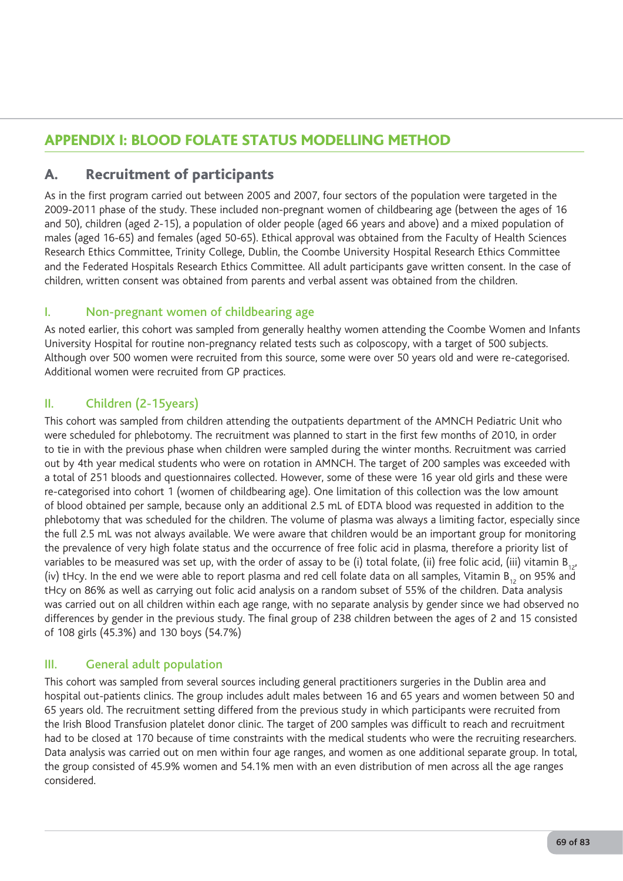# APPENDIX I: BLOOD FOLATE STATUS MODELLING METHOD

## A. Recruitment of participants

As in the first program carried out between 2005 and 2007, four sectors of the population were targeted in the 2009-2011 phase of the study. These included non-pregnant women of childbearing age (between the ages of 16 and 50), children (aged 2-15), a population of older people (aged 66 years and above) and a mixed population of males (aged 16-65) and females (aged 50-65). Ethical approval was obtained from the Faculty of Health Sciences Research Ethics Committee, Trinity College, Dublin, the Coombe University Hospital Research Ethics Committee and the Federated Hospitals Research Ethics Committee. All adult participants gave written consent. In the case of children, written consent was obtained from parents and verbal assent was obtained from the children.

### I. Non-pregnant women of childbearing age

As noted earlier, this cohort was sampled from generally healthy women attending the Coombe Women and Infants University Hospital for routine non-pregnancy related tests such as colposcopy, with a target of 500 subjects. Although over 500 women were recruited from this source, some were over 50 years old and were re-categorised. Additional women were recruited from GP practices.

### II. Children (2-15years)

This cohort was sampled from children attending the outpatients department of the AMNCH Pediatric Unit who were scheduled for phlebotomy. The recruitment was planned to start in the first few months of 2010, in order to tie in with the previous phase when children were sampled during the winter months. Recruitment was carried out by 4th year medical students who were on rotation in AMNCH. The target of 200 samples was exceeded with a total of 251 bloods and questionnaires collected. However, some of these were 16 year old girls and these were re-categorised into cohort 1 (women of childbearing age). One limitation of this collection was the low amount of blood obtained per sample, because only an additional 2.5 mL of EDTA blood was requested in addition to the phlebotomy that was scheduled for the children. The volume of plasma was always a limiting factor, especially since the full 2.5 mL was not always available. We were aware that children would be an important group for monitoring the prevalence of very high folate status and the occurrence of free folic acid in plasma, therefore a priority list of variables to be measured was set up, with the order of assay to be (i) total folate, (ii) free folic acid, (iii) vitamin $B_{12}$, (iv) tHcy. In the end we were able to report plasma and red cell folate data on all samples, Vitamin $B_{12}$ on 95% and tHcy on 86% as well as carrying out folic acid analysis on a random subset of 55% of the children. Data analysis was carried out on all children within each age range, with no separate analysis by gender since we had observed no differences by gender in the previous study. The final group of 238 children between the ages of 2 and 15 consisted of 108 girls (45.3%) and 130 boys (54.7%)

### III. General adult population

This cohort was sampled from several sources including general practitioners surgeries in the Dublin area and hospital out-patients clinics. The group includes adult males between 16 and 65 years and women between 50 and 65 years old. The recruitment setting differed from the previous study in which participants were recruited from the Irish Blood Transfusion platelet donor clinic. The target of 200 samples was difficult to reach and recruitment had to be closed at 170 because of time constraints with the medical students who were the recruiting researchers. Data analysis was carried out on men within four age ranges, and women as one additional separate group. In total, the group consisted of 45.9% women and 54.1% men with an even distribution of men across all the age ranges considered.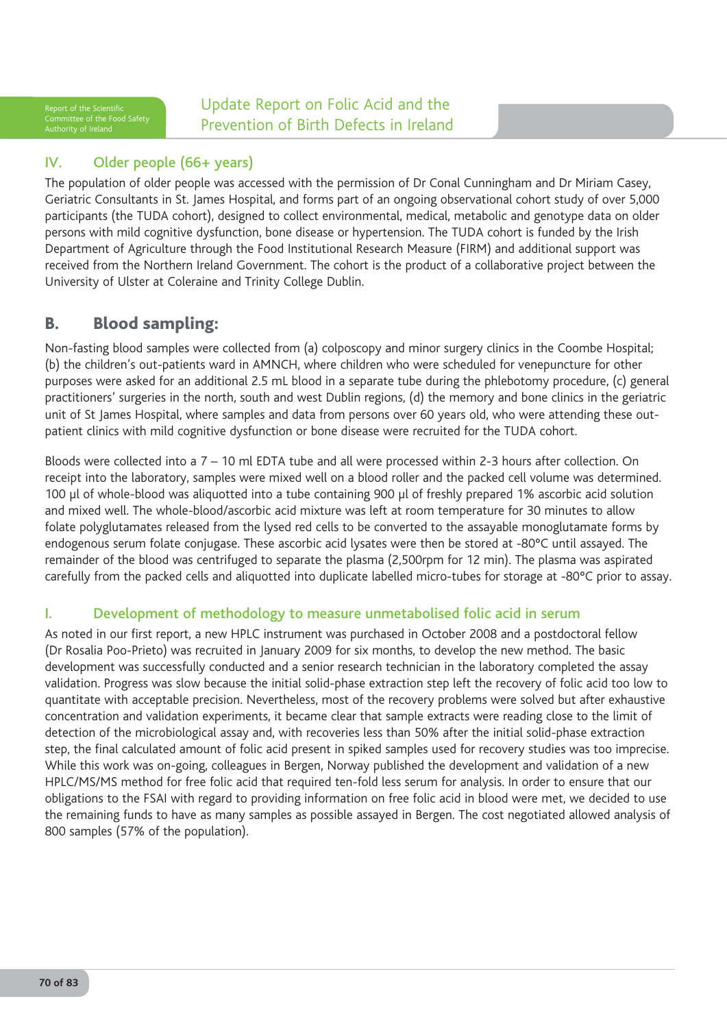### IV. Older people (66+ years)

The population of older people was accessed with the permission of Dr Conal Cunningham and Dr Miriam Casey, Geriatric Consultants in St. James Hospital, and forms part of an ongoing observational cohort study of over 5,000 participants (the TUDA cohort), designed to collect environmental, medical, metabolic and genotype data on older persons with mild cognitive dysfunction, bone disease or hypertension. The TUDA cohort is funded by the Irish Department of Agriculture through the Food Institutional Research Measure (FIRM) and additional support was received from the Northern Ireland Government. The cohort is the product of a collaborative project between the University of Ulster at Coleraine and Trinity College Dublin.

## B. Blood sampling:

Non-fasting blood samples were collected from (a) colposcopy and minor surgery clinics in the Coombe Hospital; (b) the children's out-patients ward in AMNCH, where children who were scheduled for venepuncture for other purposes were asked for an additional 2.5 mL blood in a separate tube during the phlebotomy procedure, (c) general practitioners' surgeries in the north, south and west Dublin regions, (d) the memory and bone clinics in the geriatric unit of St James Hospital, where samples and data from persons over 60 years old, who were attending these out-patient clinics with mild cognitive dysfunction or bone disease were recruited for the TUDA cohort.

Bloods were collected into a 7 – 10 ml EDTA tube and all were processed within 2-3 hours after collection. On receipt into the laboratory, samples were mixed well on a blood roller and the packed cell volume was determined. 100 µl of whole-blood was aliquotted into a tube containing 900 µl of freshly prepared 1% ascorbic acid solution and mixed well. The whole-blood/ascorbic acid mixture was left at room temperature for 30 minutes to allow folate polyglutamates released from the lysed red cells to be converted to the assayable monoglutamate forms by endogenous serum folate conjugase. These ascorbic acid lysates were then be stored at -80°C until assayed. The remainder of the blood was centrifuged to separate the plasma (2,500rpm for 12 min). The plasma was aspirated carefully from the packed cells and aliquotted into duplicate labelled micro-tubes for storage at -80°C prior to assay.

### I. Development of methodology to measure unmetabolised folic acid in serum

As noted in our first report, a new HPLC instrument was purchased in October 2008 and a postdoctoral fellow (Dr Rosalia Poo-Prieto) was recruited in January 2009 for six months, to develop the new method. The basic development was successfully conducted and a senior research technician in the laboratory completed the assay validation. Progress was slow because the initial solid-phase extraction step left the recovery of folic acid too low to quantitate with acceptable precision. Nevertheless, most of the recovery problems were solved but after exhaustive concentration and validation experiments, it became clear that sample extracts were reading close to the limit of detection of the microbiological assay and, with recoveries less than 50% after the initial solid-phase extraction step, the final calculated amount of folic acid present in spiked samples used for recovery studies was too imprecise. While this work was on-going, colleagues in Bergen, Norway published the development and validation of a new HPLC/MS/MS method for free folic acid that required ten-fold less serum for analysis. In order to ensure that our obligations to the FSAI with regard to providing information on free folic acid in blood were met, we decided to use the remaining funds to have as many samples as possible assayed in Bergen. The cost negotiated allowed analysis of 800 samples (57% of the population).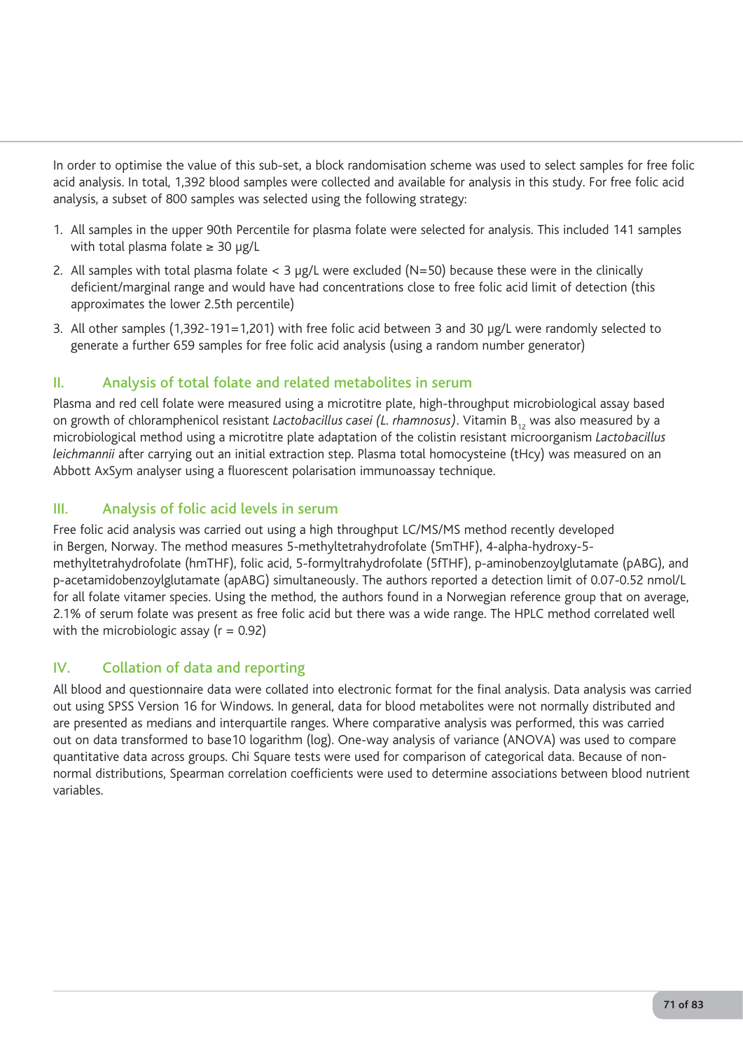In order to optimise the value of this sub-set, a block randomisation scheme was used to select samples for free folic acid analysis. In total, 1,392 blood samples were collected and available for analysis in this study. For free folic acid analysis, a subset of 800 samples was selected using the following strategy:

1. All samples in the upper 90th Percentile for plasma folate were selected for analysis. This included 141 samples with total plasma folate ≥ 30 μg/L
2. All samples with total plasma folate < 3 μg/L were excluded (N=50) because these were in the clinically deficient/marginal range and would have had concentrations close to free folic acid limit of detection (this approximates the lower 2.5th percentile)
3. All other samples (1,392-191=1,201) with free folic acid between 3 and 30 μg/L were randomly selected to generate a further 659 samples for free folic acid analysis (using a random number generator)

## II. Analysis of total folate and related metabolites in serum

Plasma and red cell folate were measured using a microtitre plate, high-throughput microbiological assay based on growth of chloramphenicol resistant *Lactobacillus casei (L. rhamnosus)*. Vitamin $B_{12}$ was also measured by a microbiological method using a microtitre plate adaptation of the colistin resistant microorganism *Lactobacillus leichmannii* after carrying out an initial extraction step. Plasma total homocysteine (tHcy) was measured on an Abbott AxSym analyser using a fluorescent polarisation immunoassay technique.

## III. Analysis of folic acid levels in serum

Free folic acid analysis was carried out using a high throughput LC/MS/MS method recently developed in Bergen, Norway. The method measures 5-methyltetrahydrofolate (5mTHF), 4-alpha-hydroxy-5-methyltetrahydrofolate (hmTHF), folic acid, 5-formyltrahydrofolate (5fTHF), p-aminobenzoylglutamate (pABG), and p-acetamidobenzoylglutamate (apABG) simultaneously. The authors reported a detection limit of 0.07-0.52 nmol/L for all folate vitamer species. Using the method, the authors found in a Norwegian reference group that on average, 2.1% of serum folate was present as free folic acid but there was a wide range. The HPLC method correlated well with the microbiologic assay (r = 0.92)

## IV. Collation of data and reporting

All blood and questionnaire data were collated into electronic format for the final analysis. Data analysis was carried out using SPSS Version 16 for Windows. In general, data for blood metabolites were not normally distributed and are presented as medians and interquartile ranges. Where comparative analysis was performed, this was carried out on data transformed to base10 logarithm (log). One-way analysis of variance (ANOVA) was used to compare quantitative data across groups. Chi Square tests were used for comparison of categorical data. Because of non-normal distributions, Spearman correlation coefficients were used to determine associations between blood nutrient variables.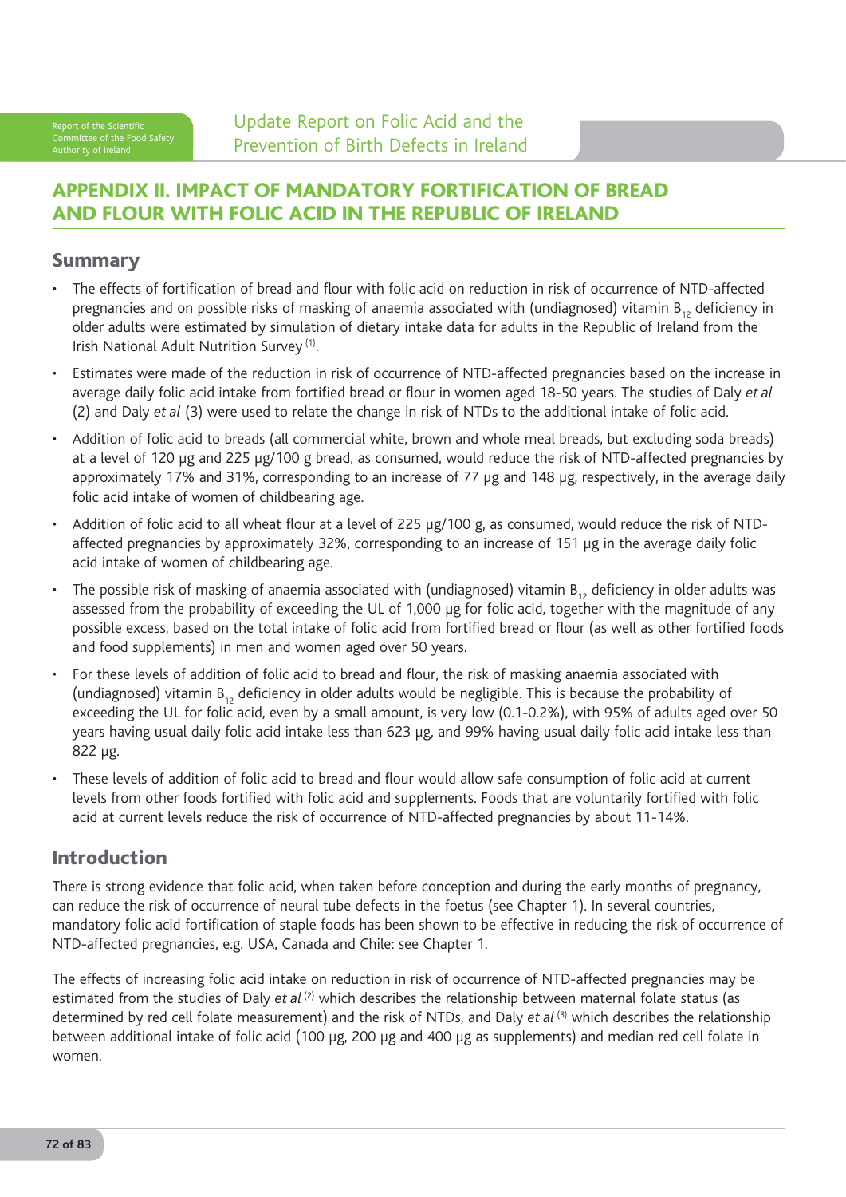## APPENDIX II. IMPACT OF MANDATORY FORTIFICATION OF BREAD AND FLOUR WITH FOLIC ACID IN THE REPUBLIC OF IRELAND

### Summary

- The effects of fortification of bread and flour with folic acid on reduction in risk of occurrence of NTD-affected pregnancies and on possible risks of masking of anaemia associated with (undiagnosed) vitamin $B_{12}$ deficiency in older adults were estimated by simulation of dietary intake data for adults in the Republic of Ireland from the Irish National Adult Nutrition Survey [1].
- Estimates were made of the reduction in risk of occurrence of NTD-affected pregnancies based on the increase in average daily folic acid intake from fortified bread or flour in women aged 18-50 years. The studies of Daly *et al* (2) and Daly *et al* (3) were used to relate the change in risk of NTDs to the additional intake of folic acid.
- Addition of folic acid to breads (all commercial white, brown and whole meal breads, but excluding soda breads) at a level of 120 µg and 225 µg/100 g bread, as consumed, would reduce the risk of NTD-affected pregnancies by approximately 17% and 31%, corresponding to an increase of 77 µg and 148 µg, respectively, in the average daily folic acid intake of women of childbearing age.
- Addition of folic acid to all wheat flour at a level of 225 µg/100 g, as consumed, would reduce the risk of NTD-affected pregnancies by approximately 32%, corresponding to an increase of 151 µg in the average daily folic acid intake of women of childbearing age.
- The possible risk of masking of anaemia associated with (undiagnosed) vitamin $B_{12}$ deficiency in older adults was assessed from the probability of exceeding the UL of 1,000 µg for folic acid, together with the magnitude of any possible excess, based on the total intake of folic acid from fortified bread or flour (as well as other fortified foods and food supplements) in men and women aged over 50 years.
- For these levels of addition of folic acid to bread and flour, the risk of masking anaemia associated with (undiagnosed) vitamin $B_{12}$ deficiency in older adults would be negligible. This is because the probability of exceeding the UL for folic acid, even by a small amount, is very low (0.1-0.2%), with 95% of adults aged over 50 years having usual daily folic acid intake less than 623 µg, and 99% having usual daily folic acid intake less than 822 µg.
- These levels of addition of folic acid to bread and flour would allow safe consumption of folic acid at current levels from other foods fortified with folic acid and supplements. Foods that are voluntarily fortified with folic acid at current levels reduce the risk of occurrence of NTD-affected pregnancies by about 11-14%.

### Introduction

There is strong evidence that folic acid, when taken before conception and during the early months of pregnancy, can reduce the risk of occurrence of neural tube defects in the foetus (see Chapter 1). In several countries, mandatory folic acid fortification of staple foods has been shown to be effective in reducing the risk of occurrence of NTD-affected pregnancies, e.g. USA, Canada and Chile: see Chapter 1.

The effects of increasing folic acid intake on reduction in risk of occurrence of NTD-affected pregnancies may be estimated from the studies of Daly *et al* [2] which describes the relationship between maternal folate status (as determined by red cell folate measurement) and the risk of NTDs, and Daly *et al* [3] which describes the relationship between additional intake of folic acid (100 µg, 200 µg and 400 µg as supplements) and median red cell folate in women.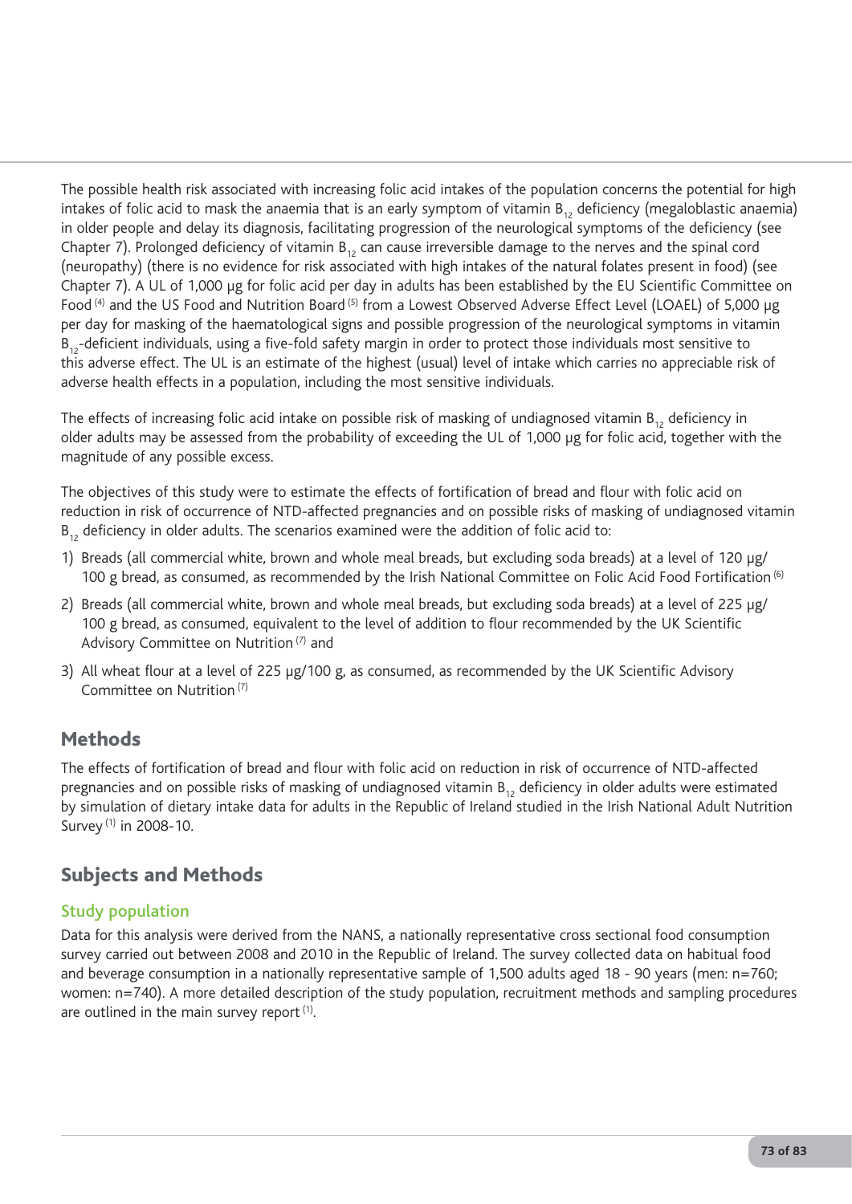The possible health risk associated with increasing folic acid intakes of the population concerns the potential for high intakes of folic acid to mask the anaemia that is an early symptom of vitamin $B_{12}$ deficiency (megaloblastic anaemia) in older people and delay its diagnosis, facilitating progression of the neurological symptoms of the deficiency (see Chapter 7). Prolonged deficiency of vitamin $B_{12}$ can cause irreversible damage to the nerves and the spinal cord (neuropathy) (there is no evidence for risk associated with high intakes of the natural folates present in food) (see Chapter 7). A UL of 1,000 µg for folic acid per day in adults has been established by the EU Scientific Committee on Food [4] and the US Food and Nutrition Board [5] from a Lowest Observed Adverse Effect Level (LOAEL) of 5,000 µg per day for masking of the haematological signs and possible progression of the neurological symptoms in vitamin $B_{12}$-deficient individuals, using a five-fold safety margin in order to protect those individuals most sensitive to this adverse effect. The UL is an estimate of the highest (usual) level of intake which carries no appreciable risk of adverse health effects in a population, including the most sensitive individuals.

The effects of increasing folic acid intake on possible risk of masking of undiagnosed vitamin $B_{12}$ deficiency in older adults may be assessed from the probability of exceeding the UL of 1,000 µg for folic acid, together with the magnitude of any possible excess.

The objectives of this study were to estimate the effects of fortification of bread and flour with folic acid on reduction in risk of occurrence of NTD-affected pregnancies and on possible risks of masking of undiagnosed vitamin $B_{12}$ deficiency in older adults. The scenarios examined were the addition of folic acid to:

1) Breads (all commercial white, brown and whole meal breads, but excluding soda breads) at a level of 120 µg/100 g bread, as consumed, as recommended by the Irish National Committee on Folic Acid Food Fortification [6]
2) Breads (all commercial white, brown and whole meal breads, but excluding soda breads) at a level of 225 µg/100 g bread, as consumed, equivalent to the level of addition to flour recommended by the UK Scientific Advisory Committee on Nutrition [7] and
3) All wheat flour at a level of 225 µg/100 g, as consumed, as recommended by the UK Scientific Advisory Committee on Nutrition [7]

## Methods

The effects of fortification of bread and flour with folic acid on reduction in risk of occurrence of NTD-affected pregnancies and on possible risks of masking of undiagnosed vitamin $B_{12}$ deficiency in older adults were estimated by simulation of dietary intake data for adults in the Republic of Ireland studied in the Irish National Adult Nutrition Survey [1] in 2008-10.

## Subjects and Methods

### Study population

Data for this analysis were derived from the NANS, a nationally representative cross sectional food consumption survey carried out between 2008 and 2010 in the Republic of Ireland. The survey collected data on habitual food and beverage consumption in a nationally representative sample of 1,500 adults aged 18 - 90 years (men: n=760; women: n=740). A more detailed description of the study population, recruitment methods and sampling procedures are outlined in the main survey report [1].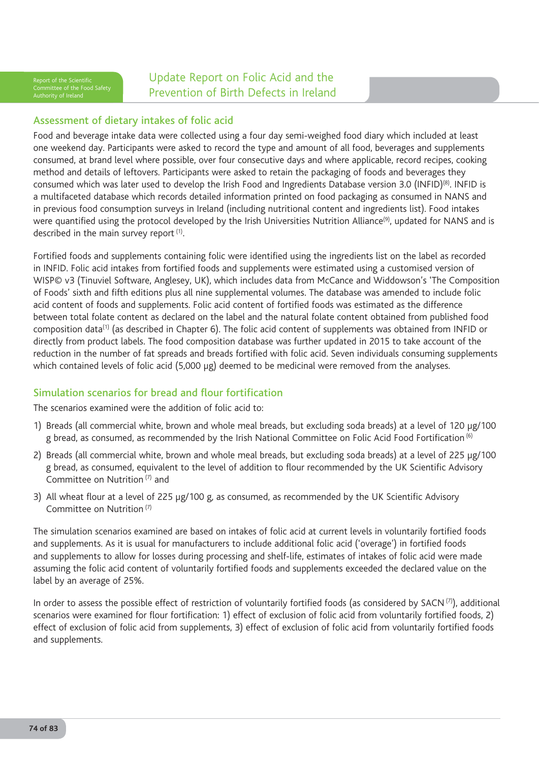## Assessment of dietary intakes of folic acid

Food and beverage intake data were collected using a four day semi-weighed food diary which included at least one weekend day. Participants were asked to record the type and amount of all food, beverages and supplements consumed, at brand level where possible, over four consecutive days and where applicable, record recipes, cooking method and details of leftovers. Participants were asked to retain the packaging of foods and beverages they consumed which was later used to develop the Irish Food and Ingredients Database version 3.0 (INFID)[8]. INFID is a multifaceted database which records detailed information printed on food packaging as consumed in NANS and in previous food consumption surveys in Ireland (including nutritional content and ingredients list). Food intakes were quantified using the protocol developed by the Irish Universities Nutrition Alliance[9], updated for NANS and is described in the main survey report [1].

Fortified foods and supplements containing folic were identified using the ingredients list on the label as recorded in INFID. Folic acid intakes from fortified foods and supplements were estimated using a customised version of WISP© v3 (Tinuviel Software, Anglesey, UK), which includes data from McCance and Widdowson's 'The Composition of Foods' sixth and fifth editions plus all nine supplemental volumes. The database was amended to include folic acid content of foods and supplements. Folic acid content of fortified foods was estimated as the difference between total folate content as declared on the label and the natural folate content obtained from published food composition data[1] (as described in Chapter 6). The folic acid content of supplements was obtained from INFID or directly from product labels. The food composition database was further updated in 2015 to take account of the reduction in the number of fat spreads and breads fortified with folic acid. Seven individuals consuming supplements which contained levels of folic acid (5,000 µg) deemed to be medicinal were removed from the analyses.

## Simulation scenarios for bread and flour fortification

The scenarios examined were the addition of folic acid to:

1) Breads (all commercial white, brown and whole meal breads, but excluding soda breads) at a level of 120 µg/100 g bread, as consumed, as recommended by the Irish National Committee on Folic Acid Food Fortification [6]
2) Breads (all commercial white, brown and whole meal breads, but excluding soda breads) at a level of 225 µg/100 g bread, as consumed, equivalent to the level of addition to flour recommended by the UK Scientific Advisory Committee on Nutrition [7] and
3) All wheat flour at a level of 225 µg/100 g, as consumed, as recommended by the UK Scientific Advisory Committee on Nutrition [7]

The simulation scenarios examined are based on intakes of folic acid at current levels in voluntarily fortified foods and supplements. As it is usual for manufacturers to include additional folic acid ('overage') in fortified foods and supplements to allow for losses during processing and shelf-life, estimates of intakes of folic acid were made assuming the folic acid content of voluntarily fortified foods and supplements exceeded the declared value on the label by an average of 25%.

In order to assess the possible effect of restriction of voluntarily fortified foods (as considered by SACN [7]), additional scenarios were examined for flour fortification: 1) effect of exclusion of folic acid from voluntarily fortified foods, 2) effect of exclusion of folic acid from supplements, 3) effect of exclusion of folic acid from voluntarily fortified foods and supplements.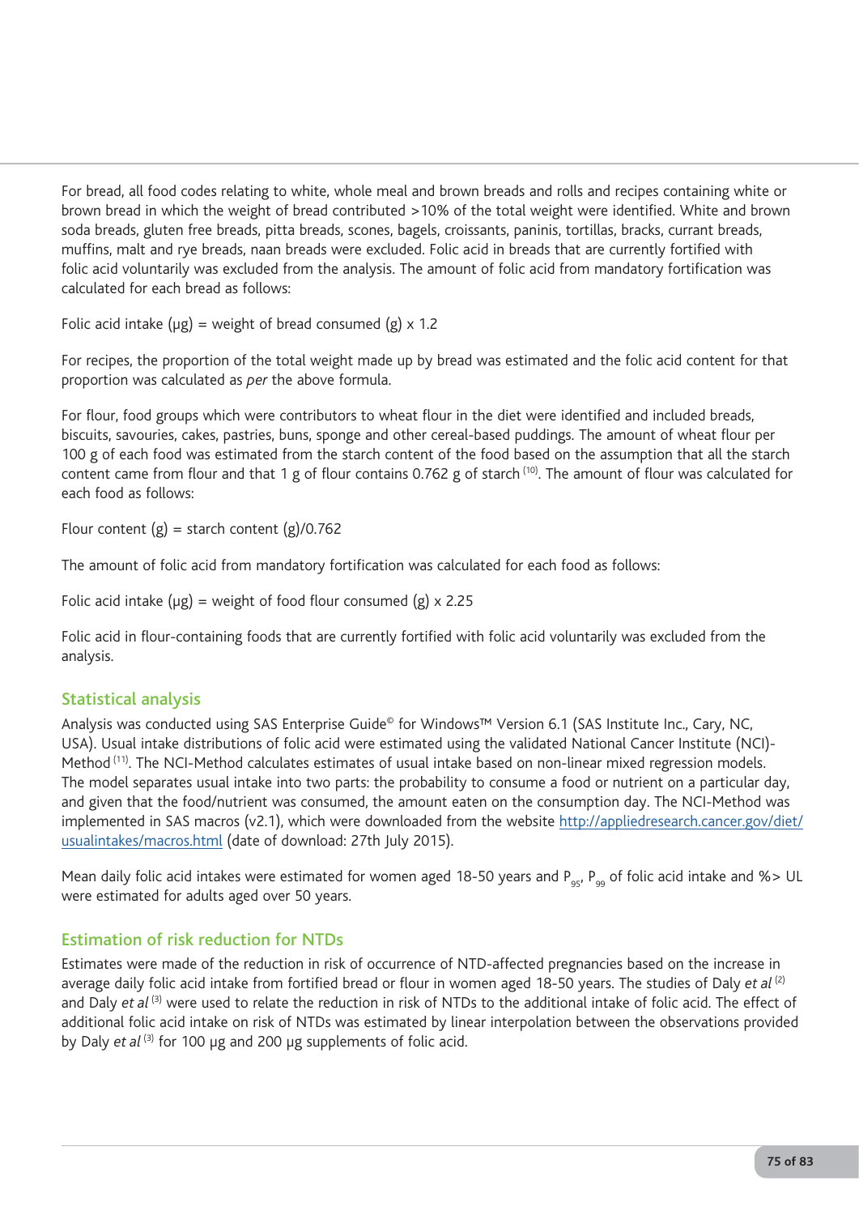For bread, all food codes relating to white, whole meal and brown breads and rolls and recipes containing white or brown bread in which the weight of bread contributed >10% of the total weight were identified. White and brown soda breads, gluten free breads, pitta breads, scones, bagels, croissants, paninis, tortillas, bracks, currant breads, muffins, malt and rye breads, naan breads were excluded. Folic acid in breads that are currently fortified with folic acid voluntarily was excluded from the analysis. The amount of folic acid from mandatory fortification was calculated for each bread as follows:

Folic acid intake (μg) = weight of bread consumed (g) x 1.2

For recipes, the proportion of the total weight made up by bread was estimated and the folic acid content for that proportion was calculated as *per* the above formula.

For flour, food groups which were contributors to wheat flour in the diet were identified and included breads, biscuits, savouries, cakes, pastries, buns, sponge and other cereal-based puddings. The amount of wheat flour per 100 g of each food was estimated from the starch content of the food based on the assumption that all the starch content came from flour and that 1 g of flour contains 0.762 g of starch [10]. The amount of flour was calculated for each food as follows:

Flour content (g) = starch content (g)/0.762

The amount of folic acid from mandatory fortification was calculated for each food as follows:

Folic acid intake (μg) = weight of food flour consumed (g) x 2.25

Folic acid in flour-containing foods that are currently fortified with folic acid voluntarily was excluded from the analysis.

## Statistical analysis

Analysis was conducted using SAS Enterprise Guide© for Windows™ Version 6.1 (SAS Institute Inc., Cary, NC, USA). Usual intake distributions of folic acid were estimated using the validated National Cancer Institute (NCI)-Method [11]. The NCI-Method calculates estimates of usual intake based on non-linear mixed regression models. The model separates usual intake into two parts: the probability to consume a food or nutrient on a particular day, and given that the food/nutrient was consumed, the amount eaten on the consumption day. The NCI-Method was implemented in SAS macros (v2.1), which were downloaded from the website http://appliedresearch.cancer.gov/diet/usualintakes/macros.html (date of download: 27th July 2015).

Mean daily folic acid intakes were estimated for women aged 18-50 years and $P_{95}$, $P_{99}$ of folic acid intake and %> UL were estimated for adults aged over 50 years.

## Estimation of risk reduction for NTDs

Estimates were made of the reduction in risk of occurrence of NTD-affected pregnancies based on the increase in average daily folic acid intake from fortified bread or flour in women aged 18-50 years. The studies of Daly *et al* [2] and Daly *et al* [3] were used to relate the reduction in risk of NTDs to the additional intake of folic acid. The effect of additional folic acid intake on risk of NTDs was estimated by linear interpolation between the observations provided by Daly *et al* [3] for 100 μg and 200 μg supplements of folic acid.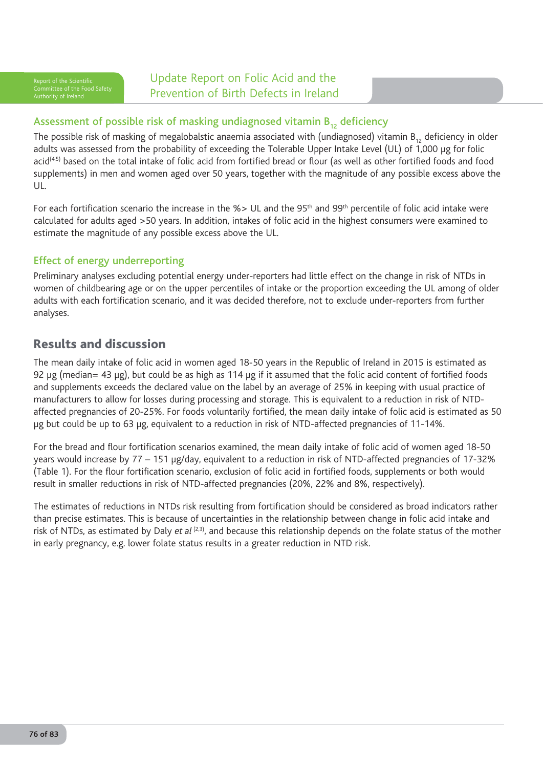### Assessment of possible risk of masking undiagnosed vitamin $B_{12}$ deficiency

The possible risk of masking of megalobalstic anaemia associated with (undiagnosed) vitamin $B_{12}$ deficiency in older adults was assessed from the probability of exceeding the Tolerable Upper Intake Level (UL) of 1,000 µg for folic acid[4,5] based on the total intake of folic acid from fortified bread or flour (as well as other fortified foods and food supplements) in men and women aged over 50 years, together with the magnitude of any possible excess above the UL.

For each fortification scenario the increase in the %> UL and the 95th and 99th percentile of folic acid intake were calculated for adults aged >50 years. In addition, intakes of folic acid in the highest consumers were examined to estimate the magnitude of any possible excess above the UL.

### Effect of energy underreporting

Preliminary analyses excluding potential energy under-reporters had little effect on the change in risk of NTDs in women of childbearing age or on the upper percentiles of intake or the proportion exceeding the UL among of older adults with each fortification scenario, and it was decided therefore, not to exclude under-reporters from further analyses.

## Results and discussion

The mean daily intake of folic acid in women aged 18-50 years in the Republic of Ireland in 2015 is estimated as 92 µg (median= 43 µg), but could be as high as 114 µg if it assumed that the folic acid content of fortified foods and supplements exceeds the declared value on the label by an average of 25% in keeping with usual practice of manufacturers to allow for losses during processing and storage. This is equivalent to a reduction in risk of NTD-affected pregnancies of 20-25%. For foods voluntarily fortified, the mean daily intake of folic acid is estimated as 50 µg but could be up to 63 µg, equivalent to a reduction in risk of NTD-affected pregnancies of 11-14%.

For the bread and flour fortification scenarios examined, the mean daily intake of folic acid of women aged 18-50 years would increase by 77 – 151 µg/day, equivalent to a reduction in risk of NTD-affected pregnancies of 17-32% (Table 1). For the flour fortification scenario, exclusion of folic acid in fortified foods, supplements or both would result in smaller reductions in risk of NTD-affected pregnancies (20%, 22% and 8%, respectively).

The estimates of reductions in NTDs risk resulting from fortification should be considered as broad indicators rather than precise estimates. This is because of uncertainties in the relationship between change in folic acid intake and risk of NTDs, as estimated by Daly *et al*[2,3], and because this relationship depends on the folate status of the mother in early pregnancy, e.g. lower folate status results in a greater reduction in NTD risk.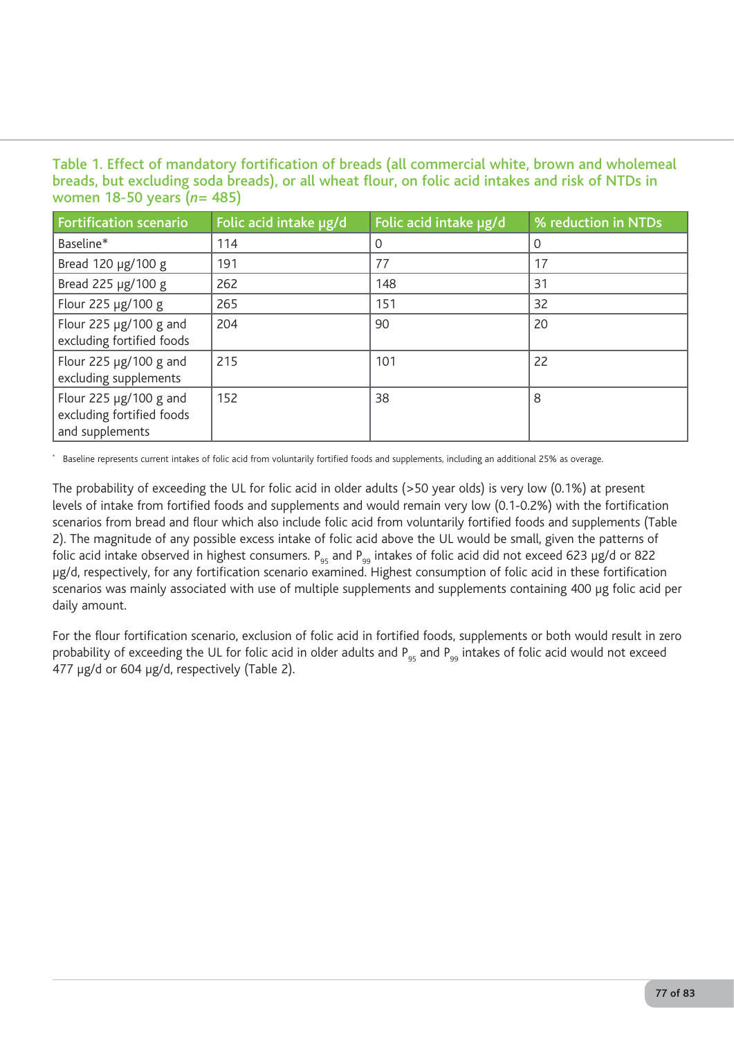**Table 1. Effect of mandatory fortification of breads (all commercial white, brown and wholemeal breads, but excluding soda breads), or all wheat flour, on folic acid intakes and risk of NTDs in women 18-50 years (*n*= 485)**

| Fortification scenario | Folic acid intake µg/d | Folic acid intake µg/d | % reduction in NTDs |
|---|---|---|---|
| Baseline* | 114 | 0 | 0 |
| Bread 120 µg/100 g | 191 | 77 | 17 |
| Bread 225 µg/100 g | 262 | 148 | 31 |
| Flour 225 µg/100 g | 265 | 151 | 32 |
| Flour 225 µg/100 g and excluding fortified foods | 204 | 90 | 20 |
| Flour 225 µg/100 g and excluding supplements | 215 | 101 | 22 |
| Flour 225 µg/100 g and excluding fortified foods and supplements | 152 | 38 | 8 |

\* Baseline represents current intakes of folic acid from voluntarily fortified foods and supplements, including an additional 25% as overage.

The probability of exceeding the UL for folic acid in older adults (>50 year olds) is very low (0.1%) at present levels of intake from fortified foods and supplements and would remain very low (0.1-0.2%) with the fortification scenarios from bread and flour which also include folic acid from voluntarily fortified foods and supplements (Table 2). The magnitude of any possible excess intake of folic acid above the UL would be small, given the patterns of folic acid intake observed in highest consumers. $P_{95}$ and $P_{99}$ intakes of folic acid did not exceed 623 µg/d or 822 µg/d, respectively, for any fortification scenario examined. Highest consumption of folic acid in these fortification scenarios was mainly associated with use of multiple supplements and supplements containing 400 µg folic acid per daily amount.

For the flour fortification scenario, exclusion of folic acid in fortified foods, supplements or both would result in zero probability of exceeding the UL for folic acid in older adults and $P_{95}$ and $P_{99}$ intakes of folic acid would not exceed 477 µg/d or 604 µg/d, respectively (Table 2).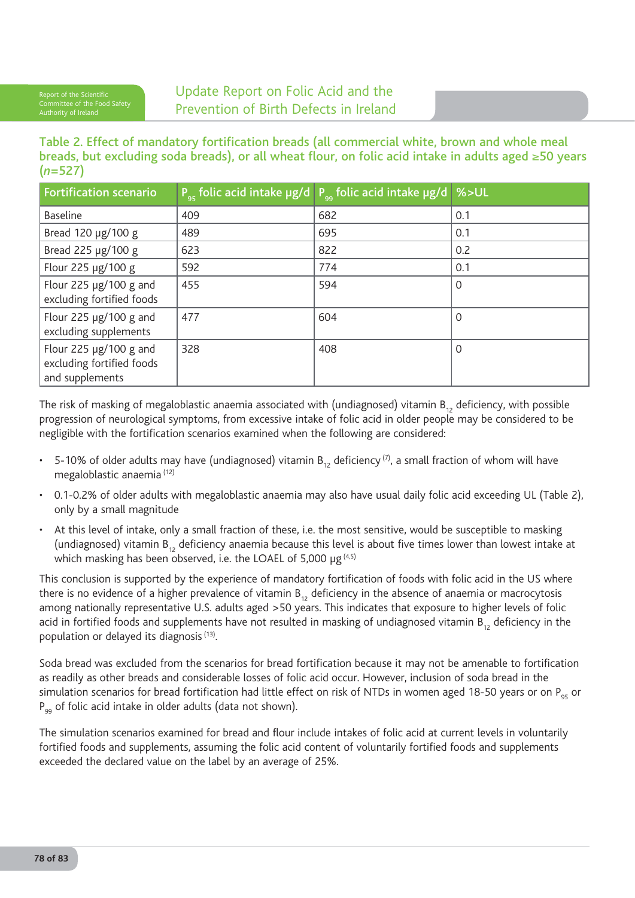### Table 2. Effect of mandatory fortification breads (all commercial white, brown and whole meal breads, but excluding soda breads), or all wheat flour, on folic acid intake in adults aged ≥50 years (*n*=527)

| Fortification scenario | $P_{95}$ folic acid intake µg/d | $P_{99}$ folic acid intake µg/d | %>UL |
|---|---|---|---|
| Baseline | 409 | 682 | 0.1 |
| Bread 120 µg/100 g | 489 | 695 | 0.1 |
| Bread 225 µg/100 g | 623 | 822 | 0.2 |
| Flour 225 µg/100 g | 592 | 774 | 0.1 |
| Flour 225 µg/100 g and excluding fortified foods | 455 | 594 | 0 |
| Flour 225 µg/100 g and excluding supplements | 477 | 604 | 0 |
| Flour 225 µg/100 g and excluding fortified foods and supplements | 328 | 408 | 0 |

The risk of masking of megaloblastic anaemia associated with (undiagnosed) vitamin $B_{12}$ deficiency, with possible progression of neurological symptoms, from excessive intake of folic acid in older people may be considered to be negligible with the fortification scenarios examined when the following are considered:

- 5-10% of older adults may have (undiagnosed) vitamin $B_{12}$ deficiency [7], a small fraction of whom will have megaloblastic anaemia [12]
- 0.1-0.2% of older adults with megaloblastic anaemia may also have usual daily folic acid exceeding UL (Table 2), only by a small magnitude
- At this level of intake, only a small fraction of these, i.e. the most sensitive, would be susceptible to masking (undiagnosed) vitamin $B_{12}$ deficiency anaemia because this level is about five times lower than lowest intake at which masking has been observed, i.e. the LOAEL of 5,000 µg [4,5]

This conclusion is supported by the experience of mandatory fortification of foods with folic acid in the US where there is no evidence of a higher prevalence of vitamin $B_{12}$ deficiency in the absence of anaemia or macrocytosis among nationally representative U.S. adults aged >50 years. This indicates that exposure to higher levels of folic acid in fortified foods and supplements have not resulted in masking of undiagnosed vitamin $B_{12}$ deficiency in the population or delayed its diagnosis [13].

Soda bread was excluded from the scenarios for bread fortification because it may not be amenable to fortification as readily as other breads and considerable losses of folic acid occur. However, inclusion of soda bread in the simulation scenarios for bread fortification had little effect on risk of NTDs in women aged 18-50 years or on $P_{95}$ or $P_{99}$ of folic acid intake in older adults (data not shown).

The simulation scenarios examined for bread and flour include intakes of folic acid at current levels in voluntarily fortified foods and supplements, assuming the folic acid content of voluntarily fortified foods and supplements exceeded the declared value on the label by an average of 25%.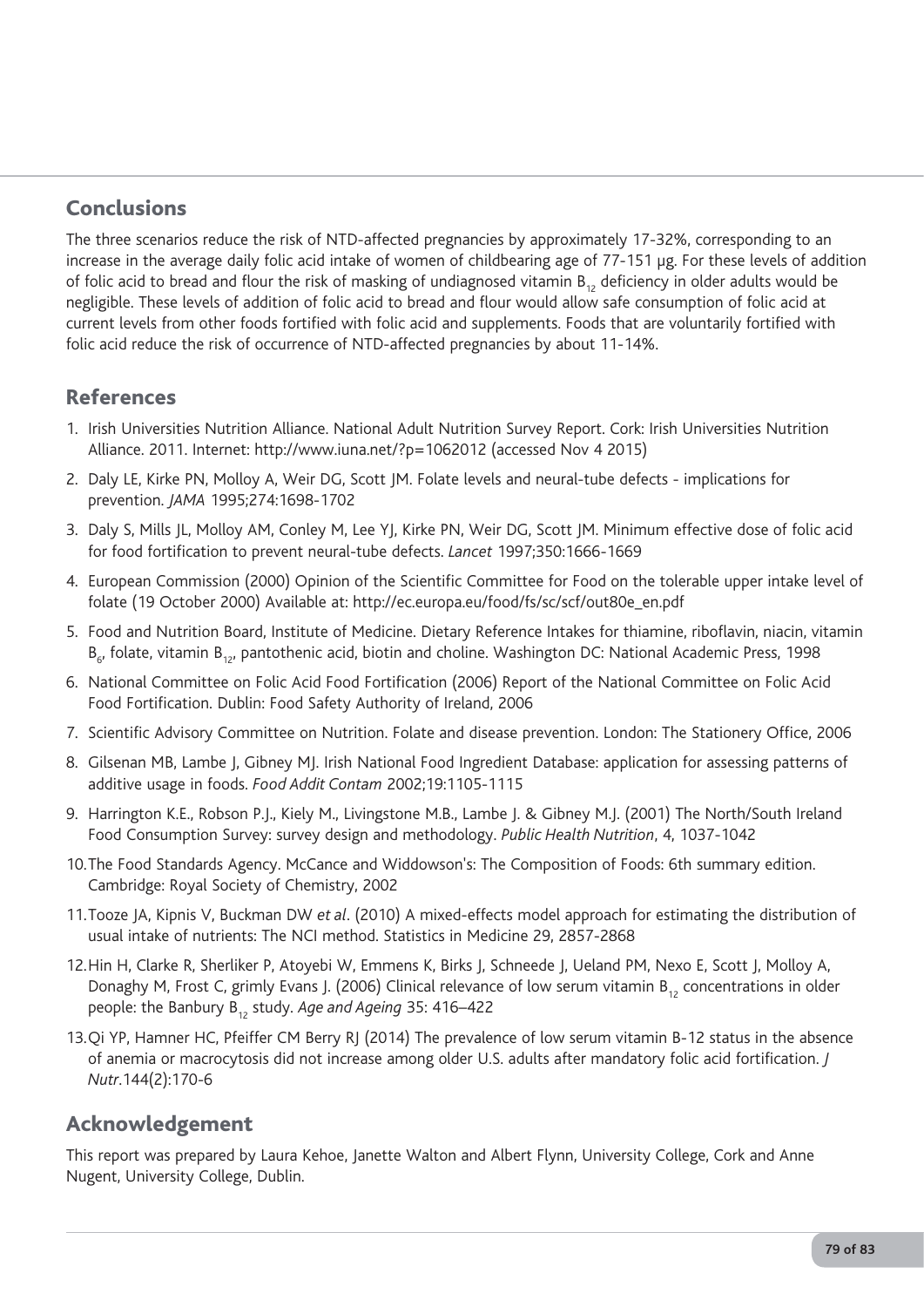## Conclusions

The three scenarios reduce the risk of NTD-affected pregnancies by approximately 17-32%, corresponding to an increase in the average daily folic acid intake of women of childbearing age of 77-151 µg. For these levels of addition of folic acid to bread and flour the risk of masking of undiagnosed vitamin $B_{12}$ deficiency in older adults would be negligible. These levels of addition of folic acid to bread and flour would allow safe consumption of folic acid at current levels from other foods fortified with folic acid and supplements. Foods that are voluntarily fortified with folic acid reduce the risk of occurrence of NTD-affected pregnancies by about 11-14%.

## References

1. Irish Universities Nutrition Alliance. National Adult Nutrition Survey Report. Cork: Irish Universities Nutrition Alliance. 2011. Internet: http://www.iuna.net/?p=1062012 (accessed Nov 4 2015)
2. Daly LE, Kirke PN, Molloy A, Weir DG, Scott JM. Folate levels and neural-tube defects - implications for prevention. *JAMA* 1995;274:1698-1702
3. Daly S, Mills JL, Molloy AM, Conley M, Lee YJ, Kirke PN, Weir DG, Scott JM. Minimum effective dose of folic acid for food fortification to prevent neural-tube defects. *Lancet* 1997;350:1666-1669
4. European Commission (2000) Opinion of the Scientific Committee for Food on the tolerable upper intake level of folate (19 October 2000) Available at: http://ec.europa.eu/food/fs/sc/scf/out80e_en.pdf
5. Food and Nutrition Board, Institute of Medicine. Dietary Reference Intakes for thiamine, riboflavin, niacin, vitamin $B_6$, folate, vitamin $B_{12}$, pantothenic acid, biotin and choline. Washington DC: National Academic Press, 1998
6. National Committee on Folic Acid Food Fortification (2006) Report of the National Committee on Folic Acid Food Fortification. Dublin: Food Safety Authority of Ireland, 2006
7. Scientific Advisory Committee on Nutrition. Folate and disease prevention. London: The Stationery Office, 2006
8. Gilsenan MB, Lambe J, Gibney MJ. Irish National Food Ingredient Database: application for assessing patterns of additive usage in foods. *Food Addit Contam* 2002;19:1105-1115
9. Harrington K.E., Robson P.J., Kiely M., Livingstone M.B., Lambe J. & Gibney M.J. (2001) The North/South Ireland Food Consumption Survey: survey design and methodology. *Public Health Nutrition*, 4, 1037-1042
10. The Food Standards Agency. McCance and Widdowson's: The Composition of Foods: 6th summary edition. Cambridge: Royal Society of Chemistry, 2002
11. Tooze JA, Kipnis V, Buckman DW *et al*. (2010) A mixed-effects model approach for estimating the distribution of usual intake of nutrients: The NCI method. Statistics in Medicine 29, 2857-2868
12. Hin H, Clarke R, Sherliker P, Atoyebi W, Emmens K, Birks J, Schneede J, Ueland PM, Nexo E, Scott J, Molloy A, Donaghy M, Frost C, grimly Evans J. (2006) Clinical relevance of low serum vitamin $B_{12}$ concentrations in older people: the Banbury $B_{12}$ study. *Age and Ageing* 35: 416–422
13. Qi YP, Hamner HC, Pfeiffer CM Berry RJ (2014) The prevalence of low serum vitamin B-12 status in the absence of anemia or macrocytosis did not increase among older U.S. adults after mandatory folic acid fortification. *J Nutr*.144(2):170-6

## Acknowledgement

This report was prepared by Laura Kehoe, Janette Walton and Albert Flynn, University College, Cork and Anne Nugent, University College, Dublin.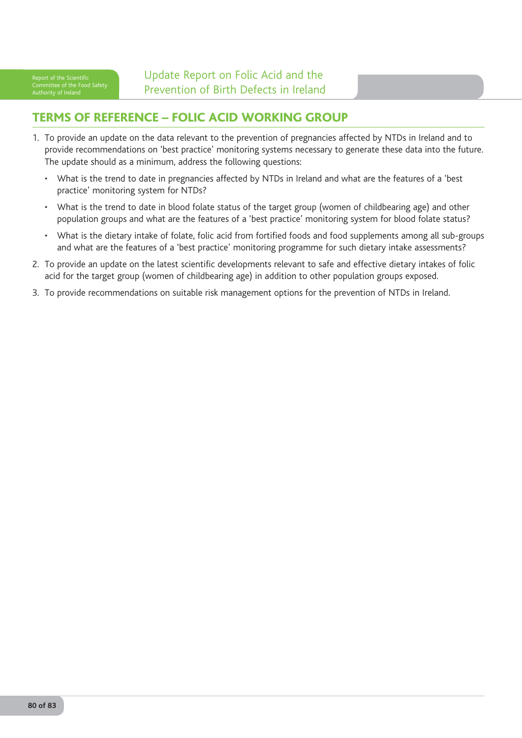## TERMS OF REFERENCE – FOLIC ACID WORKING GROUP

1. To provide an update on the data relevant to the prevention of pregnancies affected by NTDs in Ireland and to provide recommendations on 'best practice' monitoring systems necessary to generate these data into the future. The update should as a minimum, address the following questions:
   - What is the trend to date in pregnancies affected by NTDs in Ireland and what are the features of a 'best practice' monitoring system for NTDs?
   - What is the trend to date in blood folate status of the target group (women of childbearing age) and other population groups and what are the features of a 'best practice' monitoring system for blood folate status?
   - What is the dietary intake of folate, folic acid from fortified foods and food supplements among all sub-groups and what are the features of a 'best practice' monitoring programme for such dietary intake assessments?
2. To provide an update on the latest scientific developments relevant to safe and effective dietary intakes of folic acid for the target group (women of childbearing age) in addition to other population groups exposed.
3. To provide recommendations on suitable risk management options for the prevention of NTDs in Ireland.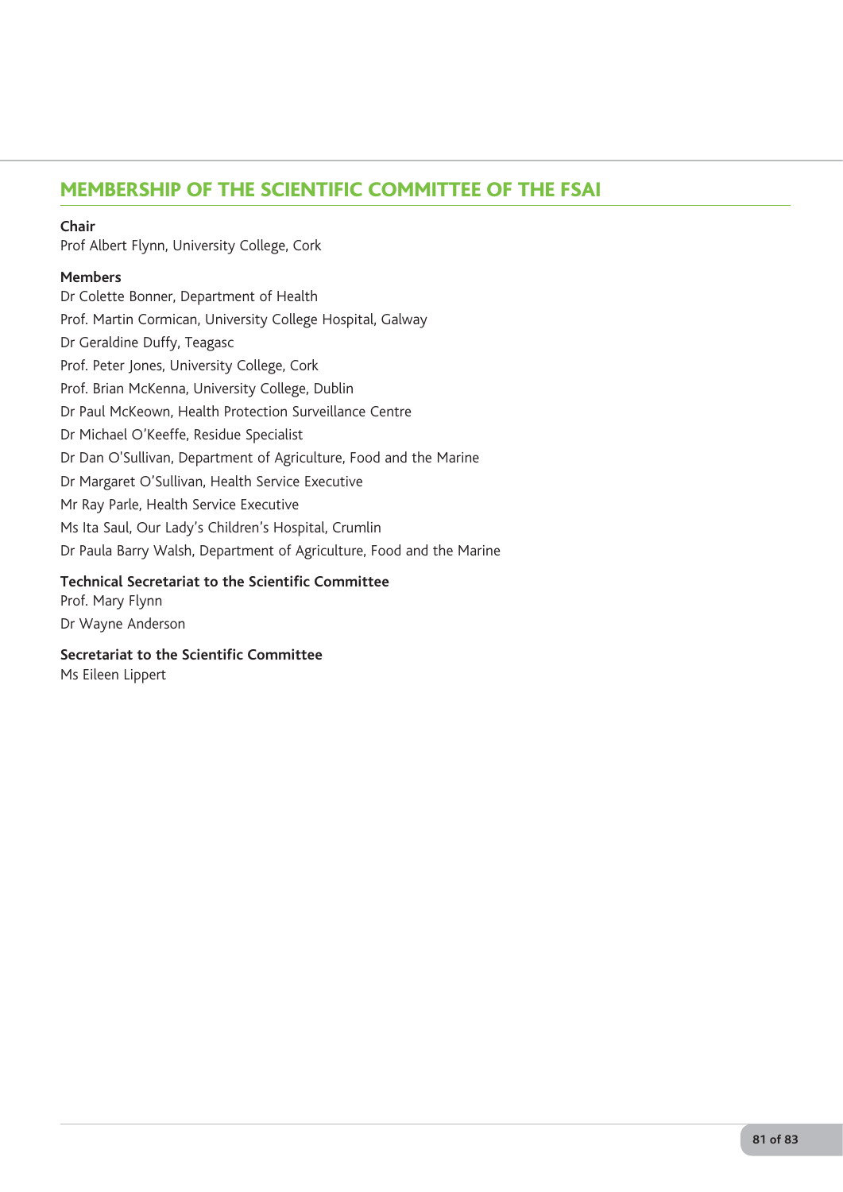## MEMBERSHIP OF THE SCIENTIFIC COMMITTEE OF THE FSAI

**Chair**
Prof Albert Flynn, University College, Cork

**Members**
Dr Colette Bonner, Department of Health
Prof. Martin Cormican, University College Hospital, Galway
Dr Geraldine Duffy, Teagasc
Prof. Peter Jones, University College, Cork
Prof. Brian McKenna, University College, Dublin
Dr Paul McKeown, Health Protection Surveillance Centre
Dr Michael O'Keeffe, Residue Specialist
Dr Dan O'Sullivan, Department of Agriculture, Food and the Marine
Dr Margaret O'Sullivan, Health Service Executive
Mr Ray Parle, Health Service Executive
Ms Ita Saul, Our Lady's Children's Hospital, Crumlin
Dr Paula Barry Walsh, Department of Agriculture, Food and the Marine

**Technical Secretariat to the Scientific Committee**
Prof. Mary Flynn
Dr Wayne Anderson

**Secretariat to the Scientific Committee**
Ms Eileen Lippert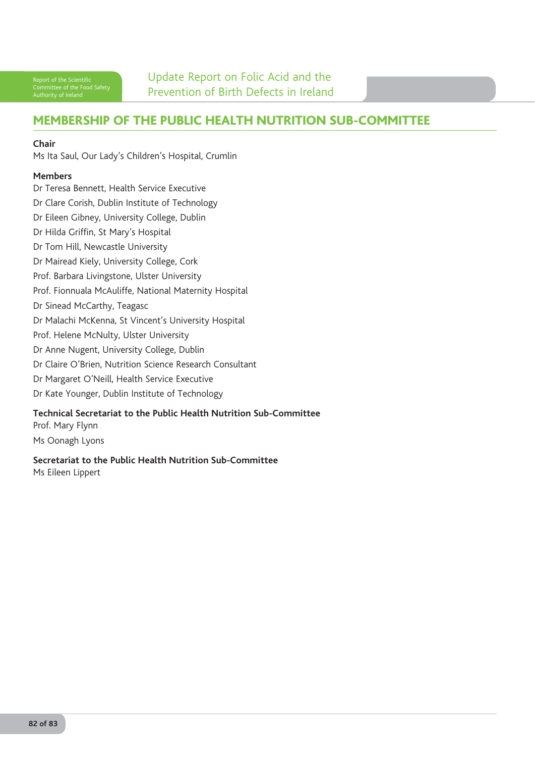## MEMBERSHIP OF THE PUBLIC HEALTH NUTRITION SUB-COMMITTEE

**Chair**

Ms Ita Saul, Our Lady's Children's Hospital, Crumlin

**Members**

Dr Teresa Bennett, Health Service Executive
Dr Clare Corish, Dublin Institute of Technology
Dr Eileen Gibney, University College, Dublin
Dr Hilda Griffin, St Mary's Hospital
Dr Tom Hill, Newcastle University
Dr Mairead Kiely, University College, Cork
Prof. Barbara Livingstone, Ulster University
Prof. Fionnuala McAuliffe, National Maternity Hospital
Dr Sinead McCarthy, Teagasc
Dr Malachi McKenna, St Vincent's University Hospital
Prof. Helene McNulty, Ulster University
Dr Anne Nugent, University College, Dublin
Dr Claire O'Brien, Nutrition Science Research Consultant
Dr Margaret O'Neill, Health Service Executive
Dr Kate Younger, Dublin Institute of Technology

**Technical Secretariat to the Public Health Nutrition Sub-Committee**

Prof. Mary Flynn
Ms Oonagh Lyons

**Secretariat to the Public Health Nutrition Sub-Committee**

Ms Eileen Lippert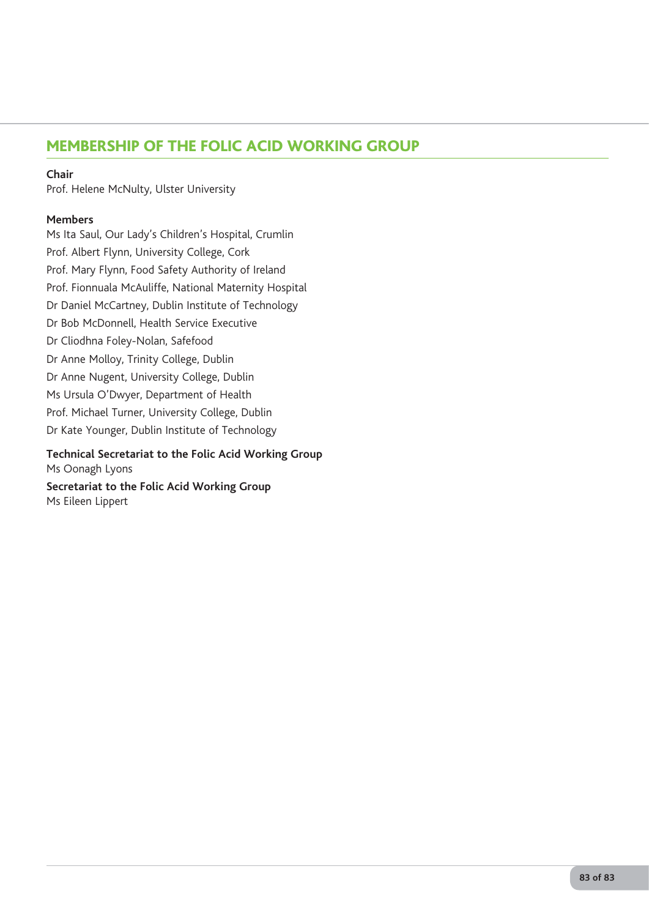## MEMBERSHIP OF THE FOLIC ACID WORKING GROUP

**Chair**
Prof. Helene McNulty, Ulster University

**Members**
Ms Ita Saul, Our Lady's Children's Hospital, Crumlin
Prof. Albert Flynn, University College, Cork
Prof. Mary Flynn, Food Safety Authority of Ireland
Prof. Fionnuala McAuliffe, National Maternity Hospital
Dr Daniel McCartney, Dublin Institute of Technology
Dr Bob McDonnell, Health Service Executive
Dr Cliodhna Foley-Nolan, Safefood
Dr Anne Molloy, Trinity College, Dublin
Dr Anne Nugent, University College, Dublin
Ms Ursula O'Dwyer, Department of Health
Prof. Michael Turner, University College, Dublin
Dr Kate Younger, Dublin Institute of Technology

**Technical Secretariat to the Folic Acid Working Group**
Ms Oonagh Lyons

**Secretariat to the Folic Acid Working Group**
Ms Eileen Lippert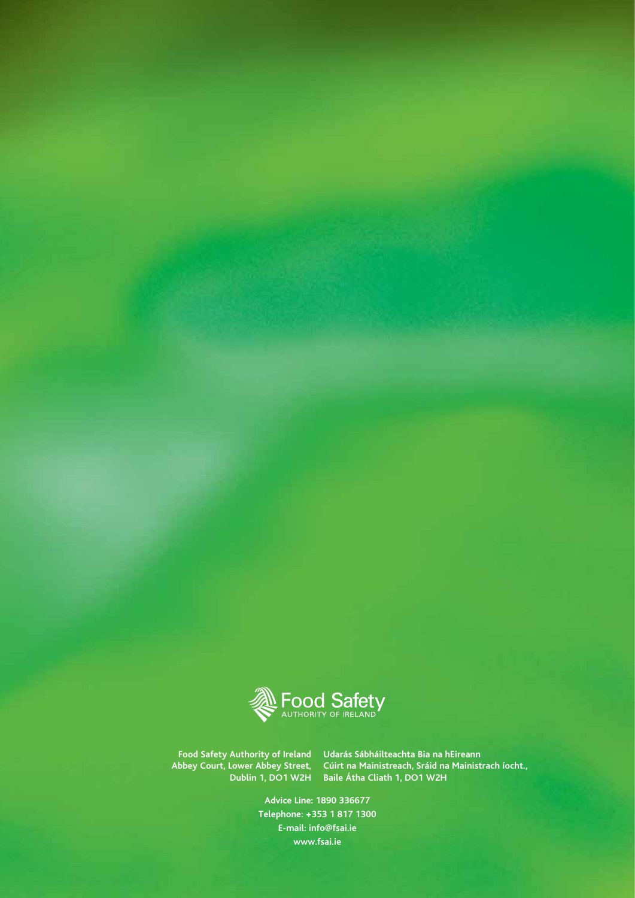Food Safety
AUTHORITY OF IRELAND

Food Safety Authority of Ireland
Abbey Court, Lower Abbey Street,
Dublin 1, DO1 W2H

Udarás Sábháilteachta Bia na hEireann
Cúirt na Mainistreach, Sráid na Mainistrach íocht.,
Baile Átha Cliath 1, DO1 W2H

Advice Line: 1890 336677
Telephone: +353 1 817 1300
E-mail: info@fsai.ie
www.fsai.ie